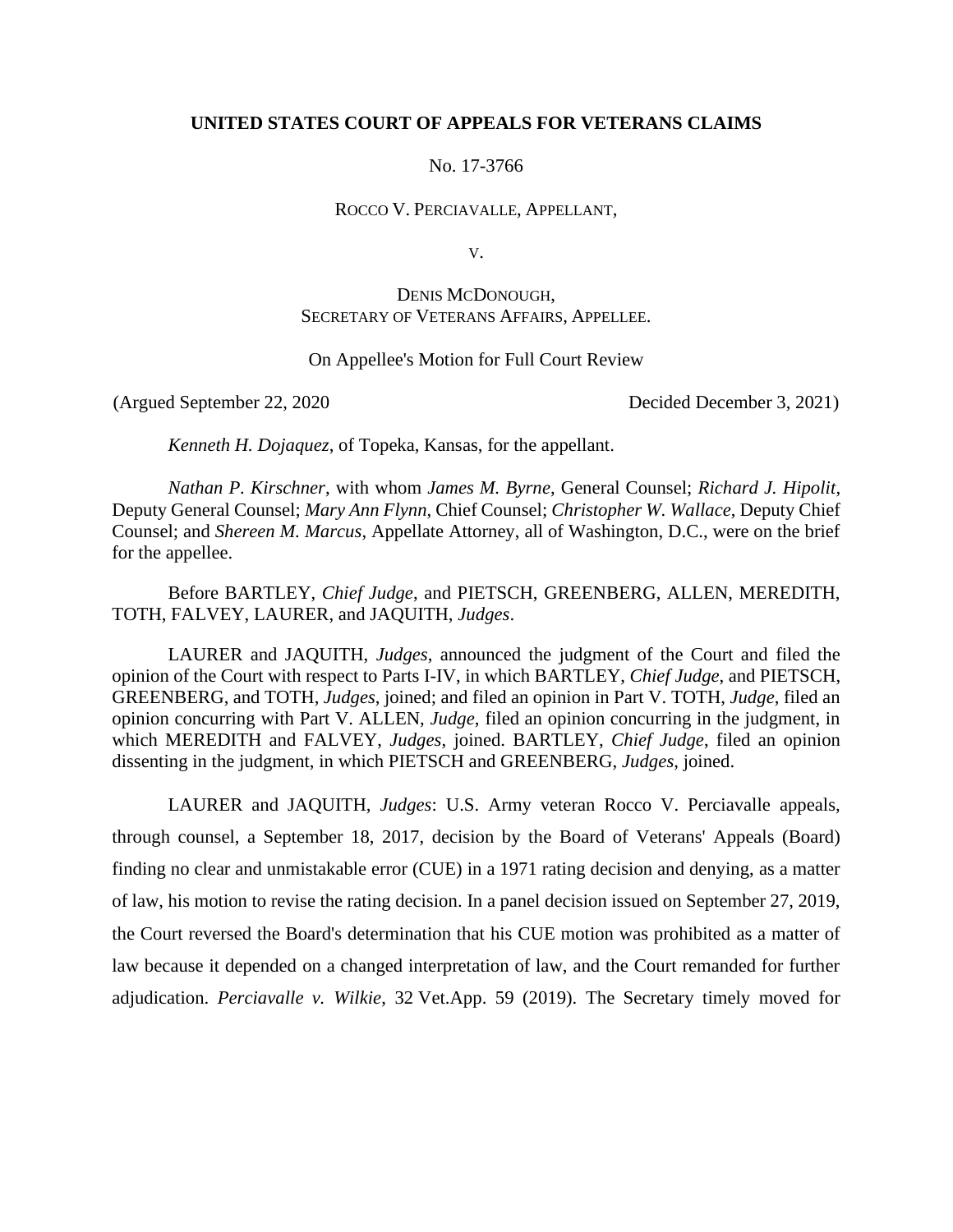**UNITED STATES COURT OF APPEALS FOR VETERANS CLAIMS**

No. 17-3766

ROCCO V. PERCIAVALLE, APPELLANT,

V.

DENIS MCDONOUGH,
SECRETARY OF VETERANS AFFAIRS, APPELLEE.

On Appellee's Motion for Full Court Review

(Argued September 22, 2020 Decided December 3, 2021)

*Kenneth H. Dojaquez*, of Topeka, Kansas, for the appellant.

*Nathan P. Kirschner*, with whom *James M. Byrne*, General Counsel; *Richard J. Hipolit*, Deputy General Counsel; *Mary Ann Flynn*, Chief Counsel; *Christopher W. Wallace*, Deputy Chief Counsel; and *Shereen M. Marcus*, Appellate Attorney, all of Washington, D.C., were on the brief for the appellee.

Before BARTLEY, *Chief Judge*, and PIETSCH, GREENBERG, ALLEN, MEREDITH, TOTH, FALVEY, LAURER, and JAQUITH, *Judges*.

LAURER and JAQUITH, *Judges*, announced the judgment of the Court and filed the opinion of the Court with respect to Parts I-IV, in which BARTLEY, *Chief Judge*, and PIETSCH, GREENBERG, and TOTH, *Judges*, joined; and filed an opinion in Part V. TOTH, *Judge*, filed an opinion concurring with Part V. ALLEN, *Judge*, filed an opinion concurring in the judgment, in which MEREDITH and FALVEY, *Judges*, joined. BARTLEY, *Chief Judge*, filed an opinion dissenting in the judgment, in which PIETSCH and GREENBERG, *Judges*, joined.

LAURER and JAQUITH, *Judges*: U.S. Army veteran Rocco V. Perciavalle appeals, through counsel, a September 18, 2017, decision by the Board of Veterans' Appeals (Board) finding no clear and unmistakable error (CUE) in a 1971 rating decision and denying, as a matter of law, his motion to revise the rating decision. In a panel decision issued on September 27, 2019, the Court reversed the Board's determination that his CUE motion was prohibited as a matter of law because it depended on a changed interpretation of law, and the Court remanded for further adjudication. *Perciavalle v. Wilkie*, 32 Vet.App. 59 (2019). The Secretary timely moved for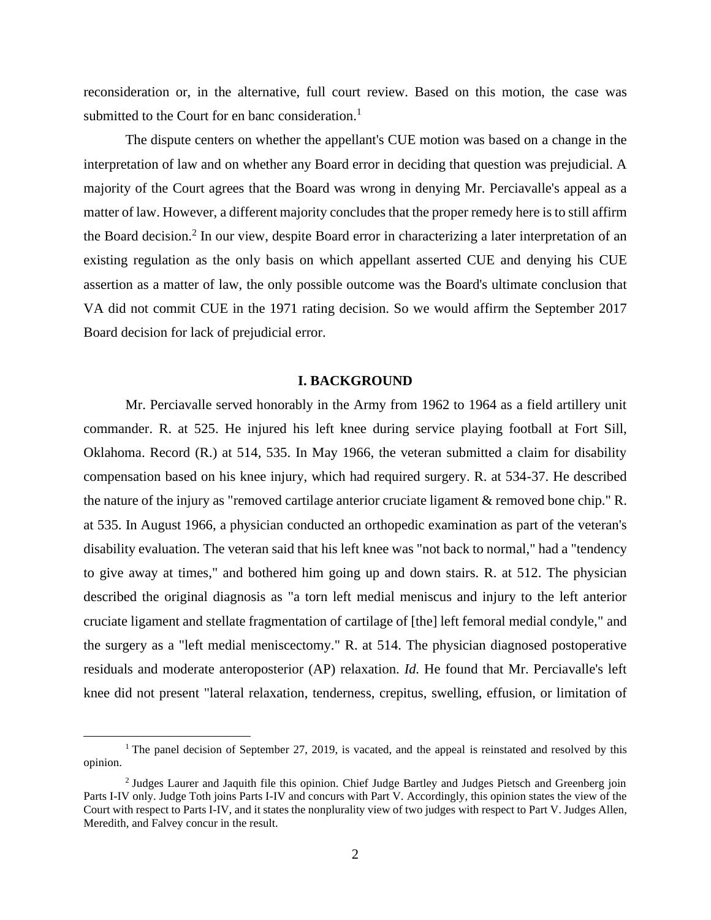reconsideration or, in the alternative, full court review. Based on this motion, the case was submitted to the Court for en banc consideration.[1]

The dispute centers on whether the appellant's CUE motion was based on a change in the interpretation of law and on whether any Board error in deciding that question was prejudicial. A majority of the Court agrees that the Board was wrong in denying Mr. Perciavalle's appeal as a matter of law. However, a different majority concludes that the proper remedy here is to still affirm the Board decision.[2] In our view, despite Board error in characterizing a later interpretation of an existing regulation as the only basis on which appellant asserted CUE and denying his CUE assertion as a matter of law, the only possible outcome was the Board's ultimate conclusion that VA did not commit CUE in the 1971 rating decision. So we would affirm the September 2017 Board decision for lack of prejudicial error.

## I. BACKGROUND

Mr. Perciavalle served honorably in the Army from 1962 to 1964 as a field artillery unit commander. R. at 525. He injured his left knee during service playing football at Fort Sill, Oklahoma. Record (R.) at 514, 535. In May 1966, the veteran submitted a claim for disability compensation based on his knee injury, which had required surgery. R. at 534-37. He described the nature of the injury as "removed cartilage anterior cruciate ligament & removed bone chip." R. at 535. In August 1966, a physician conducted an orthopedic examination as part of the veteran's disability evaluation. The veteran said that his left knee was "not back to normal," had a "tendency to give away at times," and bothered him going up and down stairs. R. at 512. The physician described the original diagnosis as "a torn left medial meniscus and injury to the left anterior cruciate ligament and stellate fragmentation of cartilage of [the] left femoral medial condyle," and the surgery as a "left medial meniscectomy." R. at 514. The physician diagnosed postoperative residuals and moderate anteroposterior (AP) relaxation. *Id.* He found that Mr. Perciavalle's left knee did not present "lateral relaxation, tenderness, crepitus, swelling, effusion, or limitation of

---

[1] The panel decision of September 27, 2019, is vacated, and the appeal is reinstated and resolved by this opinion.

[2] Judges Laurer and Jaquith file this opinion. Chief Judge Bartley and Judges Pietsch and Greenberg join Parts I-IV only. Judge Toth joins Parts I-IV and concurs with Part V. Accordingly, this opinion states the view of the Court with respect to Parts I-IV, and it states the nonplurality view of two judges with respect to Part V. Judges Allen, Meredith, and Falvey concur in the result.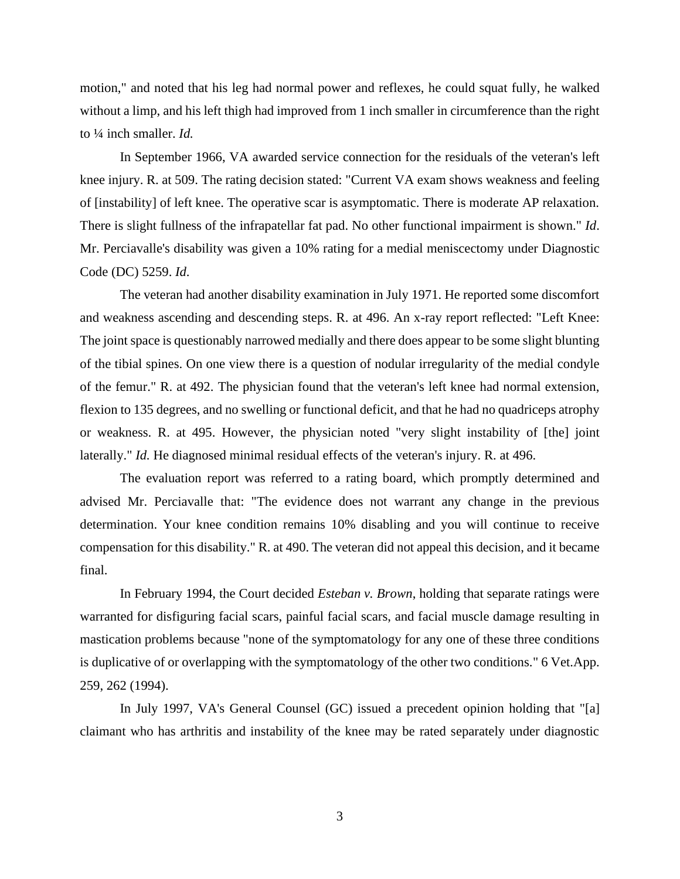motion," and noted that his leg had normal power and reflexes, he could squat fully, he walked without a limp, and his left thigh had improved from 1 inch smaller in circumference than the right to ¼ inch smaller. *Id.*

In September 1966, VA awarded service connection for the residuals of the veteran's left knee injury. R. at 509. The rating decision stated: "Current VA exam shows weakness and feeling of [instability] of left knee. The operative scar is asymptomatic. There is moderate AP relaxation. There is slight fullness of the infrapatellar fat pad. No other functional impairment is shown." *Id*. Mr. Perciavalle's disability was given a 10% rating for a medial meniscectomy under Diagnostic Code (DC) 5259. *Id*.

The veteran had another disability examination in July 1971. He reported some discomfort and weakness ascending and descending steps. R. at 496. An x-ray report reflected: "Left Knee: The joint space is questionably narrowed medially and there does appear to be some slight blunting of the tibial spines. On one view there is a question of nodular irregularity of the medial condyle of the femur." R. at 492. The physician found that the veteran's left knee had normal extension, flexion to 135 degrees, and no swelling or functional deficit, and that he had no quadriceps atrophy or weakness. R. at 495. However, the physician noted "very slight instability of [the] joint laterally." *Id.* He diagnosed minimal residual effects of the veteran's injury. R. at 496.

The evaluation report was referred to a rating board, which promptly determined and advised Mr. Perciavalle that: "The evidence does not warrant any change in the previous determination. Your knee condition remains 10% disabling and you will continue to receive compensation for this disability." R. at 490. The veteran did not appeal this decision, and it became final.

In February 1994, the Court decided *Esteban v. Brown*, holding that separate ratings were warranted for disfiguring facial scars, painful facial scars, and facial muscle damage resulting in mastication problems because "none of the symptomatology for any one of these three conditions is duplicative of or overlapping with the symptomatology of the other two conditions." 6 Vet.App. 259, 262 (1994).

In July 1997, VA's General Counsel (GC) issued a precedent opinion holding that "[a] claimant who has arthritis and instability of the knee may be rated separately under diagnostic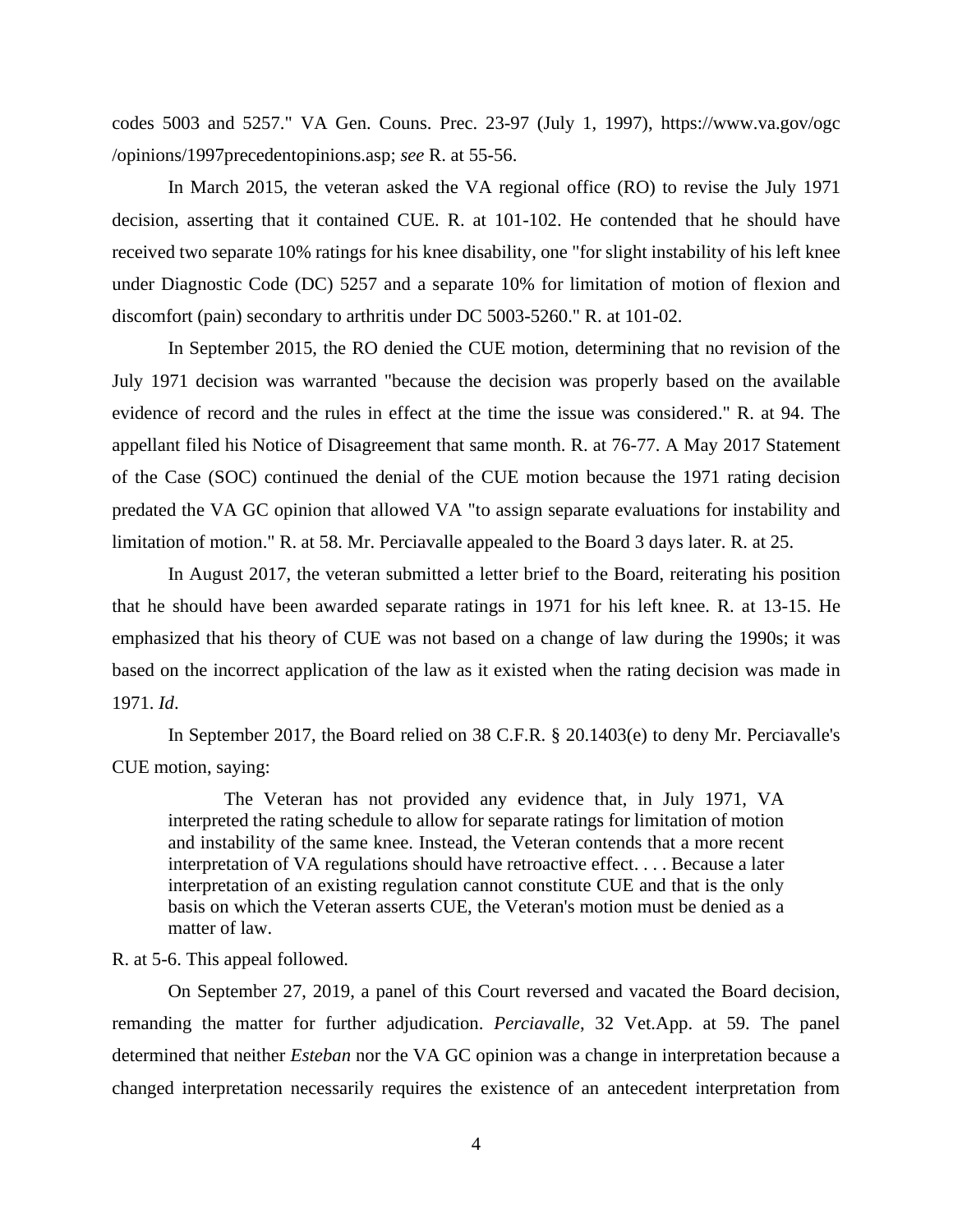codes 5003 and 5257." VA Gen. Couns. Prec. 23-97 (July 1, 1997), https://www.va.gov/ogc/opinions/1997precedentopinions.asp; *see* R. at 55-56.

In March 2015, the veteran asked the VA regional office (RO) to revise the July 1971 decision, asserting that it contained CUE. R. at 101-102. He contended that he should have received two separate 10% ratings for his knee disability, one "for slight instability of his left knee under Diagnostic Code (DC) 5257 and a separate 10% for limitation of motion of flexion and discomfort (pain) secondary to arthritis under DC 5003-5260." R. at 101-02.

In September 2015, the RO denied the CUE motion, determining that no revision of the July 1971 decision was warranted "because the decision was properly based on the available evidence of record and the rules in effect at the time the issue was considered." R. at 94. The appellant filed his Notice of Disagreement that same month. R. at 76-77. A May 2017 Statement of the Case (SOC) continued the denial of the CUE motion because the 1971 rating decision predated the VA GC opinion that allowed VA "to assign separate evaluations for instability and limitation of motion." R. at 58. Mr. Perciavalle appealed to the Board 3 days later. R. at 25.

In August 2017, the veteran submitted a letter brief to the Board, reiterating his position that he should have been awarded separate ratings in 1971 for his left knee. R. at 13-15. He emphasized that his theory of CUE was not based on a change of law during the 1990s; it was based on the incorrect application of the law as it existed when the rating decision was made in 1971. *Id*.

In September 2017, the Board relied on 38 C.F.R. § 20.1403(e) to deny Mr. Perciavalle's CUE motion, saying:

> The Veteran has not provided any evidence that, in July 1971, VA interpreted the rating schedule to allow for separate ratings for limitation of motion and instability of the same knee. Instead, the Veteran contends that a more recent interpretation of VA regulations should have retroactive effect. . . . Because a later interpretation of an existing regulation cannot constitute CUE and that is the only basis on which the Veteran asserts CUE, the Veteran's motion must be denied as a matter of law.

R. at 5-6. This appeal followed.

On September 27, 2019, a panel of this Court reversed and vacated the Board decision, remanding the matter for further adjudication. *Perciavalle*, 32 Vet.App. at 59. The panel determined that neither *Esteban* nor the VA GC opinion was a change in interpretation because a changed interpretation necessarily requires the existence of an antecedent interpretation from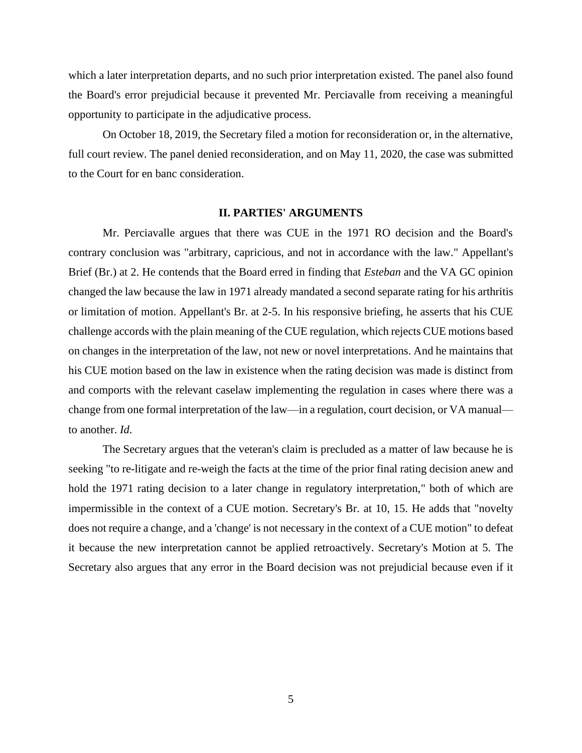which a later interpretation departs, and no such prior interpretation existed. The panel also found the Board's error prejudicial because it prevented Mr. Perciavalle from receiving a meaningful opportunity to participate in the adjudicative process.

On October 18, 2019, the Secretary filed a motion for reconsideration or, in the alternative, full court review. The panel denied reconsideration, and on May 11, 2020, the case was submitted to the Court for en banc consideration.

## II. PARTIES' ARGUMENTS

Mr. Perciavalle argues that there was CUE in the 1971 RO decision and the Board's contrary conclusion was "arbitrary, capricious, and not in accordance with the law." Appellant's Brief (Br.) at 2. He contends that the Board erred in finding that *Esteban* and the VA GC opinion changed the law because the law in 1971 already mandated a second separate rating for his arthritis or limitation of motion. Appellant's Br. at 2-5. In his responsive briefing, he asserts that his CUE challenge accords with the plain meaning of the CUE regulation, which rejects CUE motions based on changes in the interpretation of the law, not new or novel interpretations. And he maintains that his CUE motion based on the law in existence when the rating decision was made is distinct from and comports with the relevant caselaw implementing the regulation in cases where there was a change from one formal interpretation of the law—in a regulation, court decision, or VA manual—to another. *Id*.

The Secretary argues that the veteran's claim is precluded as a matter of law because he is seeking "to re-litigate and re-weigh the facts at the time of the prior final rating decision anew and hold the 1971 rating decision to a later change in regulatory interpretation," both of which are impermissible in the context of a CUE motion. Secretary's Br. at 10, 15. He adds that "novelty does not require a change, and a 'change' is not necessary in the context of a CUE motion" to defeat it because the new interpretation cannot be applied retroactively. Secretary's Motion at 5. The Secretary also argues that any error in the Board decision was not prejudicial because even if it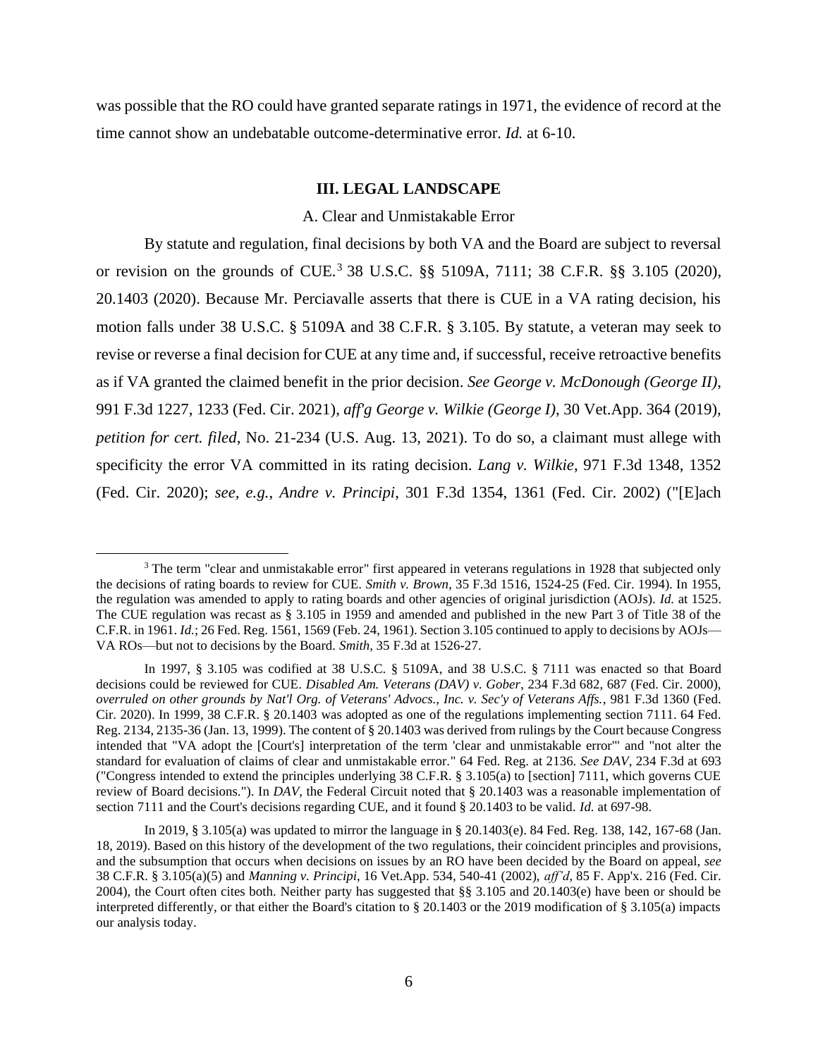was possible that the RO could have granted separate ratings in 1971, the evidence of record at the time cannot show an undebatable outcome-determinative error. *Id.* at 6-10.

## III. LEGAL LANDSCAPE

### A. Clear and Unmistakable Error

By statute and regulation, final decisions by both VA and the Board are subject to reversal or revision on the grounds of CUE.[3] 38 U.S.C. §§ 5109A, 7111; 38 C.F.R. §§ 3.105 (2020), 20.1403 (2020). Because Mr. Perciavalle asserts that there is CUE in a VA rating decision, his motion falls under 38 U.S.C. § 5109A and 38 C.F.R. § 3.105. By statute, a veteran may seek to revise or reverse a final decision for CUE at any time and, if successful, receive retroactive benefits as if VA granted the claimed benefit in the prior decision. *See George v. McDonough (George II)*, 991 F.3d 1227, 1233 (Fed. Cir. 2021), *aff'g George v. Wilkie (George I)*, 30 Vet.App. 364 (2019), *petition for cert. filed*, No. 21-234 (U.S. Aug. 13, 2021). To do so, a claimant must allege with specificity the error VA committed in its rating decision. *Lang v. Wilkie*, 971 F.3d 1348, 1352 (Fed. Cir. 2020); *see, e.g.*, *Andre v. Principi*, 301 F.3d 1354, 1361 (Fed. Cir. 2002) ("[E]ach

---

[3] The term "clear and unmistakable error" first appeared in veterans regulations in 1928 that subjected only the decisions of rating boards to review for CUE. *Smith v. Brown*, 35 F.3d 1516, 1524-25 (Fed. Cir. 1994). In 1955, the regulation was amended to apply to rating boards and other agencies of original jurisdiction (AOJs). *Id.* at 1525. The CUE regulation was recast as § 3.105 in 1959 and amended and published in the new Part 3 of Title 38 of the C.F.R. in 1961. *Id.*; 26 Fed. Reg. 1561, 1569 (Feb. 24, 1961). Section 3.105 continued to apply to decisions by AOJs—VA ROs—but not to decisions by the Board. *Smith*, 35 F.3d at 1526-27.

In 1997, § 3.105 was codified at 38 U.S.C. § 5109A, and 38 U.S.C. § 7111 was enacted so that Board decisions could be reviewed for CUE. *Disabled Am. Veterans (DAV) v. Gober*, 234 F.3d 682, 687 (Fed. Cir. 2000), *overruled on other grounds by Nat'l Org. of Veterans' Advocs., Inc. v. Sec'y of Veterans Affs.*, 981 F.3d 1360 (Fed. Cir. 2020). In 1999, 38 C.F.R. § 20.1403 was adopted as one of the regulations implementing section 7111. 64 Fed. Reg. 2134, 2135-36 (Jan. 13, 1999). The content of § 20.1403 was derived from rulings by the Court because Congress intended that "VA adopt the [Court's] interpretation of the term 'clear and unmistakable error'" and "not alter the standard for evaluation of claims of clear and unmistakable error." 64 Fed. Reg. at 2136. *See DAV*, 234 F.3d at 693 ("Congress intended to extend the principles underlying 38 C.F.R. § 3.105(a) to [section] 7111, which governs CUE review of Board decisions."). In *DAV*, the Federal Circuit noted that § 20.1403 was a reasonable implementation of section 7111 and the Court's decisions regarding CUE, and it found § 20.1403 to be valid. *Id.* at 697-98.

In 2019, § 3.105(a) was updated to mirror the language in § 20.1403(e). 84 Fed. Reg. 138, 142, 167-68 (Jan. 18, 2019). Based on this history of the development of the two regulations, their coincident principles and provisions, and the subsumption that occurs when decisions on issues by an RO have been decided by the Board on appeal, *see* 38 C.F.R. § 3.105(a)(5) and *Manning v. Principi*, 16 Vet.App. 534, 540-41 (2002), *aff'd*, 85 F. App'x. 216 (Fed. Cir. 2004), the Court often cites both. Neither party has suggested that §§ 3.105 and 20.1403(e) have been or should be interpreted differently, or that either the Board's citation to § 20.1403 or the 2019 modification of § 3.105(a) impacts our analysis today.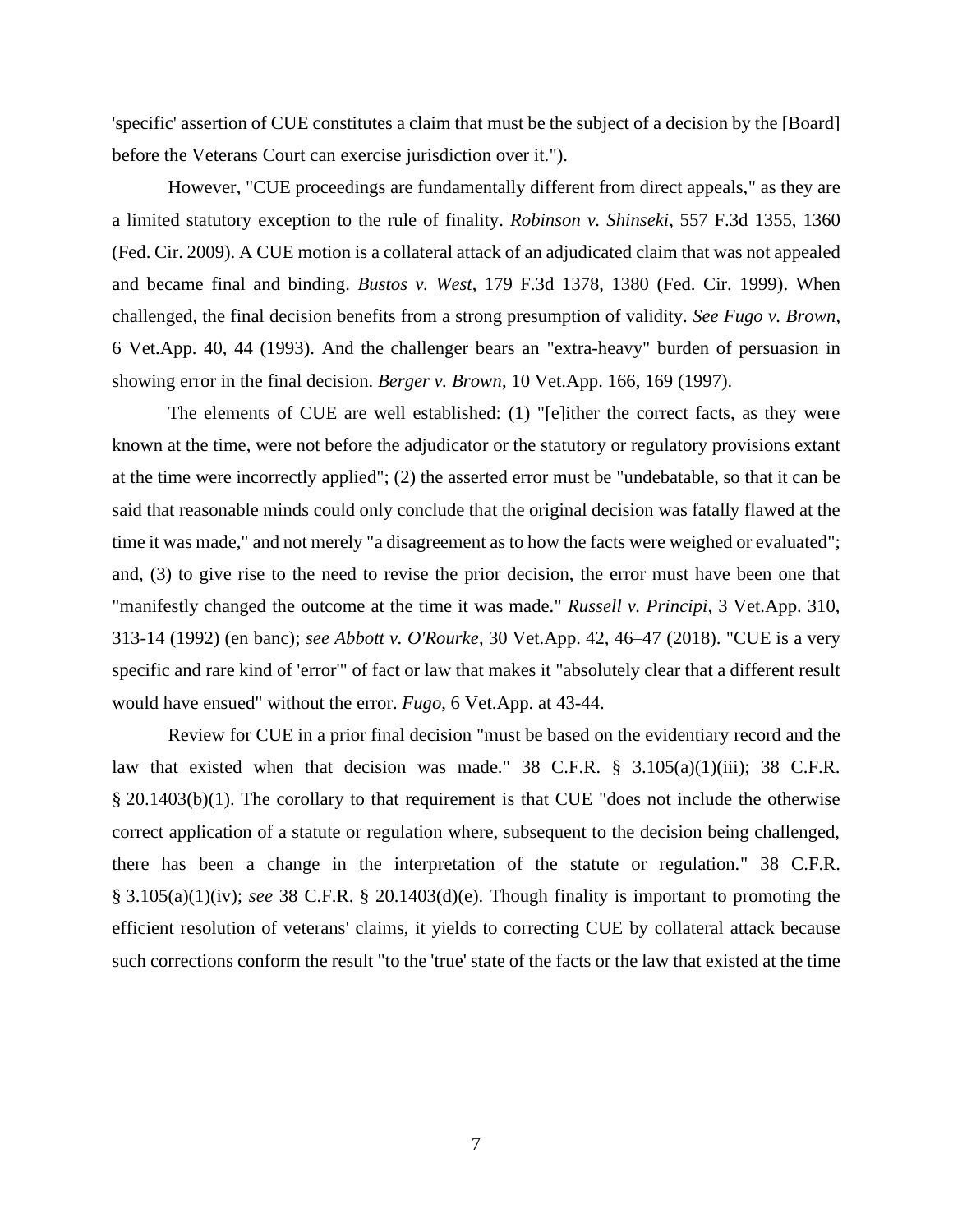'specific' assertion of CUE constitutes a claim that must be the subject of a decision by the [Board] before the Veterans Court can exercise jurisdiction over it.").

However, "CUE proceedings are fundamentally different from direct appeals," as they are a limited statutory exception to the rule of finality. *Robinson v. Shinseki*, 557 F.3d 1355, 1360 (Fed. Cir. 2009). A CUE motion is a collateral attack of an adjudicated claim that was not appealed and became final and binding. *Bustos v. West*, 179 F.3d 1378, 1380 (Fed. Cir. 1999). When challenged, the final decision benefits from a strong presumption of validity. *See Fugo v. Brown*, 6 Vet.App. 40, 44 (1993). And the challenger bears an "extra-heavy" burden of persuasion in showing error in the final decision. *Berger v. Brown*, 10 Vet.App. 166, 169 (1997).

The elements of CUE are well established: (1) "[e]ither the correct facts, as they were known at the time, were not before the adjudicator or the statutory or regulatory provisions extant at the time were incorrectly applied"; (2) the asserted error must be "undebatable, so that it can be said that reasonable minds could only conclude that the original decision was fatally flawed at the time it was made," and not merely "a disagreement as to how the facts were weighed or evaluated"; and, (3) to give rise to the need to revise the prior decision, the error must have been one that "manifestly changed the outcome at the time it was made." *Russell v. Principi*, 3 Vet.App. 310, 313-14 (1992) (en banc); *see Abbott v. O'Rourke*, 30 Vet.App. 42, 46–47 (2018). "CUE is a very specific and rare kind of 'error'" of fact or law that makes it "absolutely clear that a different result would have ensued" without the error. *Fugo*, 6 Vet.App. at 43-44.

Review for CUE in a prior final decision "must be based on the evidentiary record and the law that existed when that decision was made." 38 C.F.R. § 3.105(a)(1)(iii); 38 C.F.R. § 20.1403(b)(1). The corollary to that requirement is that CUE "does not include the otherwise correct application of a statute or regulation where, subsequent to the decision being challenged, there has been a change in the interpretation of the statute or regulation." 38 C.F.R. § 3.105(a)(1)(iv); *see* 38 C.F.R. § 20.1403(d)(e). Though finality is important to promoting the efficient resolution of veterans' claims, it yields to correcting CUE by collateral attack because such corrections conform the result "to the 'true' state of the facts or the law that existed at the time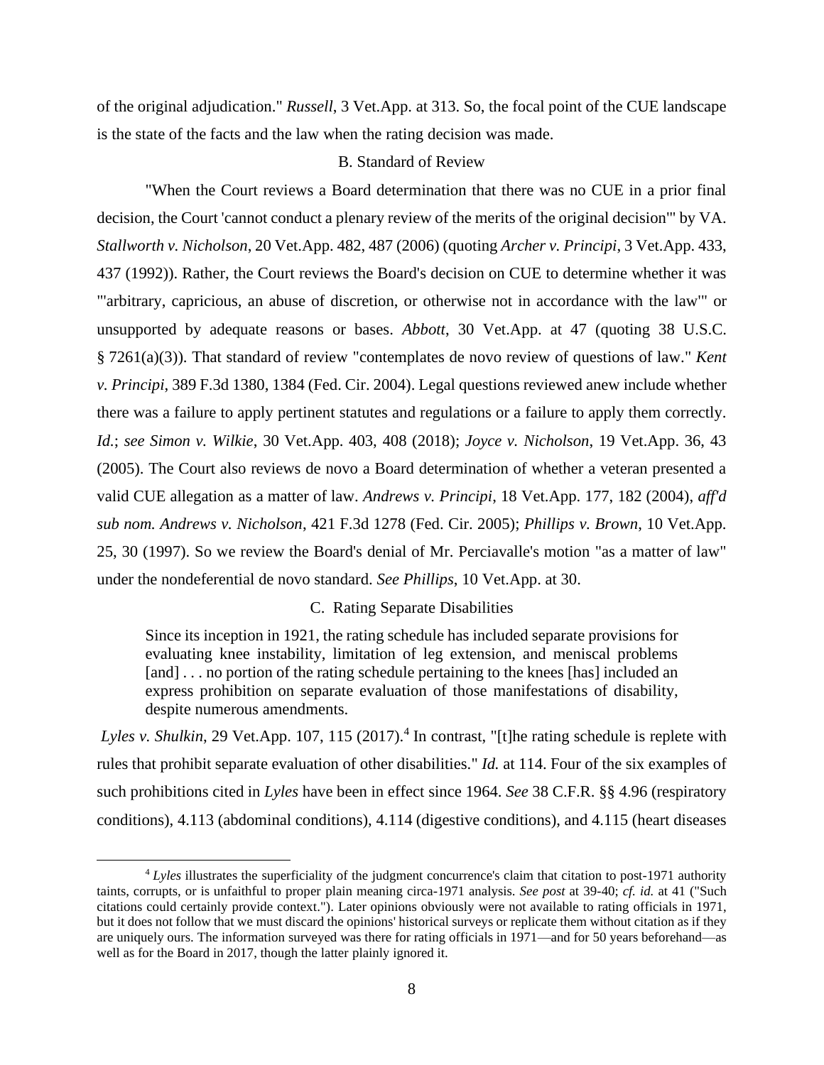of the original adjudication." *Russell*, 3 Vet.App. at 313. So, the focal point of the CUE landscape is the state of the facts and the law when the rating decision was made.

### B. Standard of Review

"When the Court reviews a Board determination that there was no CUE in a prior final decision, the Court 'cannot conduct a plenary review of the merits of the original decision'" by VA. *Stallworth v. Nicholson*, 20 Vet.App. 482, 487 (2006) (quoting *Archer v. Principi*, 3 Vet.App. 433, 437 (1992)). Rather, the Court reviews the Board's decision on CUE to determine whether it was "'arbitrary, capricious, an abuse of discretion, or otherwise not in accordance with the law'" or unsupported by adequate reasons or bases. *Abbott*, 30 Vet.App. at 47 (quoting 38 U.S.C. § 7261(a)(3)). That standard of review "contemplates de novo review of questions of law." *Kent v. Principi*, 389 F.3d 1380, 1384 (Fed. Cir. 2004). Legal questions reviewed anew include whether there was a failure to apply pertinent statutes and regulations or a failure to apply them correctly. *Id.*; *see Simon v. Wilkie*, 30 Vet.App. 403, 408 (2018); *Joyce v. Nicholson*, 19 Vet.App. 36, 43 (2005). The Court also reviews de novo a Board determination of whether a veteran presented a valid CUE allegation as a matter of law. *Andrews v. Principi*, 18 Vet.App. 177, 182 (2004), *aff'd sub nom. Andrews v. Nicholson*, 421 F.3d 1278 (Fed. Cir. 2005); *Phillips v. Brown*, 10 Vet.App. 25, 30 (1997). So we review the Board's denial of Mr. Perciavalle's motion "as a matter of law" under the nondeferential de novo standard. *See Phillips*, 10 Vet.App. at 30.

### C. Rating Separate Disabilities

> Since its inception in 1921, the rating schedule has included separate provisions for evaluating knee instability, limitation of leg extension, and meniscal problems [and] . . . no portion of the rating schedule pertaining to the knees [has] included an express prohibition on separate evaluation of those manifestations of disability, despite numerous amendments.

*Lyles v. Shulkin*, 29 Vet.App. 107, 115 (2017).[4] In contrast, "[t]he rating schedule is replete with rules that prohibit separate evaluation of other disabilities." *Id.* at 114. Four of the six examples of such prohibitions cited in *Lyles* have been in effect since 1964. *See* 38 C.F.R. §§ 4.96 (respiratory conditions), 4.113 (abdominal conditions), 4.114 (digestive conditions), and 4.115 (heart diseases

---

[4] *Lyles* illustrates the superficiality of the judgment concurrence's claim that citation to post-1971 authority taints, corrupts, or is unfaithful to proper plain meaning circa-1971 analysis. *See post* at 39-40; *cf. id.* at 41 ("Such citations could certainly provide context."). Later opinions obviously were not available to rating officials in 1971, but it does not follow that we must discard the opinions' historical surveys or replicate them without citation as if they are uniquely ours. The information surveyed was there for rating officials in 1971—and for 50 years beforehand—as well as for the Board in 2017, though the latter plainly ignored it.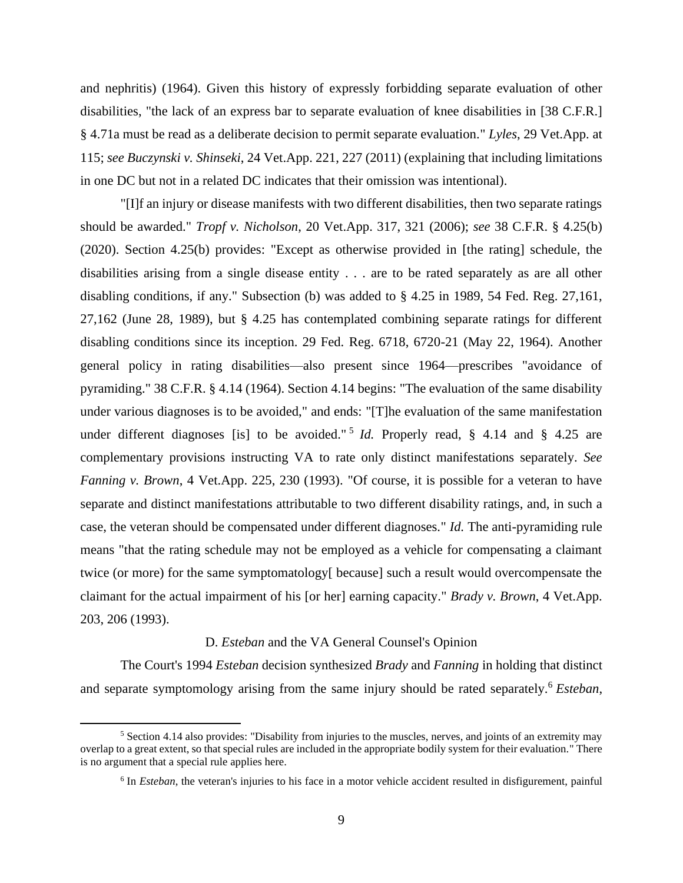and nephritis) (1964). Given this history of expressly forbidding separate evaluation of other disabilities, "the lack of an express bar to separate evaluation of knee disabilities in [38 C.F.R.] § 4.71a must be read as a deliberate decision to permit separate evaluation." *Lyles*, 29 Vet.App. at 115; *see Buczynski v. Shinseki*, 24 Vet.App. 221, 227 (2011) (explaining that including limitations in one DC but not in a related DC indicates that their omission was intentional).

"[I]f an injury or disease manifests with two different disabilities, then two separate ratings should be awarded." *Tropf v. Nicholson*, 20 Vet.App. 317, 321 (2006); *see* 38 C.F.R. § 4.25(b) (2020). Section 4.25(b) provides: "Except as otherwise provided in [the rating] schedule, the disabilities arising from a single disease entity . . . are to be rated separately as are all other disabling conditions, if any." Subsection (b) was added to § 4.25 in 1989, 54 Fed. Reg. 27,161, 27,162 (June 28, 1989), but § 4.25 has contemplated combining separate ratings for different disabling conditions since its inception. 29 Fed. Reg. 6718, 6720-21 (May 22, 1964). Another general policy in rating disabilities—also present since 1964—prescribes "avoidance of pyramiding." 38 C.F.R. § 4.14 (1964). Section 4.14 begins: "The evaluation of the same disability under various diagnoses is to be avoided," and ends: "[T]he evaluation of the same manifestation under different diagnoses [is] to be avoided." [5] *Id.* Properly read, § 4.14 and § 4.25 are complementary provisions instructing VA to rate only distinct manifestations separately. *See Fanning v. Brown*, 4 Vet.App. 225, 230 (1993). "Of course, it is possible for a veteran to have separate and distinct manifestations attributable to two different disability ratings, and, in such a case, the veteran should be compensated under different diagnoses." *Id.* The anti-pyramiding rule means "that the rating schedule may not be employed as a vehicle for compensating a claimant twice (or more) for the same symptomatology[ because] such a result would overcompensate the claimant for the actual impairment of his [or her] earning capacity." *Brady v. Brown*, 4 Vet.App. 203, 206 (1993).

### D. *Esteban* and the VA General Counsel's Opinion

The Court's 1994 *Esteban* decision synthesized *Brady* and *Fanning* in holding that distinct and separate symptomology arising from the same injury should be rated separately.[6] *Esteban*,

---

[5] Section 4.14 also provides: "Disability from injuries to the muscles, nerves, and joints of an extremity may overlap to a great extent, so that special rules are included in the appropriate bodily system for their evaluation." There is no argument that a special rule applies here.

[6] In *Esteban*, the veteran's injuries to his face in a motor vehicle accident resulted in disfigurement, painful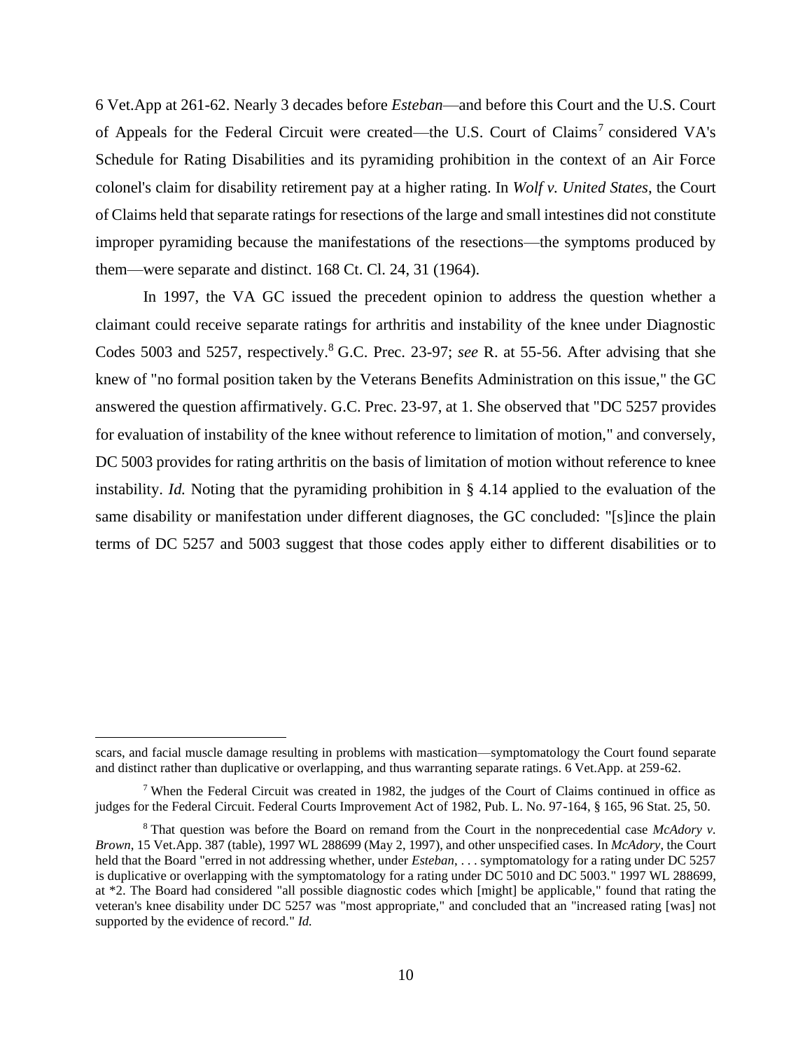6 Vet.App at 261-62. Nearly 3 decades before *Esteban*—and before this Court and the U.S. Court of Appeals for the Federal Circuit were created—the U.S. Court of Claims[7] considered VA's Schedule for Rating Disabilities and its pyramiding prohibition in the context of an Air Force colonel's claim for disability retirement pay at a higher rating. In *Wolf v. United States*, the Court of Claims held that separate ratings for resections of the large and small intestines did not constitute improper pyramiding because the manifestations of the resections—the symptoms produced by them—were separate and distinct. 168 Ct. Cl. 24, 31 (1964).

In 1997, the VA GC issued the precedent opinion to address the question whether a claimant could receive separate ratings for arthritis and instability of the knee under Diagnostic Codes 5003 and 5257, respectively.[8] G.C. Prec. 23-97; *see* R. at 55-56. After advising that she knew of "no formal position taken by the Veterans Benefits Administration on this issue," the GC answered the question affirmatively. G.C. Prec. 23-97, at 1. She observed that "DC 5257 provides for evaluation of instability of the knee without reference to limitation of motion," and conversely, DC 5003 provides for rating arthritis on the basis of limitation of motion without reference to knee instability. *Id.* Noting that the pyramiding prohibition in § 4.14 applied to the evaluation of the same disability or manifestation under different diagnoses, the GC concluded: "[s]ince the plain terms of DC 5257 and 5003 suggest that those codes apply either to different disabilities or to

---

scars, and facial muscle damage resulting in problems with mastication—symptomatology the Court found separate and distinct rather than duplicative or overlapping, and thus warranting separate ratings. 6 Vet.App. at 259-62.

[7] When the Federal Circuit was created in 1982, the judges of the Court of Claims continued in office as judges for the Federal Circuit. Federal Courts Improvement Act of 1982, Pub. L. No. 97-164, § 165, 96 Stat. 25, 50.

[8] That question was before the Board on remand from the Court in the nonprecedential case *McAdory v. Brown*, 15 Vet.App. 387 (table), 1997 WL 288699 (May 2, 1997), and other unspecified cases. In *McAdory*, the Court held that the Board "erred in not addressing whether, under *Esteban*, . . . symptomatology for a rating under DC 5257 is duplicative or overlapping with the symptomatology for a rating under DC 5010 and DC 5003." 1997 WL 288699, at *2. The Board had considered "all possible diagnostic codes which [might] be applicable," found that rating the veteran's knee disability under DC 5257 was "most appropriate," and concluded that an "increased rating [was] not supported by the evidence of record." *Id.*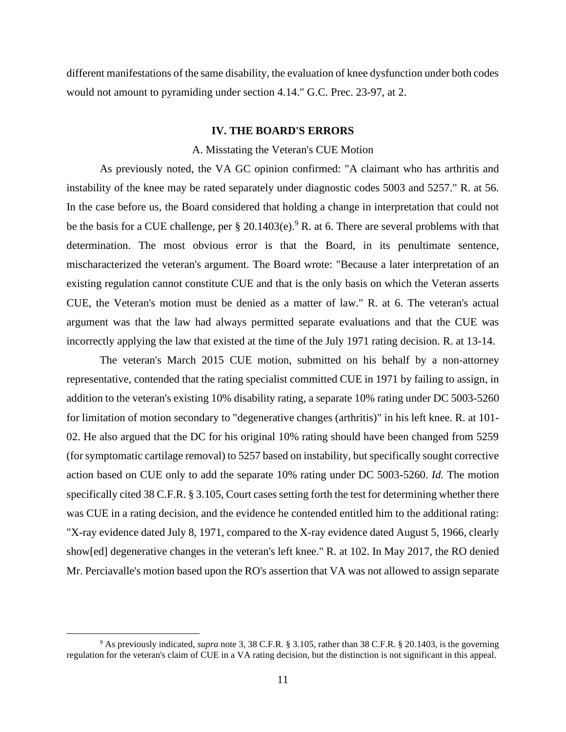different manifestations of the same disability, the evaluation of knee dysfunction under both codes would not amount to pyramiding under section 4.14." G.C. Prec. 23-97, at 2.

## IV. THE BOARD'S ERRORS

### A. Misstating the Veteran's CUE Motion

As previously noted, the VA GC opinion confirmed: "A claimant who has arthritis and instability of the knee may be rated separately under diagnostic codes 5003 and 5257." R. at 56. In the case before us, the Board considered that holding a change in interpretation that could not be the basis for a CUE challenge, per § 20.1403(e).[9] R. at 6. There are several problems with that determination. The most obvious error is that the Board, in its penultimate sentence, mischaracterized the veteran's argument. The Board wrote: "Because a later interpretation of an existing regulation cannot constitute CUE and that is the only basis on which the Veteran asserts CUE, the Veteran's motion must be denied as a matter of law." R. at 6. The veteran's actual argument was that the law had always permitted separate evaluations and that the CUE was incorrectly applying the law that existed at the time of the July 1971 rating decision. R. at 13-14.

The veteran's March 2015 CUE motion, submitted on his behalf by a non-attorney representative, contended that the rating specialist committed CUE in 1971 by failing to assign, in addition to the veteran's existing 10% disability rating, a separate 10% rating under DC 5003-5260 for limitation of motion secondary to "degenerative changes (arthritis)" in his left knee. R. at 101-02. He also argued that the DC for his original 10% rating should have been changed from 5259 (for symptomatic cartilage removal) to 5257 based on instability, but specifically sought corrective action based on CUE only to add the separate 10% rating under DC 5003-5260. *Id.* The motion specifically cited 38 C.F.R. § 3.105, Court cases setting forth the test for determining whether there was CUE in a rating decision, and the evidence he contended entitled him to the additional rating: "X-ray evidence dated July 8, 1971, compared to the X-ray evidence dated August 5, 1966, clearly show[ed] degenerative changes in the veteran's left knee." R. at 102. In May 2017, the RO denied Mr. Perciavalle's motion based upon the RO's assertion that VA was not allowed to assign separate

[9] As previously indicated, *supra* note 3, 38 C.F.R. § 3.105, rather than 38 C.F.R. § 20.1403, is the governing regulation for the veteran's claim of CUE in a VA rating decision, but the distinction is not significant in this appeal.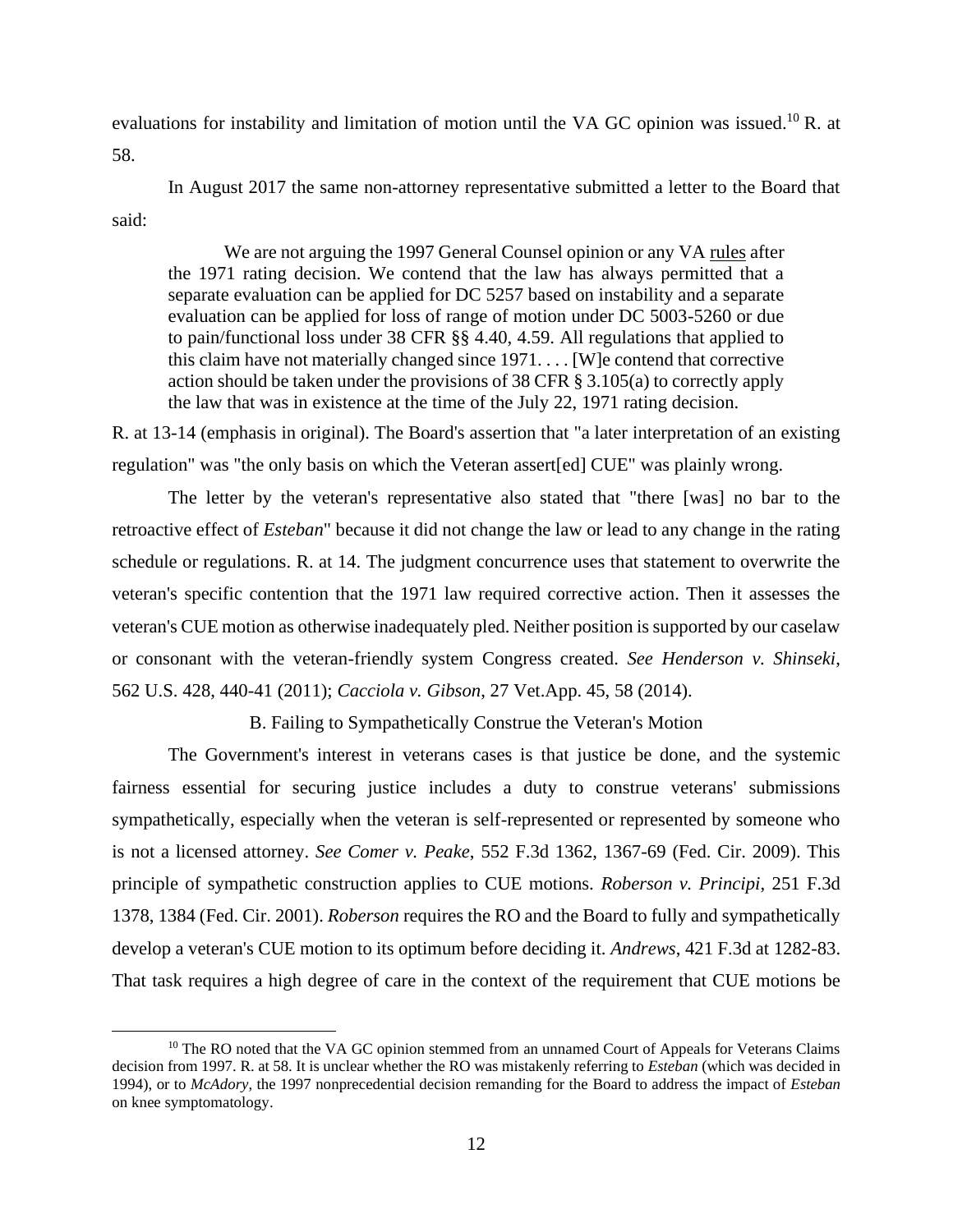evaluations for instability and limitation of motion until the VA GC opinion was issued.[10] R. at 58.

In August 2017 the same non-attorney representative submitted a letter to the Board that said:

> We are not arguing the 1997 General Counsel opinion or any VA rules after the 1971 rating decision. We contend that the law has always permitted that a separate evaluation can be applied for DC 5257 based on instability and a separate evaluation can be applied for loss of range of motion under DC 5003-5260 or due to pain/functional loss under 38 CFR §§ 4.40, 4.59. All regulations that applied to this claim have not materially changed since 1971. . . . [W]e contend that corrective action should be taken under the provisions of 38 CFR § 3.105(a) to correctly apply the law that was in existence at the time of the July 22, 1971 rating decision.

R. at 13-14 (emphasis in original). The Board's assertion that "a later interpretation of an existing regulation" was "the only basis on which the Veteran assert[ed] CUE" was plainly wrong.

The letter by the veteran's representative also stated that "there [was] no bar to the retroactive effect of *Esteban*" because it did not change the law or lead to any change in the rating schedule or regulations. R. at 14. The judgment concurrence uses that statement to overwrite the veteran's specific contention that the 1971 law required corrective action. Then it assesses the veteran's CUE motion as otherwise inadequately pled. Neither position is supported by our caselaw or consonant with the veteran-friendly system Congress created. *See Henderson v. Shinseki*, 562 U.S. 428, 440-41 (2011); *Cacciola v. Gibson*, 27 Vet.App. 45, 58 (2014).

B. Failing to Sympathetically Construe the Veteran's Motion

The Government's interest in veterans cases is that justice be done, and the systemic fairness essential for securing justice includes a duty to construe veterans' submissions sympathetically, especially when the veteran is self-represented or represented by someone who is not a licensed attorney. *See Comer v. Peake*, 552 F.3d 1362, 1367-69 (Fed. Cir. 2009). This principle of sympathetic construction applies to CUE motions. *Roberson v. Principi*, 251 F.3d 1378, 1384 (Fed. Cir. 2001). *Roberson* requires the RO and the Board to fully and sympathetically develop a veteran's CUE motion to its optimum before deciding it. *Andrews*, 421 F.3d at 1282-83. That task requires a high degree of care in the context of the requirement that CUE motions be

[10] The RO noted that the VA GC opinion stemmed from an unnamed Court of Appeals for Veterans Claims decision from 1997. R. at 58. It is unclear whether the RO was mistakenly referring to *Esteban* (which was decided in 1994), or to *McAdory*, the 1997 nonprecedential decision remanding for the Board to address the impact of *Esteban* on knee symptomatology.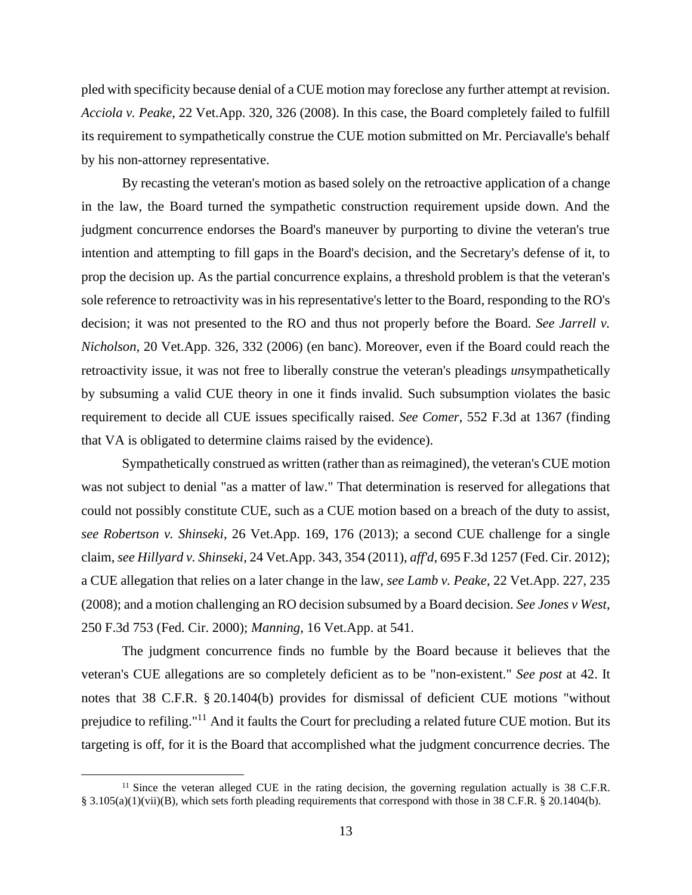pled with specificity because denial of a CUE motion may foreclose any further attempt at revision. *Acciola v. Peake*, 22 Vet.App. 320, 326 (2008). In this case, the Board completely failed to fulfill its requirement to sympathetically construe the CUE motion submitted on Mr. Perciavalle's behalf by his non-attorney representative.

By recasting the veteran's motion as based solely on the retroactive application of a change in the law, the Board turned the sympathetic construction requirement upside down. And the judgment concurrence endorses the Board's maneuver by purporting to divine the veteran's true intention and attempting to fill gaps in the Board's decision, and the Secretary's defense of it, to prop the decision up. As the partial concurrence explains, a threshold problem is that the veteran's sole reference to retroactivity was in his representative's letter to the Board, responding to the RO's decision; it was not presented to the RO and thus not properly before the Board. *See Jarrell v. Nicholson*, 20 Vet.App. 326, 332 (2006) (en banc). Moreover, even if the Board could reach the retroactivity issue, it was not free to liberally construe the veteran's pleadings *un*sympathetically by subsuming a valid CUE theory in one it finds invalid. Such subsumption violates the basic requirement to decide all CUE issues specifically raised. *See Comer*, 552 F.3d at 1367 (finding that VA is obligated to determine claims raised by the evidence).

Sympathetically construed as written (rather than as reimagined), the veteran's CUE motion was not subject to denial "as a matter of law." That determination is reserved for allegations that could not possibly constitute CUE, such as a CUE motion based on a breach of the duty to assist, *see Robertson v. Shinseki*, 26 Vet.App. 169, 176 (2013); a second CUE challenge for a single claim, *see Hillyard v. Shinseki*, 24 Vet.App. 343, 354 (2011), *aff'd*, 695 F.3d 1257 (Fed. Cir. 2012); a CUE allegation that relies on a later change in the law, *see Lamb v. Peake*, 22 Vet.App. 227, 235 (2008); and a motion challenging an RO decision subsumed by a Board decision. *See Jones v West*, 250 F.3d 753 (Fed. Cir. 2000); *Manning*, 16 Vet.App. at 541.

The judgment concurrence finds no fumble by the Board because it believes that the veteran's CUE allegations are so completely deficient as to be "non-existent." *See post* at 42. It notes that 38 C.F.R. § 20.1404(b) provides for dismissal of deficient CUE motions "without prejudice to refiling."[11] And it faults the Court for precluding a related future CUE motion. But its targeting is off, for it is the Board that accomplished what the judgment concurrence decries. The

[11] Since the veteran alleged CUE in the rating decision, the governing regulation actually is 38 C.F.R. § 3.105(a)(1)(vii)(B), which sets forth pleading requirements that correspond with those in 38 C.F.R. § 20.1404(b).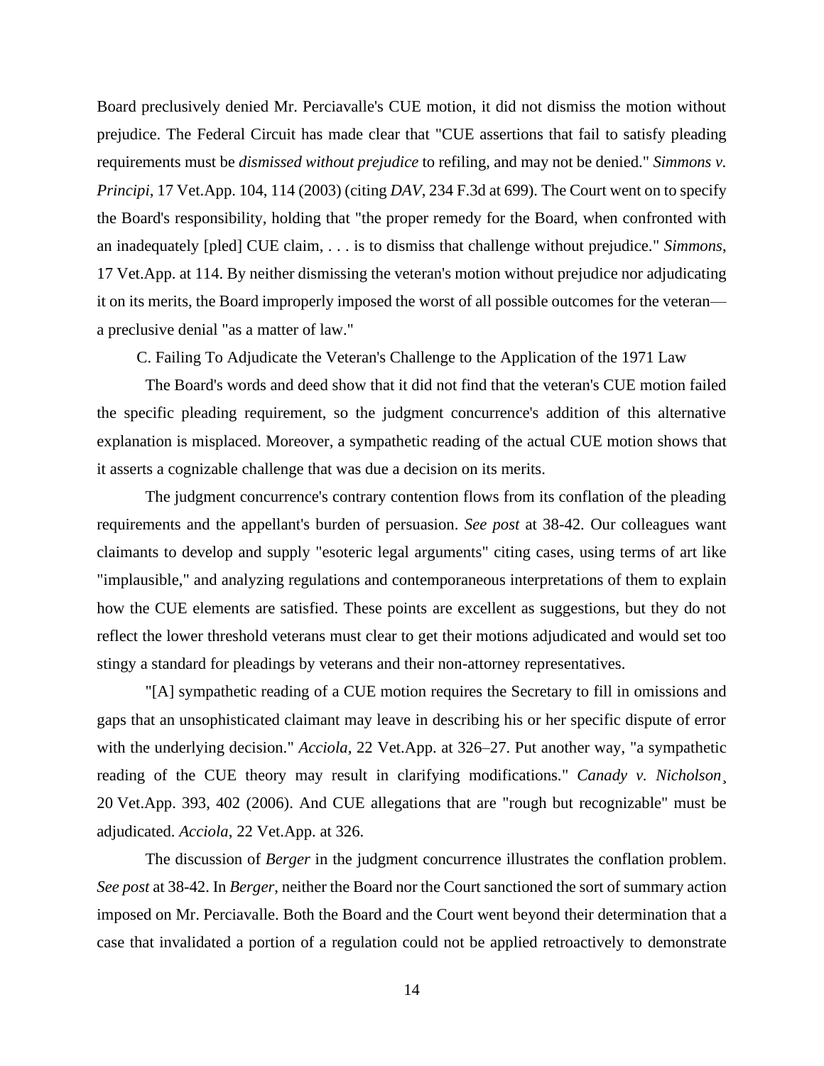Board preclusively denied Mr. Perciavalle's CUE motion, it did not dismiss the motion without prejudice. The Federal Circuit has made clear that "CUE assertions that fail to satisfy pleading requirements must be *dismissed without prejudice* to refiling, and may not be denied." *Simmons v. Principi*, 17 Vet.App. 104, 114 (2003) (citing *DAV*, 234 F.3d at 699). The Court went on to specify the Board's responsibility, holding that "the proper remedy for the Board, when confronted with an inadequately [pled] CUE claim, . . . is to dismiss that challenge without prejudice." *Simmons*, 17 Vet.App. at 114. By neither dismissing the veteran's motion without prejudice nor adjudicating it on its merits, the Board improperly imposed the worst of all possible outcomes for the veteran—a preclusive denial "as a matter of law."

C. Failing To Adjudicate the Veteran's Challenge to the Application of the 1971 Law

The Board's words and deed show that it did not find that the veteran's CUE motion failed the specific pleading requirement, so the judgment concurrence's addition of this alternative explanation is misplaced. Moreover, a sympathetic reading of the actual CUE motion shows that it asserts a cognizable challenge that was due a decision on its merits.

The judgment concurrence's contrary contention flows from its conflation of the pleading requirements and the appellant's burden of persuasion. *See post* at 38-42. Our colleagues want claimants to develop and supply "esoteric legal arguments" citing cases, using terms of art like "implausible," and analyzing regulations and contemporaneous interpretations of them to explain how the CUE elements are satisfied. These points are excellent as suggestions, but they do not reflect the lower threshold veterans must clear to get their motions adjudicated and would set too stingy a standard for pleadings by veterans and their non-attorney representatives.

"[A] sympathetic reading of a CUE motion requires the Secretary to fill in omissions and gaps that an unsophisticated claimant may leave in describing his or her specific dispute of error with the underlying decision." *Acciola*, 22 Vet.App. at 326–27. Put another way, "a sympathetic reading of the CUE theory may result in clarifying modifications." *Canady v. Nicholson*¸ 20 Vet.App. 393, 402 (2006). And CUE allegations that are "rough but recognizable" must be adjudicated. *Acciola*, 22 Vet.App. at 326.

The discussion of *Berger* in the judgment concurrence illustrates the conflation problem. *See post* at 38-42. In *Berger*, neither the Board nor the Court sanctioned the sort of summary action imposed on Mr. Perciavalle. Both the Board and the Court went beyond their determination that a case that invalidated a portion of a regulation could not be applied retroactively to demonstrate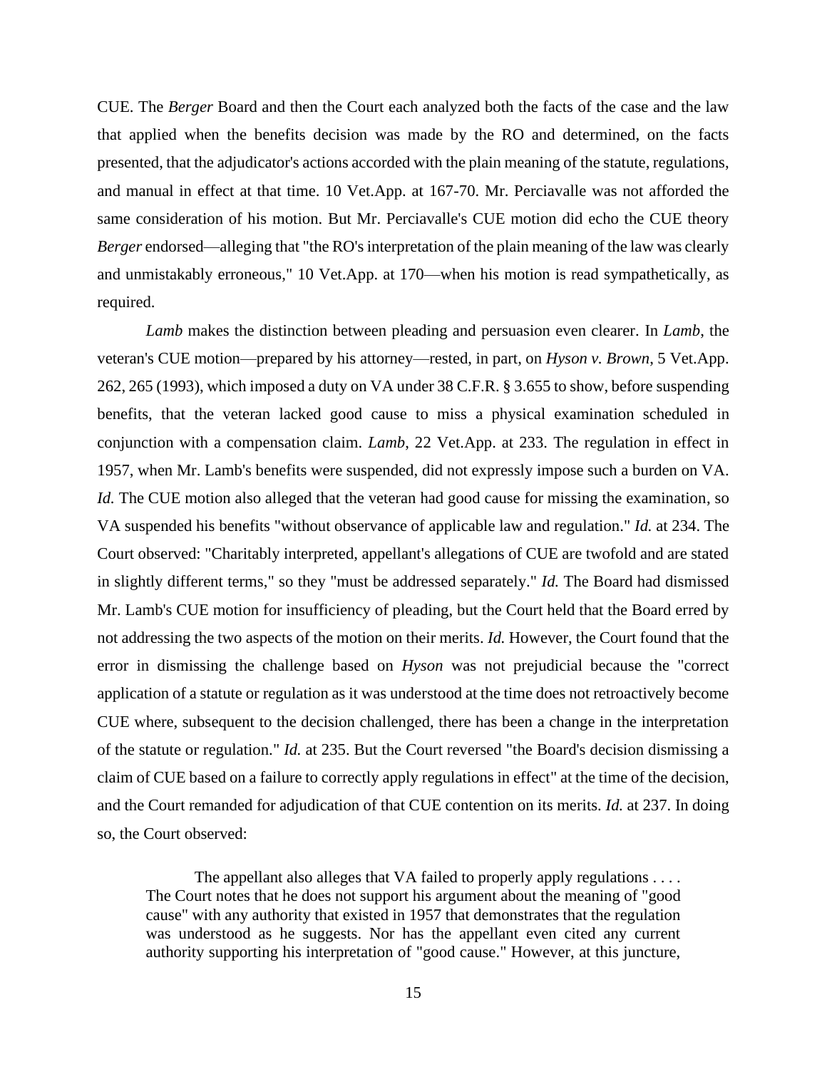CUE. The *Berger* Board and then the Court each analyzed both the facts of the case and the law that applied when the benefits decision was made by the RO and determined, on the facts presented, that the adjudicator's actions accorded with the plain meaning of the statute, regulations, and manual in effect at that time. 10 Vet.App. at 167-70. Mr. Perciavalle was not afforded the same consideration of his motion. But Mr. Perciavalle's CUE motion did echo the CUE theory *Berger* endorsed—alleging that "the RO's interpretation of the plain meaning of the law was clearly and unmistakably erroneous," 10 Vet.App. at 170—when his motion is read sympathetically, as required.

*Lamb* makes the distinction between pleading and persuasion even clearer. In *Lamb*, the veteran's CUE motion—prepared by his attorney—rested, in part, on *Hyson v. Brown*, 5 Vet.App. 262, 265 (1993), which imposed a duty on VA under 38 C.F.R. § 3.655 to show, before suspending benefits, that the veteran lacked good cause to miss a physical examination scheduled in conjunction with a compensation claim. *Lamb*, 22 Vet.App. at 233. The regulation in effect in 1957, when Mr. Lamb's benefits were suspended, did not expressly impose such a burden on VA. *Id.* The CUE motion also alleged that the veteran had good cause for missing the examination, so VA suspended his benefits "without observance of applicable law and regulation." *Id.* at 234. The Court observed: "Charitably interpreted, appellant's allegations of CUE are twofold and are stated in slightly different terms," so they "must be addressed separately." *Id.* The Board had dismissed Mr. Lamb's CUE motion for insufficiency of pleading, but the Court held that the Board erred by not addressing the two aspects of the motion on their merits. *Id.* However, the Court found that the error in dismissing the challenge based on *Hyson* was not prejudicial because the "correct application of a statute or regulation as it was understood at the time does not retroactively become CUE where, subsequent to the decision challenged, there has been a change in the interpretation of the statute or regulation." *Id.* at 235. But the Court reversed "the Board's decision dismissing a claim of CUE based on a failure to correctly apply regulations in effect" at the time of the decision, and the Court remanded for adjudication of that CUE contention on its merits. *Id.* at 237. In doing so, the Court observed:

> The appellant also alleges that VA failed to properly apply regulations . . . . The Court notes that he does not support his argument about the meaning of "good cause" with any authority that existed in 1957 that demonstrates that the regulation was understood as he suggests. Nor has the appellant even cited any current authority supporting his interpretation of "good cause." However, at this juncture,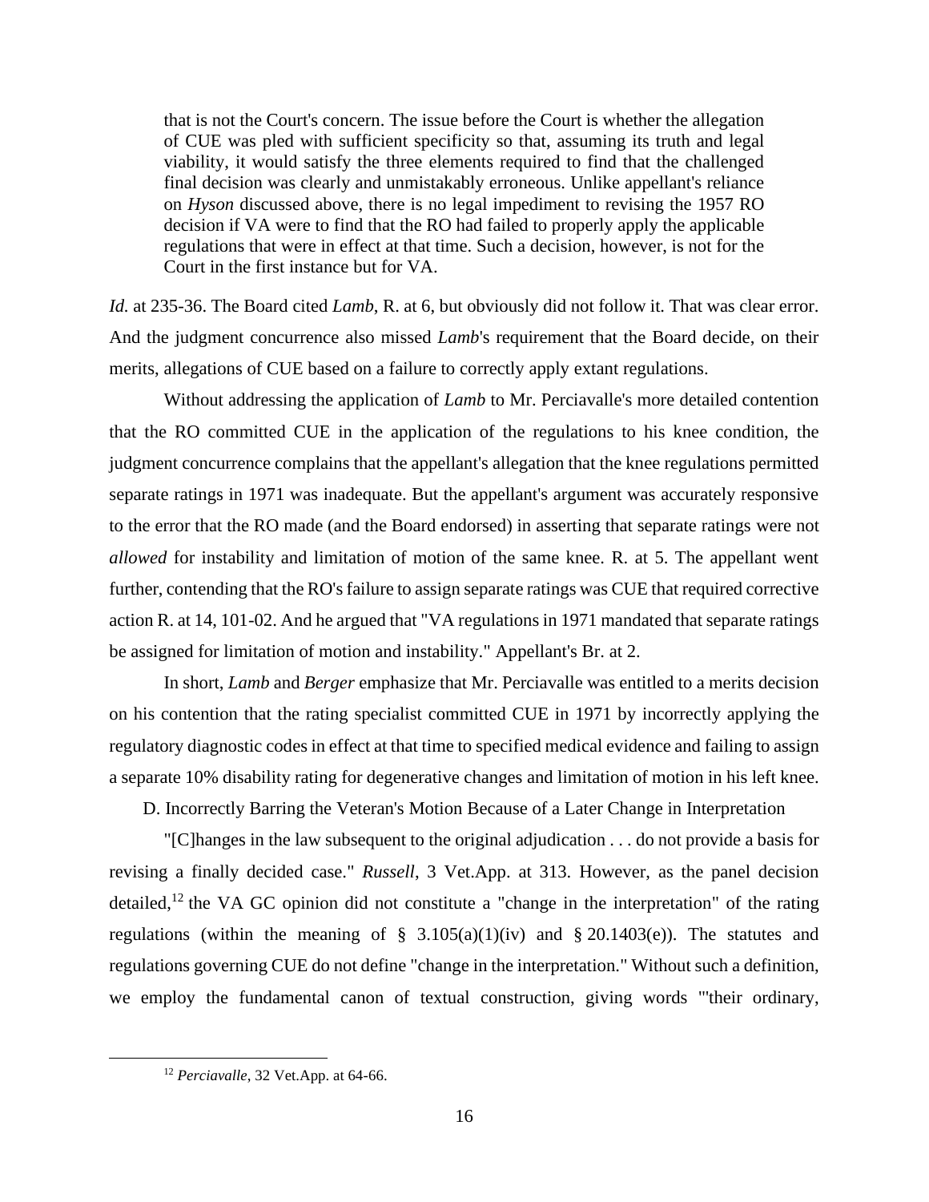> that is not the Court's concern. The issue before the Court is whether the allegation of CUE was pled with sufficient specificity so that, assuming its truth and legal viability, it would satisfy the three elements required to find that the challenged final decision was clearly and unmistakably erroneous. Unlike appellant's reliance on *Hyson* discussed above, there is no legal impediment to revising the 1957 RO decision if VA were to find that the RO had failed to properly apply the applicable regulations that were in effect at that time. Such a decision, however, is not for the Court in the first instance but for VA.

*Id.* at 235-36. The Board cited *Lamb*, R. at 6, but obviously did not follow it. That was clear error. And the judgment concurrence also missed *Lamb*'s requirement that the Board decide, on their merits, allegations of CUE based on a failure to correctly apply extant regulations.

Without addressing the application of *Lamb* to Mr. Perciavalle's more detailed contention that the RO committed CUE in the application of the regulations to his knee condition, the judgment concurrence complains that the appellant's allegation that the knee regulations permitted separate ratings in 1971 was inadequate. But the appellant's argument was accurately responsive to the error that the RO made (and the Board endorsed) in asserting that separate ratings were not *allowed* for instability and limitation of motion of the same knee. R. at 5. The appellant went further, contending that the RO's failure to assign separate ratings was CUE that required corrective action R. at 14, 101-02. And he argued that "VA regulations in 1971 mandated that separate ratings be assigned for limitation of motion and instability." Appellant's Br. at 2.

In short, *Lamb* and *Berger* emphasize that Mr. Perciavalle was entitled to a merits decision on his contention that the rating specialist committed CUE in 1971 by incorrectly applying the regulatory diagnostic codes in effect at that time to specified medical evidence and failing to assign a separate 10% disability rating for degenerative changes and limitation of motion in his left knee.

D. Incorrectly Barring the Veteran's Motion Because of a Later Change in Interpretation

"[C]hanges in the law subsequent to the original adjudication . . . do not provide a basis for revising a finally decided case." *Russell*, 3 Vet.App. at 313. However, as the panel decision detailed,[12] the VA GC opinion did not constitute a "change in the interpretation" of the rating regulations (within the meaning of § 3.105(a)(1)(iv) and § 20.1403(e)). The statutes and regulations governing CUE do not define "change in the interpretation." Without such a definition, we employ the fundamental canon of textual construction, giving words "'their ordinary,

[12] *Perciavalle*, 32 Vet.App. at 64-66.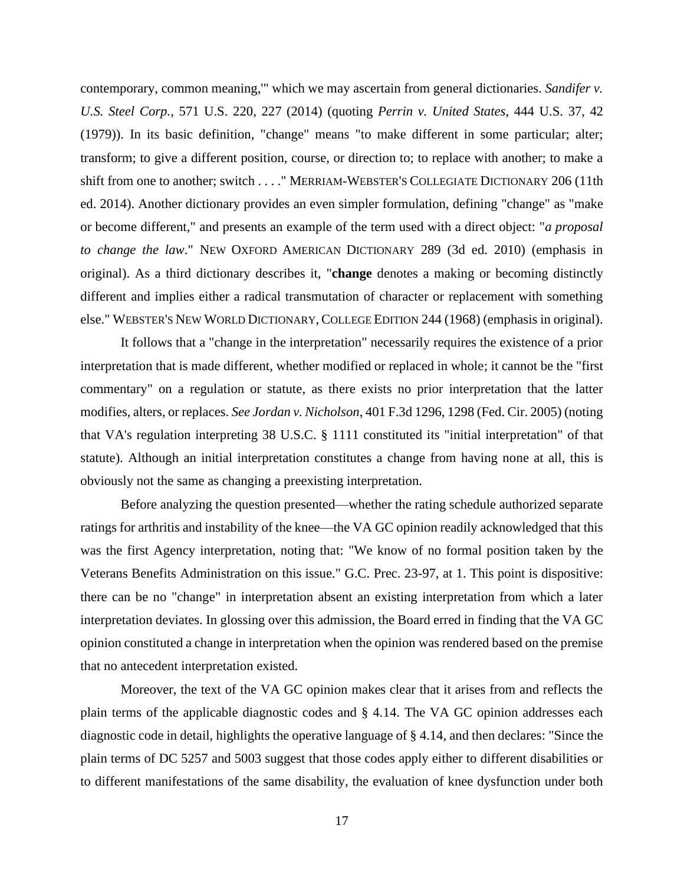contemporary, common meaning,'" which we may ascertain from general dictionaries. *Sandifer v. U.S. Steel Corp.*, 571 U.S. 220, 227 (2014) (quoting *Perrin v. United States*, 444 U.S. 37, 42 (1979)). In its basic definition, "change" means "to make different in some particular; alter; transform; to give a different position, course, or direction to; to replace with another; to make a shift from one to another; switch . . . ." MERRIAM-WEBSTER'S COLLEGIATE DICTIONARY 206 (11th ed. 2014). Another dictionary provides an even simpler formulation, defining "change" as "make or become different," and presents an example of the term used with a direct object: "*a proposal to change the law*." NEW OXFORD AMERICAN DICTIONARY 289 (3d ed. 2010) (emphasis in original). As a third dictionary describes it, "**change** denotes a making or becoming distinctly different and implies either a radical transmutation of character or replacement with something else." WEBSTER'S NEW WORLD DICTIONARY, COLLEGE EDITION 244 (1968) (emphasis in original).

It follows that a "change in the interpretation" necessarily requires the existence of a prior interpretation that is made different, whether modified or replaced in whole; it cannot be the "first commentary" on a regulation or statute, as there exists no prior interpretation that the latter modifies, alters, or replaces. *See Jordan v. Nicholson*, 401 F.3d 1296, 1298 (Fed. Cir. 2005) (noting that VA's regulation interpreting 38 U.S.C. § 1111 constituted its "initial interpretation" of that statute). Although an initial interpretation constitutes a change from having none at all, this is obviously not the same as changing a preexisting interpretation.

Before analyzing the question presented—whether the rating schedule authorized separate ratings for arthritis and instability of the knee—the VA GC opinion readily acknowledged that this was the first Agency interpretation, noting that: "We know of no formal position taken by the Veterans Benefits Administration on this issue." G.C. Prec. 23-97, at 1. This point is dispositive: there can be no "change" in interpretation absent an existing interpretation from which a later interpretation deviates. In glossing over this admission, the Board erred in finding that the VA GC opinion constituted a change in interpretation when the opinion was rendered based on the premise that no antecedent interpretation existed.

Moreover, the text of the VA GC opinion makes clear that it arises from and reflects the plain terms of the applicable diagnostic codes and § 4.14. The VA GC opinion addresses each diagnostic code in detail, highlights the operative language of § 4.14, and then declares: "Since the plain terms of DC 5257 and 5003 suggest that those codes apply either to different disabilities or to different manifestations of the same disability, the evaluation of knee dysfunction under both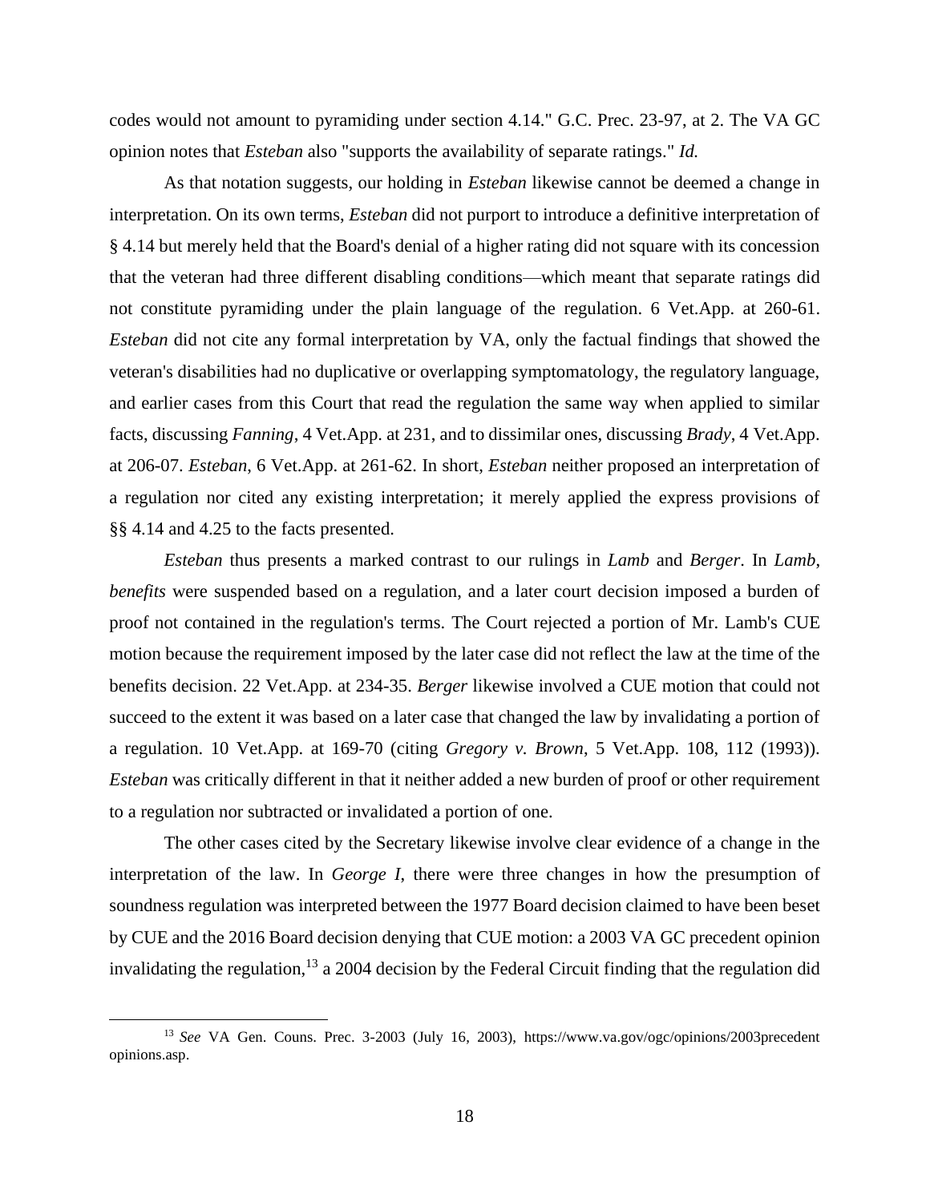codes would not amount to pyramiding under section 4.14." G.C. Prec. 23-97, at 2. The VA GC opinion notes that *Esteban* also "supports the availability of separate ratings." *Id.*

As that notation suggests, our holding in *Esteban* likewise cannot be deemed a change in interpretation. On its own terms, *Esteban* did not purport to introduce a definitive interpretation of § 4.14 but merely held that the Board's denial of a higher rating did not square with its concession that the veteran had three different disabling conditions—which meant that separate ratings did not constitute pyramiding under the plain language of the regulation. 6 Vet.App. at 260-61. *Esteban* did not cite any formal interpretation by VA, only the factual findings that showed the veteran's disabilities had no duplicative or overlapping symptomatology, the regulatory language, and earlier cases from this Court that read the regulation the same way when applied to similar facts, discussing *Fanning*, 4 Vet.App. at 231, and to dissimilar ones, discussing *Brady*, 4 Vet.App. at 206-07. *Esteban*, 6 Vet.App. at 261-62. In short, *Esteban* neither proposed an interpretation of a regulation nor cited any existing interpretation; it merely applied the express provisions of §§ 4.14 and 4.25 to the facts presented.

*Esteban* thus presents a marked contrast to our rulings in *Lamb* and *Berger*. In *Lamb*, *benefits* were suspended based on a regulation, and a later court decision imposed a burden of proof not contained in the regulation's terms. The Court rejected a portion of Mr. Lamb's CUE motion because the requirement imposed by the later case did not reflect the law at the time of the benefits decision. 22 Vet.App. at 234-35. *Berger* likewise involved a CUE motion that could not succeed to the extent it was based on a later case that changed the law by invalidating a portion of a regulation. 10 Vet.App. at 169-70 (citing *Gregory v. Brown*, 5 Vet.App. 108, 112 (1993)). *Esteban* was critically different in that it neither added a new burden of proof or other requirement to a regulation nor subtracted or invalidated a portion of one.

The other cases cited by the Secretary likewise involve clear evidence of a change in the interpretation of the law. In *George I*, there were three changes in how the presumption of soundness regulation was interpreted between the 1977 Board decision claimed to have been beset by CUE and the 2016 Board decision denying that CUE motion: a 2003 VA GC precedent opinion invalidating the regulation,[13] a 2004 decision by the Federal Circuit finding that the regulation did

[13] *See* VA Gen. Couns. Prec. 3-2003 (July 16, 2003), https://www.va.gov/ogc/opinions/2003precedentopinions.asp.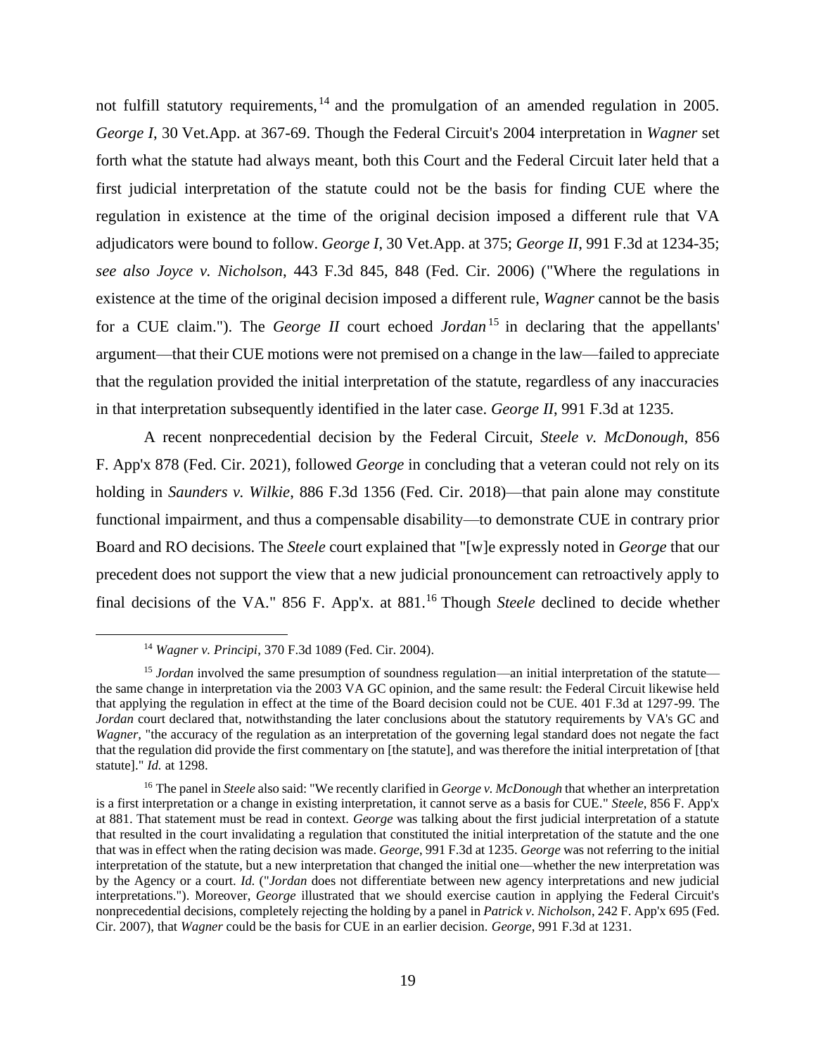not fulfill statutory requirements,[14] and the promulgation of an amended regulation in 2005. *George I*, 30 Vet.App. at 367-69. Though the Federal Circuit's 2004 interpretation in *Wagner* set forth what the statute had always meant, both this Court and the Federal Circuit later held that a first judicial interpretation of the statute could not be the basis for finding CUE where the regulation in existence at the time of the original decision imposed a different rule that VA adjudicators were bound to follow. *George I*, 30 Vet.App. at 375; *George II*, 991 F.3d at 1234-35; *see also Joyce v. Nicholson*, 443 F.3d 845, 848 (Fed. Cir. 2006) ("Where the regulations in existence at the time of the original decision imposed a different rule, *Wagner* cannot be the basis for a CUE claim."). The *George II* court echoed *Jordan*[15] in declaring that the appellants' argument—that their CUE motions were not premised on a change in the law—failed to appreciate that the regulation provided the initial interpretation of the statute, regardless of any inaccuracies in that interpretation subsequently identified in the later case. *George II*, 991 F.3d at 1235.

A recent nonprecedential decision by the Federal Circuit, *Steele v. McDonough*, 856 F. App'x 878 (Fed. Cir. 2021), followed *George* in concluding that a veteran could not rely on its holding in *Saunders v. Wilkie*, 886 F.3d 1356 (Fed. Cir. 2018)—that pain alone may constitute functional impairment, and thus a compensable disability—to demonstrate CUE in contrary prior Board and RO decisions. The *Steele* court explained that "[w]e expressly noted in *George* that our precedent does not support the view that a new judicial pronouncement can retroactively apply to final decisions of the VA." 856 F. App'x. at 881.[16] Though *Steele* declined to decide whether

---

[14] *Wagner v. Principi*, 370 F.3d 1089 (Fed. Cir. 2004).

[15] *Jordan* involved the same presumption of soundness regulation—an initial interpretation of the statute—the same change in interpretation via the 2003 VA GC opinion, and the same result: the Federal Circuit likewise held that applying the regulation in effect at the time of the Board decision could not be CUE. 401 F.3d at 1297-99. The *Jordan* court declared that, notwithstanding the later conclusions about the statutory requirements by VA's GC and *Wagner*, "the accuracy of the regulation as an interpretation of the governing legal standard does not negate the fact that the regulation did provide the first commentary on [the statute], and was therefore the initial interpretation of [that statute]." *Id.* at 1298.

[16] The panel in *Steele* also said: "We recently clarified in *George v. McDonough* that whether an interpretation is a first interpretation or a change in existing interpretation, it cannot serve as a basis for CUE." *Steele*, 856 F. App'x at 881. That statement must be read in context. *George* was talking about the first judicial interpretation of a statute that resulted in the court invalidating a regulation that constituted the initial interpretation of the statute and the one that was in effect when the rating decision was made. *George*, 991 F.3d at 1235. *George* was not referring to the initial interpretation of the statute, but a new interpretation that changed the initial one—whether the new interpretation was by the Agency or a court. *Id.* ("*Jordan* does not differentiate between new agency interpretations and new judicial interpretations."). Moreover, *George* illustrated that we should exercise caution in applying the Federal Circuit's nonprecedential decisions, completely rejecting the holding by a panel in *Patrick v. Nicholson*, 242 F. App'x 695 (Fed. Cir. 2007), that *Wagner* could be the basis for CUE in an earlier decision. *George*, 991 F.3d at 1231.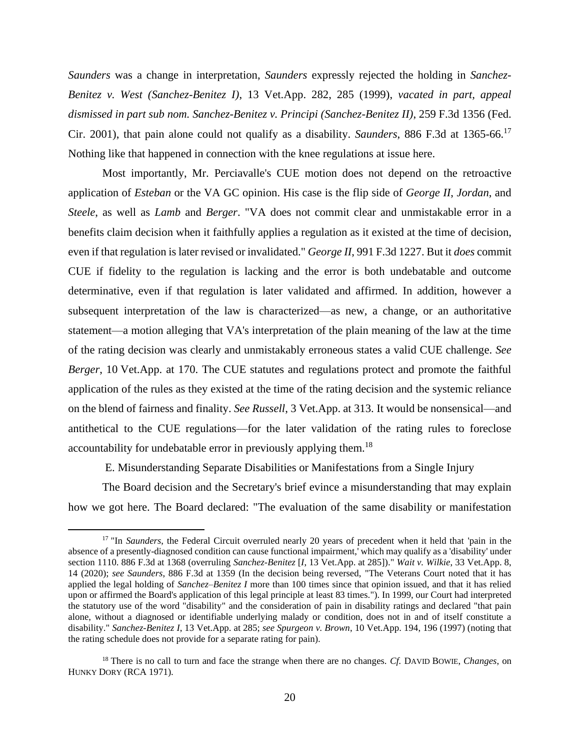*Saunders* was a change in interpretation, *Saunders* expressly rejected the holding in *Sanchez-Benitez v. West (Sanchez-Benitez I)*, 13 Vet.App. 282, 285 (1999), *vacated in part, appeal dismissed in part sub nom. Sanchez-Benitez v. Principi (Sanchez-Benitez II)*, 259 F.3d 1356 (Fed. Cir. 2001), that pain alone could not qualify as a disability. *Saunders*, 886 F.3d at 1365-66.[17] Nothing like that happened in connection with the knee regulations at issue here.

Most importantly, Mr. Perciavalle's CUE motion does not depend on the retroactive application of *Esteban* or the VA GC opinion. His case is the flip side of *George II*, *Jordan*, and *Steele*, as well as *Lamb* and *Berger*. "VA does not commit clear and unmistakable error in a benefits claim decision when it faithfully applies a regulation as it existed at the time of decision, even if that regulation is later revised or invalidated." *George II*, 991 F.3d 1227. But it *does* commit CUE if fidelity to the regulation is lacking and the error is both undebatable and outcome determinative, even if that regulation is later validated and affirmed. In addition, however a subsequent interpretation of the law is characterized—as new, a change, or an authoritative statement—a motion alleging that VA's interpretation of the plain meaning of the law at the time of the rating decision was clearly and unmistakably erroneous states a valid CUE challenge. *See Berger*, 10 Vet.App. at 170. The CUE statutes and regulations protect and promote the faithful application of the rules as they existed at the time of the rating decision and the systemic reliance on the blend of fairness and finality. *See Russell*, 3 Vet.App. at 313. It would be nonsensical—and antithetical to the CUE regulations—for the later validation of the rating rules to foreclose accountability for undebatable error in previously applying them.[18]

E. Misunderstanding Separate Disabilities or Manifestations from a Single Injury

The Board decision and the Secretary's brief evince a misunderstanding that may explain how we got here. The Board declared: "The evaluation of the same disability or manifestation

---

[17] "In *Saunders*, the Federal Circuit overruled nearly 20 years of precedent when it held that 'pain in the absence of a presently-diagnosed condition can cause functional impairment,' which may qualify as a 'disability' under section 1110. 886 F.3d at 1368 (overruling *Sanchez-Benitez* [*I*, 13 Vet.App. at 285])." *Wait v. Wilkie*, 33 Vet.App. 8, 14 (2020); *see Saunders*, 886 F.3d at 1359 (In the decision being reversed, "The Veterans Court noted that it has applied the legal holding of *Sanchez–Benitez I* more than 100 times since that opinion issued, and that it has relied upon or affirmed the Board's application of this legal principle at least 83 times."). In 1999, our Court had interpreted the statutory use of the word "disability" and the consideration of pain in disability ratings and declared "that pain alone, without a diagnosed or identifiable underlying malady or condition, does not in and of itself constitute a disability." *Sanchez-Benitez I*, 13 Vet.App. at 285; *see Spurgeon v. Brown*, 10 Vet.App. 194, 196 (1997) (noting that the rating schedule does not provide for a separate rating for pain).

[18] There is no call to turn and face the strange when there are no changes. *Cf.* DAVID BOWIE, *Changes*, on HUNKY DORY (RCA 1971).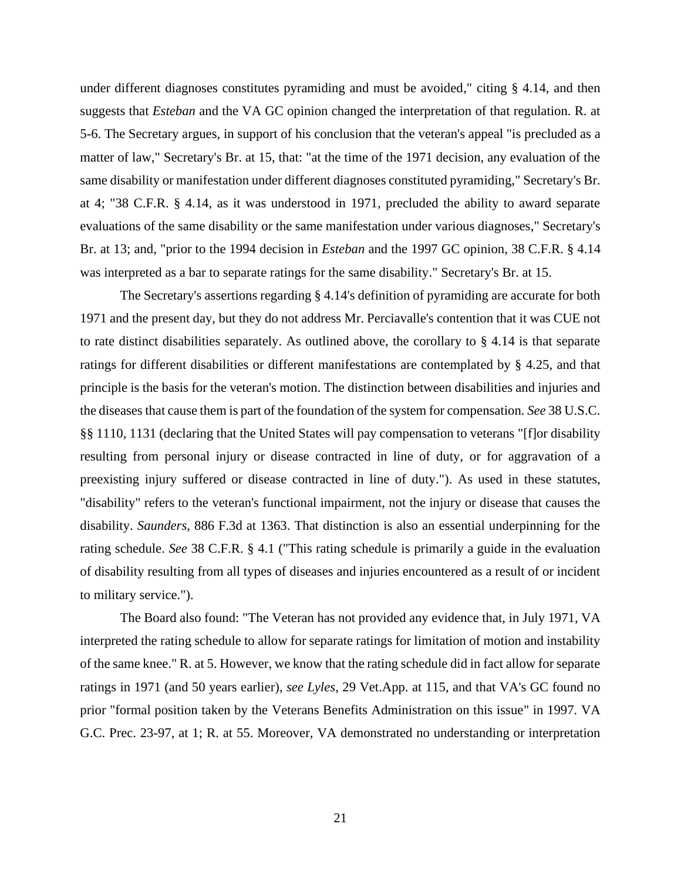under different diagnoses constitutes pyramiding and must be avoided," citing § 4.14, and then suggests that *Esteban* and the VA GC opinion changed the interpretation of that regulation. R. at 5-6. The Secretary argues, in support of his conclusion that the veteran's appeal "is precluded as a matter of law," Secretary's Br. at 15, that: "at the time of the 1971 decision, any evaluation of the same disability or manifestation under different diagnoses constituted pyramiding," Secretary's Br. at 4; "38 C.F.R. § 4.14, as it was understood in 1971, precluded the ability to award separate evaluations of the same disability or the same manifestation under various diagnoses," Secretary's Br. at 13; and, "prior to the 1994 decision in *Esteban* and the 1997 GC opinion, 38 C.F.R. § 4.14 was interpreted as a bar to separate ratings for the same disability." Secretary's Br. at 15.

The Secretary's assertions regarding § 4.14's definition of pyramiding are accurate for both 1971 and the present day, but they do not address Mr. Perciavalle's contention that it was CUE not to rate distinct disabilities separately. As outlined above, the corollary to § 4.14 is that separate ratings for different disabilities or different manifestations are contemplated by § 4.25, and that principle is the basis for the veteran's motion. The distinction between disabilities and injuries and the diseases that cause them is part of the foundation of the system for compensation. *See* 38 U.S.C. §§ 1110, 1131 (declaring that the United States will pay compensation to veterans "[f]or disability resulting from personal injury or disease contracted in line of duty, or for aggravation of a preexisting injury suffered or disease contracted in line of duty."). As used in these statutes, "disability" refers to the veteran's functional impairment, not the injury or disease that causes the disability. *Saunders*, 886 F.3d at 1363. That distinction is also an essential underpinning for the rating schedule. *See* 38 C.F.R. § 4.1 ("This rating schedule is primarily a guide in the evaluation of disability resulting from all types of diseases and injuries encountered as a result of or incident to military service.").

The Board also found: "The Veteran has not provided any evidence that, in July 1971, VA interpreted the rating schedule to allow for separate ratings for limitation of motion and instability of the same knee." R. at 5. However, we know that the rating schedule did in fact allow for separate ratings in 1971 (and 50 years earlier), *see Lyles*, 29 Vet.App. at 115, and that VA's GC found no prior "formal position taken by the Veterans Benefits Administration on this issue" in 1997. VA G.C. Prec. 23-97, at 1; R. at 55. Moreover, VA demonstrated no understanding or interpretation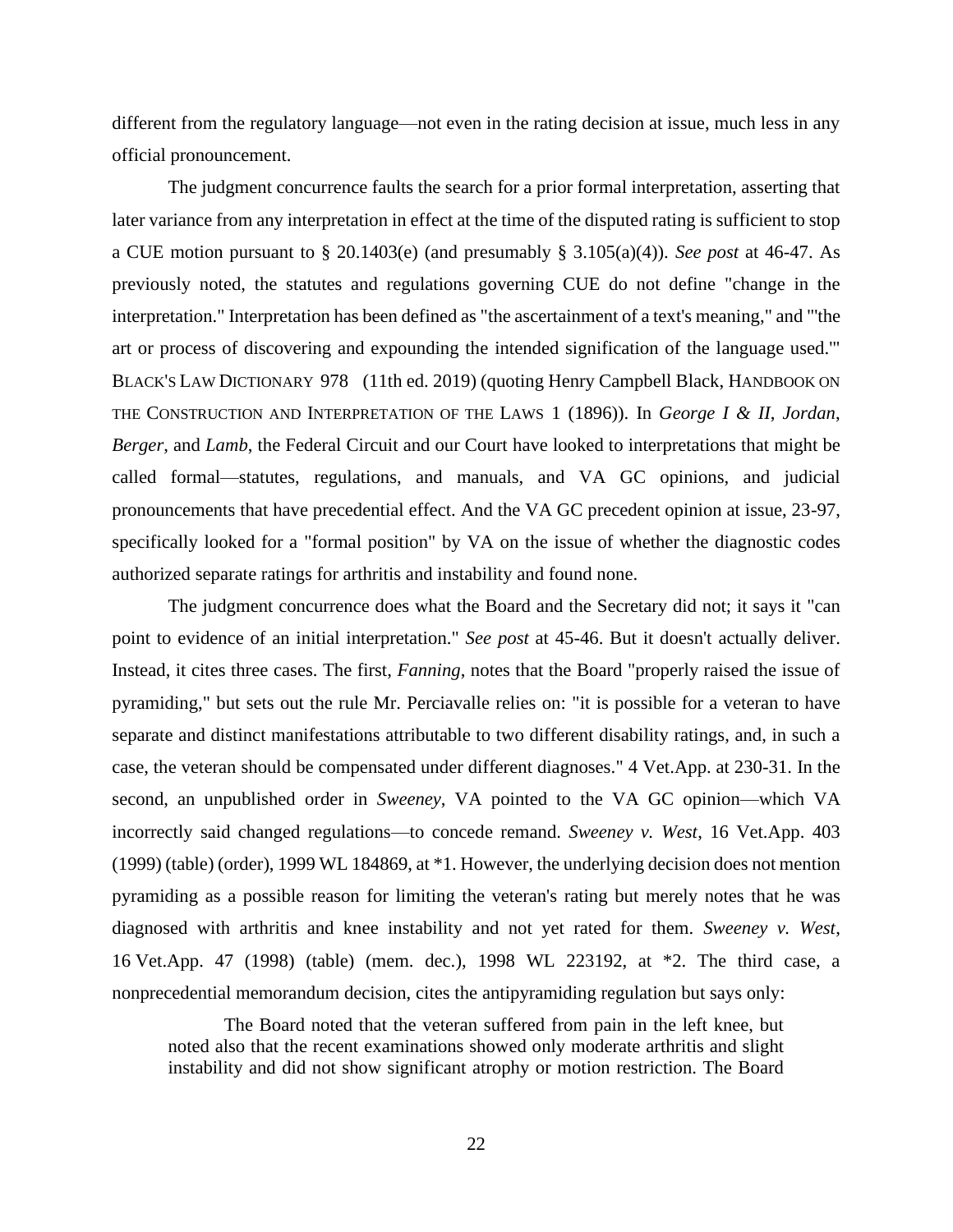different from the regulatory language—not even in the rating decision at issue, much less in any official pronouncement.

The judgment concurrence faults the search for a prior formal interpretation, asserting that later variance from any interpretation in effect at the time of the disputed rating is sufficient to stop a CUE motion pursuant to § 20.1403(e) (and presumably § 3.105(a)(4)). *See post* at 46-47. As previously noted, the statutes and regulations governing CUE do not define "change in the interpretation." Interpretation has been defined as "the ascertainment of a text's meaning," and "'the art or process of discovering and expounding the intended signification of the language used.'" BLACK'S LAW DICTIONARY 978 (11th ed. 2019) (quoting Henry Campbell Black, HANDBOOK ON THE CONSTRUCTION AND INTERPRETATION OF THE LAWS 1 (1896)). In *George I & II*, *Jordan*, *Berger*, and *Lamb*, the Federal Circuit and our Court have looked to interpretations that might be called formal—statutes, regulations, and manuals, and VA GC opinions, and judicial pronouncements that have precedential effect. And the VA GC precedent opinion at issue, 23-97, specifically looked for a "formal position" by VA on the issue of whether the diagnostic codes authorized separate ratings for arthritis and instability and found none.

The judgment concurrence does what the Board and the Secretary did not; it says it "can point to evidence of an initial interpretation." *See post* at 45-46. But it doesn't actually deliver. Instead, it cites three cases. The first, *Fanning*, notes that the Board "properly raised the issue of pyramiding," but sets out the rule Mr. Perciavalle relies on: "it is possible for a veteran to have separate and distinct manifestations attributable to two different disability ratings, and, in such a case, the veteran should be compensated under different diagnoses." 4 Vet.App. at 230-31. In the second, an unpublished order in *Sweeney*, VA pointed to the VA GC opinion—which VA incorrectly said changed regulations—to concede remand. *Sweeney v. West*, 16 Vet.App. 403 (1999) (table) (order), 1999 WL 184869, at *1. However, the underlying decision does not mention pyramiding as a possible reason for limiting the veteran's rating but merely notes that he was diagnosed with arthritis and knee instability and not yet rated for them. *Sweeney v. West*, 16 Vet.App. 47 (1998) (table) (mem. dec.), 1998 WL 223192, at *2. The third case, a nonprecedential memorandum decision, cites the antipyramiding regulation but says only:

> The Board noted that the veteran suffered from pain in the left knee, but noted also that the recent examinations showed only moderate arthritis and slight instability and did not show significant atrophy or motion restriction. The Board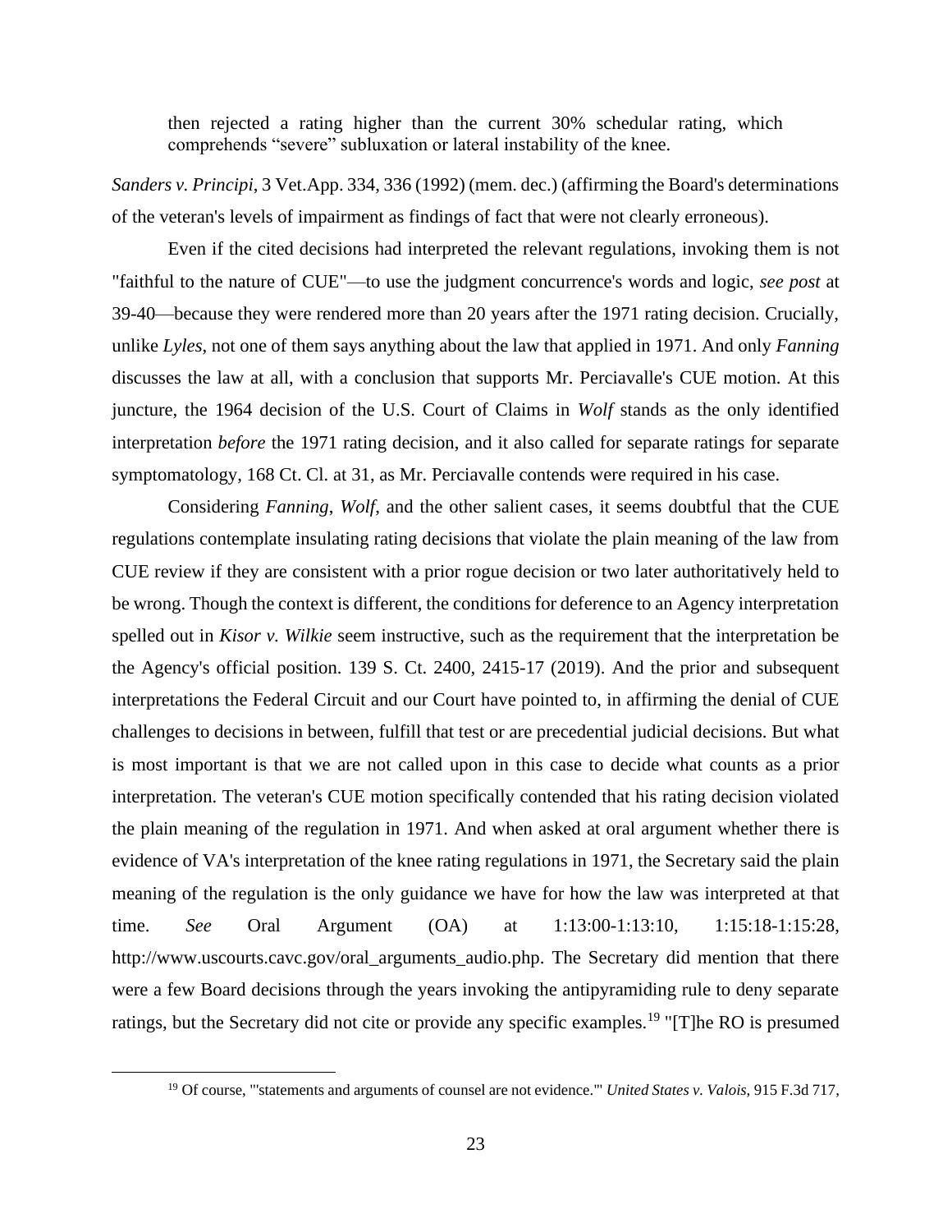> then rejected a rating higher than the current 30% schedular rating, which comprehends "severe" subluxation or lateral instability of the knee.

*Sanders v. Principi*, 3 Vet.App. 334, 336 (1992) (mem. dec.) (affirming the Board's determinations of the veteran's levels of impairment as findings of fact that were not clearly erroneous).

Even if the cited decisions had interpreted the relevant regulations, invoking them is not "faithful to the nature of CUE"—to use the judgment concurrence's words and logic, *see post* at 39-40—because they were rendered more than 20 years after the 1971 rating decision. Crucially, unlike *Lyles*, not one of them says anything about the law that applied in 1971. And only *Fanning* discusses the law at all, with a conclusion that supports Mr. Perciavalle's CUE motion. At this juncture, the 1964 decision of the U.S. Court of Claims in *Wolf* stands as the only identified interpretation *before* the 1971 rating decision, and it also called for separate ratings for separate symptomatology, 168 Ct. Cl. at 31, as Mr. Perciavalle contends were required in his case.

Considering *Fanning*, *Wolf*, and the other salient cases, it seems doubtful that the CUE regulations contemplate insulating rating decisions that violate the plain meaning of the law from CUE review if they are consistent with a prior rogue decision or two later authoritatively held to be wrong. Though the context is different, the conditions for deference to an Agency interpretation spelled out in *Kisor v. Wilkie* seem instructive, such as the requirement that the interpretation be the Agency's official position. 139 S. Ct. 2400, 2415-17 (2019). And the prior and subsequent interpretations the Federal Circuit and our Court have pointed to, in affirming the denial of CUE challenges to decisions in between, fulfill that test or are precedential judicial decisions. But what is most important is that we are not called upon in this case to decide what counts as a prior interpretation. The veteran's CUE motion specifically contended that his rating decision violated the plain meaning of the regulation in 1971. And when asked at oral argument whether there is evidence of VA's interpretation of the knee rating regulations in 1971, the Secretary said the plain meaning of the regulation is the only guidance we have for how the law was interpreted at that time. *See* Oral Argument (OA) at 1:13:00-1:13:10, 1:15:18-1:15:28, http://www.uscourts.cavc.gov/oral_arguments_audio.php. The Secretary did mention that there were a few Board decisions through the years invoking the antipyramiding rule to deny separate ratings, but the Secretary did not cite or provide any specific examples.[19] "[T]he RO is presumed

[19] Of course, "'statements and arguments of counsel are not evidence.'" *United States v. Valois*, 915 F.3d 717,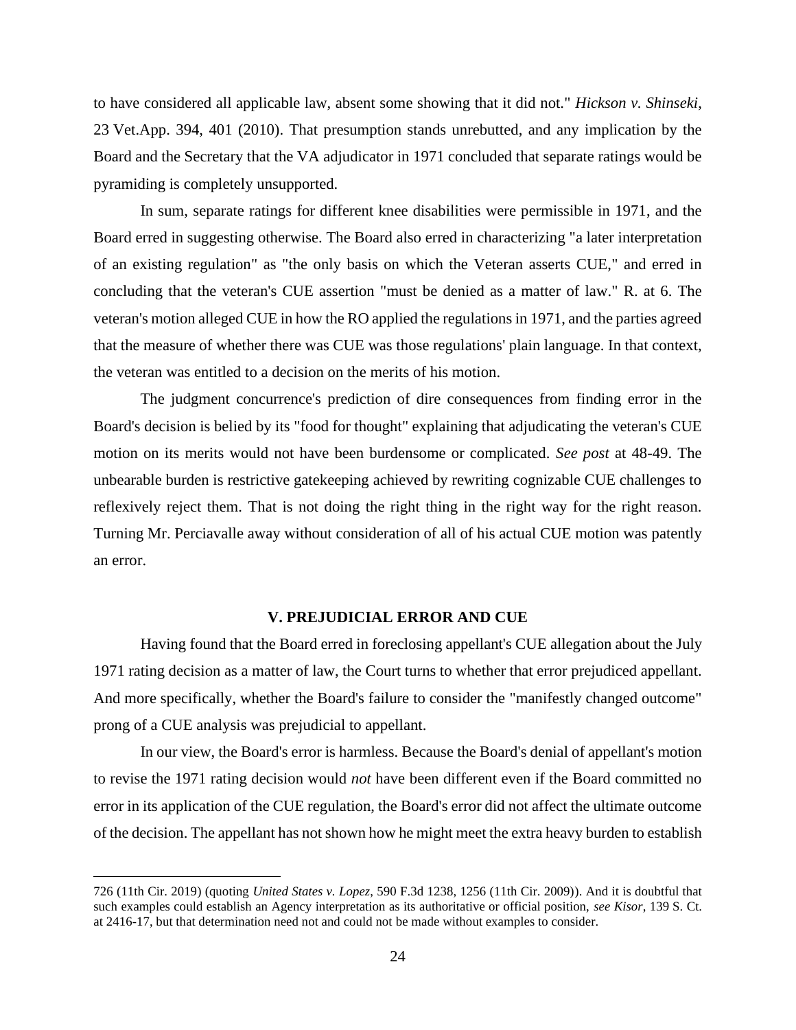to have considered all applicable law, absent some showing that it did not." *Hickson v. Shinseki*, 23 Vet.App. 394, 401 (2010). That presumption stands unrebutted, and any implication by the Board and the Secretary that the VA adjudicator in 1971 concluded that separate ratings would be pyramiding is completely unsupported.

In sum, separate ratings for different knee disabilities were permissible in 1971, and the Board erred in suggesting otherwise. The Board also erred in characterizing "a later interpretation of an existing regulation" as "the only basis on which the Veteran asserts CUE," and erred in concluding that the veteran's CUE assertion "must be denied as a matter of law." R. at 6. The veteran's motion alleged CUE in how the RO applied the regulations in 1971, and the parties agreed that the measure of whether there was CUE was those regulations' plain language. In that context, the veteran was entitled to a decision on the merits of his motion.

The judgment concurrence's prediction of dire consequences from finding error in the Board's decision is belied by its "food for thought" explaining that adjudicating the veteran's CUE motion on its merits would not have been burdensome or complicated. *See post* at 48-49. The unbearable burden is restrictive gatekeeping achieved by rewriting cognizable CUE challenges to reflexively reject them. That is not doing the right thing in the right way for the right reason. Turning Mr. Perciavalle away without consideration of all of his actual CUE motion was patently an error.

## V. PREJUDICIAL ERROR AND CUE

Having found that the Board erred in foreclosing appellant's CUE allegation about the July 1971 rating decision as a matter of law, the Court turns to whether that error prejudiced appellant. And more specifically, whether the Board's failure to consider the "manifestly changed outcome" prong of a CUE analysis was prejudicial to appellant.

In our view, the Board's error is harmless. Because the Board's denial of appellant's motion to revise the 1971 rating decision would *not* have been different even if the Board committed no error in its application of the CUE regulation, the Board's error did not affect the ultimate outcome of the decision. The appellant has not shown how he might meet the extra heavy burden to establish

---

726 (11th Cir. 2019) (quoting *United States v. Lopez*, 590 F.3d 1238, 1256 (11th Cir. 2009)). And it is doubtful that such examples could establish an Agency interpretation as its authoritative or official position, *see Kisor*, 139 S. Ct. at 2416-17, but that determination need not and could not be made without examples to consider.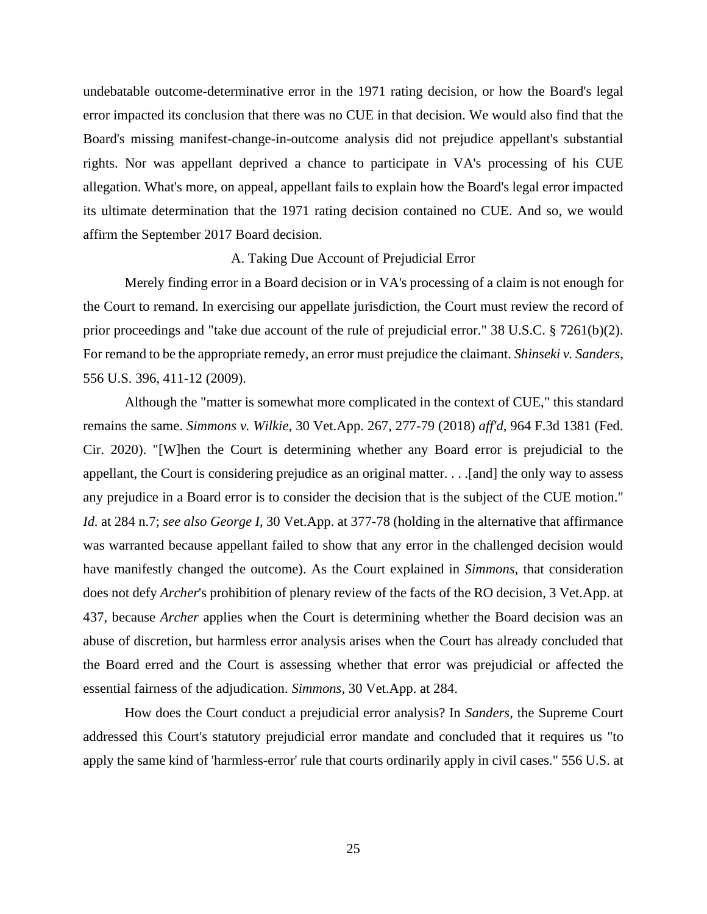undebatable outcome-determinative error in the 1971 rating decision, or how the Board's legal error impacted its conclusion that there was no CUE in that decision. We would also find that the Board's missing manifest-change-in-outcome analysis did not prejudice appellant's substantial rights. Nor was appellant deprived a chance to participate in VA's processing of his CUE allegation. What's more, on appeal, appellant fails to explain how the Board's legal error impacted its ultimate determination that the 1971 rating decision contained no CUE. And so, we would affirm the September 2017 Board decision.

### A. Taking Due Account of Prejudicial Error

Merely finding error in a Board decision or in VA's processing of a claim is not enough for the Court to remand. In exercising our appellate jurisdiction, the Court must review the record of prior proceedings and "take due account of the rule of prejudicial error." 38 U.S.C. § 7261(b)(2). For remand to be the appropriate remedy, an error must prejudice the claimant. *Shinseki v. Sanders*, 556 U.S. 396, 411-12 (2009).

Although the "matter is somewhat more complicated in the context of CUE," this standard remains the same. *Simmons v. Wilkie*, 30 Vet.App. 267, 277-79 (2018) *aff'd*, 964 F.3d 1381 (Fed. Cir. 2020). "[W]hen the Court is determining whether any Board error is prejudicial to the appellant, the Court is considering prejudice as an original matter. . . .[and] the only way to assess any prejudice in a Board error is to consider the decision that is the subject of the CUE motion." *Id.* at 284 n.7; *see also George I*, 30 Vet.App. at 377-78 (holding in the alternative that affirmance was warranted because appellant failed to show that any error in the challenged decision would have manifestly changed the outcome). As the Court explained in *Simmons*, that consideration does not defy *Archer*'s prohibition of plenary review of the facts of the RO decision, 3 Vet.App. at 437, because *Archer* applies when the Court is determining whether the Board decision was an abuse of discretion, but harmless error analysis arises when the Court has already concluded that the Board erred and the Court is assessing whether that error was prejudicial or affected the essential fairness of the adjudication. *Simmons*, 30 Vet.App. at 284.

How does the Court conduct a prejudicial error analysis? In *Sanders*, the Supreme Court addressed this Court's statutory prejudicial error mandate and concluded that it requires us "to apply the same kind of 'harmless-error' rule that courts ordinarily apply in civil cases." 556 U.S. at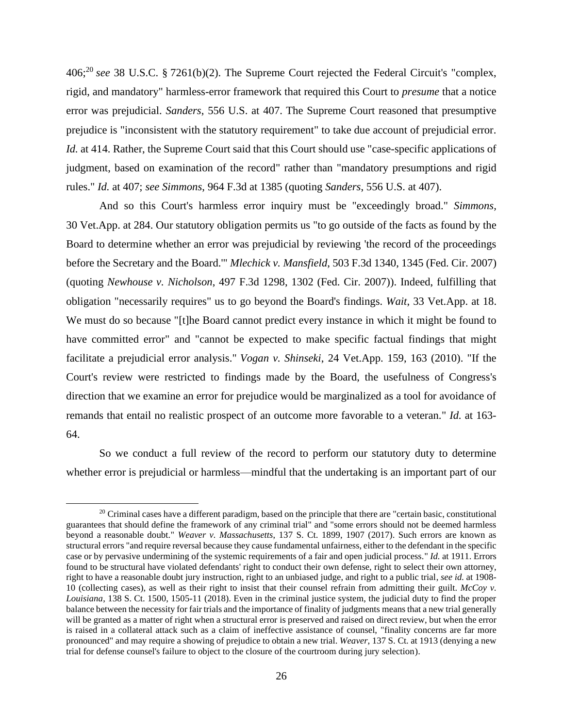406;[20] *see* 38 U.S.C. § 7261(b)(2). The Supreme Court rejected the Federal Circuit's "complex, rigid, and mandatory" harmless-error framework that required this Court to *presume* that a notice error was prejudicial. *Sanders*, 556 U.S. at 407. The Supreme Court reasoned that presumptive prejudice is "inconsistent with the statutory requirement" to take due account of prejudicial error. *Id.* at 414. Rather, the Supreme Court said that this Court should use "case-specific applications of judgment, based on examination of the record" rather than "mandatory presumptions and rigid rules." *Id.* at 407; *see Simmons*, 964 F.3d at 1385 (quoting *Sanders*, 556 U.S. at 407).

And so this Court's harmless error inquiry must be "exceedingly broad." *Simmons*, 30 Vet.App. at 284. Our statutory obligation permits us "to go outside of the facts as found by the Board to determine whether an error was prejudicial by reviewing 'the record of the proceedings before the Secretary and the Board.'" *Mlechick v. Mansfield*, 503 F.3d 1340, 1345 (Fed. Cir. 2007) (quoting *Newhouse v. Nicholson*, 497 F.3d 1298, 1302 (Fed. Cir. 2007)). Indeed, fulfilling that obligation "necessarily requires" us to go beyond the Board's findings. *Wait*, 33 Vet.App. at 18. We must do so because "[t]he Board cannot predict every instance in which it might be found to have committed error" and "cannot be expected to make specific factual findings that might facilitate a prejudicial error analysis." *Vogan v. Shinseki*, 24 Vet.App. 159, 163 (2010). "If the Court's review were restricted to findings made by the Board, the usefulness of Congress's direction that we examine an error for prejudice would be marginalized as a tool for avoidance of remands that entail no realistic prospect of an outcome more favorable to a veteran." *Id.* at 163-64.

So we conduct a full review of the record to perform our statutory duty to determine whether error is prejudicial or harmless—mindful that the undertaking is an important part of our

[20] Criminal cases have a different paradigm, based on the principle that there are "certain basic, constitutional guarantees that should define the framework of any criminal trial" and "some errors should not be deemed harmless beyond a reasonable doubt." *Weaver v. Massachusetts*, 137 S. Ct. 1899, 1907 (2017). Such errors are known as structural errors "and require reversal because they cause fundamental unfairness, either to the defendant in the specific case or by pervasive undermining of the systemic requirements of a fair and open judicial process." *Id.* at 1911. Errors found to be structural have violated defendants' right to conduct their own defense, right to select their own attorney, right to have a reasonable doubt jury instruction, right to an unbiased judge, and right to a public trial, *see id.* at 1908-10 (collecting cases), as well as their right to insist that their counsel refrain from admitting their guilt. *McCoy v. Louisiana*, 138 S. Ct. 1500, 1505-11 (2018). Even in the criminal justice system, the judicial duty to find the proper balance between the necessity for fair trials and the importance of finality of judgments means that a new trial generally will be granted as a matter of right when a structural error is preserved and raised on direct review, but when the error is raised in a collateral attack such as a claim of ineffective assistance of counsel, "finality concerns are far more pronounced" and may require a showing of prejudice to obtain a new trial. *Weaver*, 137 S. Ct. at 1913 (denying a new trial for defense counsel's failure to object to the closure of the courtroom during jury selection).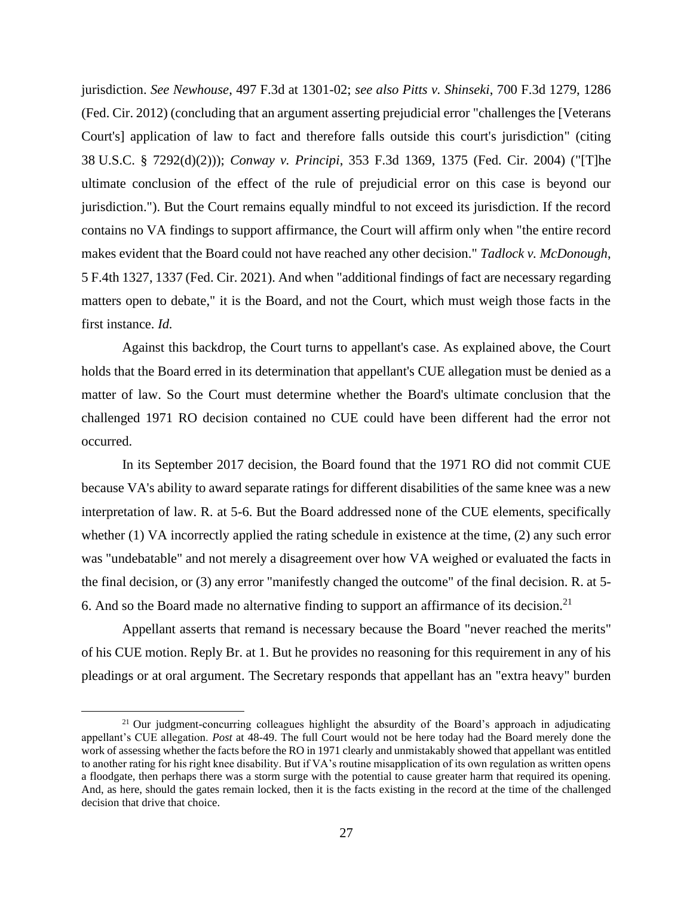jurisdiction. *See Newhouse*, 497 F.3d at 1301-02; *see also Pitts v. Shinseki*, 700 F.3d 1279, 1286 (Fed. Cir. 2012) (concluding that an argument asserting prejudicial error "challenges the [Veterans Court's] application of law to fact and therefore falls outside this court's jurisdiction" (citing 38 U.S.C. § 7292(d)(2))); *Conway v. Principi*, 353 F.3d 1369, 1375 (Fed. Cir. 2004) ("[T]he ultimate conclusion of the effect of the rule of prejudicial error on this case is beyond our jurisdiction."). But the Court remains equally mindful to not exceed its jurisdiction. If the record contains no VA findings to support affirmance, the Court will affirm only when "the entire record makes evident that the Board could not have reached any other decision." *Tadlock v. McDonough*, 5 F.4th 1327, 1337 (Fed. Cir. 2021). And when "additional findings of fact are necessary regarding matters open to debate," it is the Board, and not the Court, which must weigh those facts in the first instance. *Id.*

Against this backdrop, the Court turns to appellant's case. As explained above, the Court holds that the Board erred in its determination that appellant's CUE allegation must be denied as a matter of law. So the Court must determine whether the Board's ultimate conclusion that the challenged 1971 RO decision contained no CUE could have been different had the error not occurred.

In its September 2017 decision, the Board found that the 1971 RO did not commit CUE because VA's ability to award separate ratings for different disabilities of the same knee was a new interpretation of law. R. at 5-6. But the Board addressed none of the CUE elements, specifically whether (1) VA incorrectly applied the rating schedule in existence at the time, (2) any such error was "undebatable" and not merely a disagreement over how VA weighed or evaluated the facts in the final decision, or (3) any error "manifestly changed the outcome" of the final decision. R. at 5-6. And so the Board made no alternative finding to support an affirmance of its decision.[21]

Appellant asserts that remand is necessary because the Board "never reached the merits" of his CUE motion. Reply Br. at 1. But he provides no reasoning for this requirement in any of his pleadings or at oral argument. The Secretary responds that appellant has an "extra heavy" burden

[21] Our judgment-concurring colleagues highlight the absurdity of the Board's approach in adjudicating appellant's CUE allegation. *Post* at 48-49. The full Court would not be here today had the Board merely done the work of assessing whether the facts before the RO in 1971 clearly and unmistakably showed that appellant was entitled to another rating for his right knee disability. But if VA's routine misapplication of its own regulation as written opens a floodgate, then perhaps there was a storm surge with the potential to cause greater harm that required its opening. And, as here, should the gates remain locked, then it is the facts existing in the record at the time of the challenged decision that drive that choice.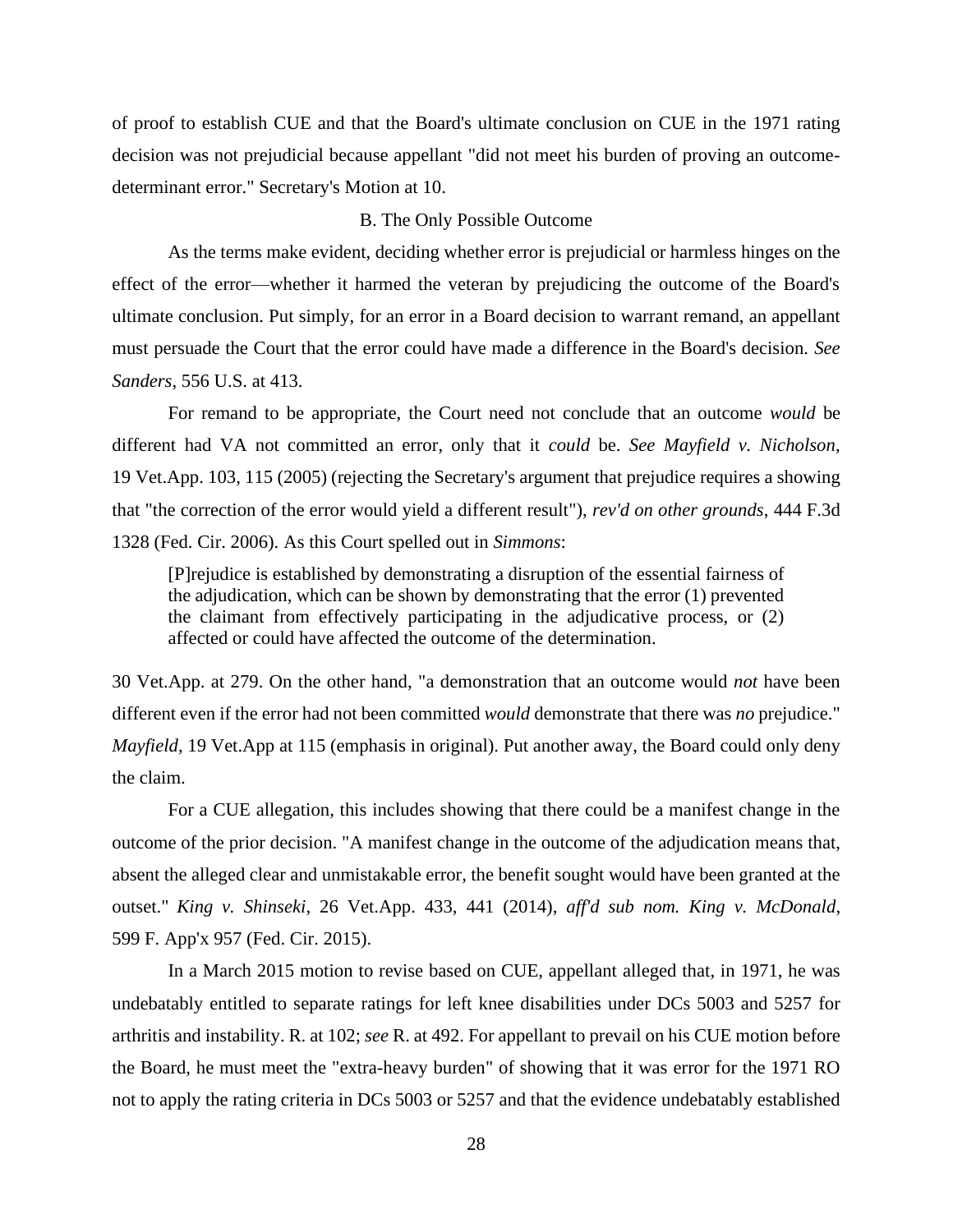of proof to establish CUE and that the Board's ultimate conclusion on CUE in the 1971 rating decision was not prejudicial because appellant "did not meet his burden of proving an outcome-determinant error." Secretary's Motion at 10.

### B. The Only Possible Outcome

As the terms make evident, deciding whether error is prejudicial or harmless hinges on the effect of the error—whether it harmed the veteran by prejudicing the outcome of the Board's ultimate conclusion. Put simply, for an error in a Board decision to warrant remand, an appellant must persuade the Court that the error could have made a difference in the Board's decision. *See Sanders*, 556 U.S. at 413.

For remand to be appropriate, the Court need not conclude that an outcome *would* be different had VA not committed an error, only that it *could* be. *See Mayfield v. Nicholson*, 19 Vet.App. 103, 115 (2005) (rejecting the Secretary's argument that prejudice requires a showing that "the correction of the error would yield a different result"), *rev'd on other grounds*, 444 F.3d 1328 (Fed. Cir. 2006). As this Court spelled out in *Simmons*:

> [P]rejudice is established by demonstrating a disruption of the essential fairness of the adjudication, which can be shown by demonstrating that the error (1) prevented the claimant from effectively participating in the adjudicative process, or (2) affected or could have affected the outcome of the determination.

30 Vet.App. at 279. On the other hand, "a demonstration that an outcome would *not* have been different even if the error had not been committed *would* demonstrate that there was *no* prejudice." *Mayfield*, 19 Vet.App at 115 (emphasis in original). Put another away, the Board could only deny the claim.

For a CUE allegation, this includes showing that there could be a manifest change in the outcome of the prior decision. "A manifest change in the outcome of the adjudication means that, absent the alleged clear and unmistakable error, the benefit sought would have been granted at the outset." *King v. Shinseki*, 26 Vet.App. 433, 441 (2014), *aff'd sub nom. King v. McDonald*, 599 F. App'x 957 (Fed. Cir. 2015).

In a March 2015 motion to revise based on CUE, appellant alleged that, in 1971, he was undebatably entitled to separate ratings for left knee disabilities under DCs 5003 and 5257 for arthritis and instability. R. at 102; *see* R. at 492. For appellant to prevail on his CUE motion before the Board, he must meet the "extra-heavy burden" of showing that it was error for the 1971 RO not to apply the rating criteria in DCs 5003 or 5257 and that the evidence undebatably established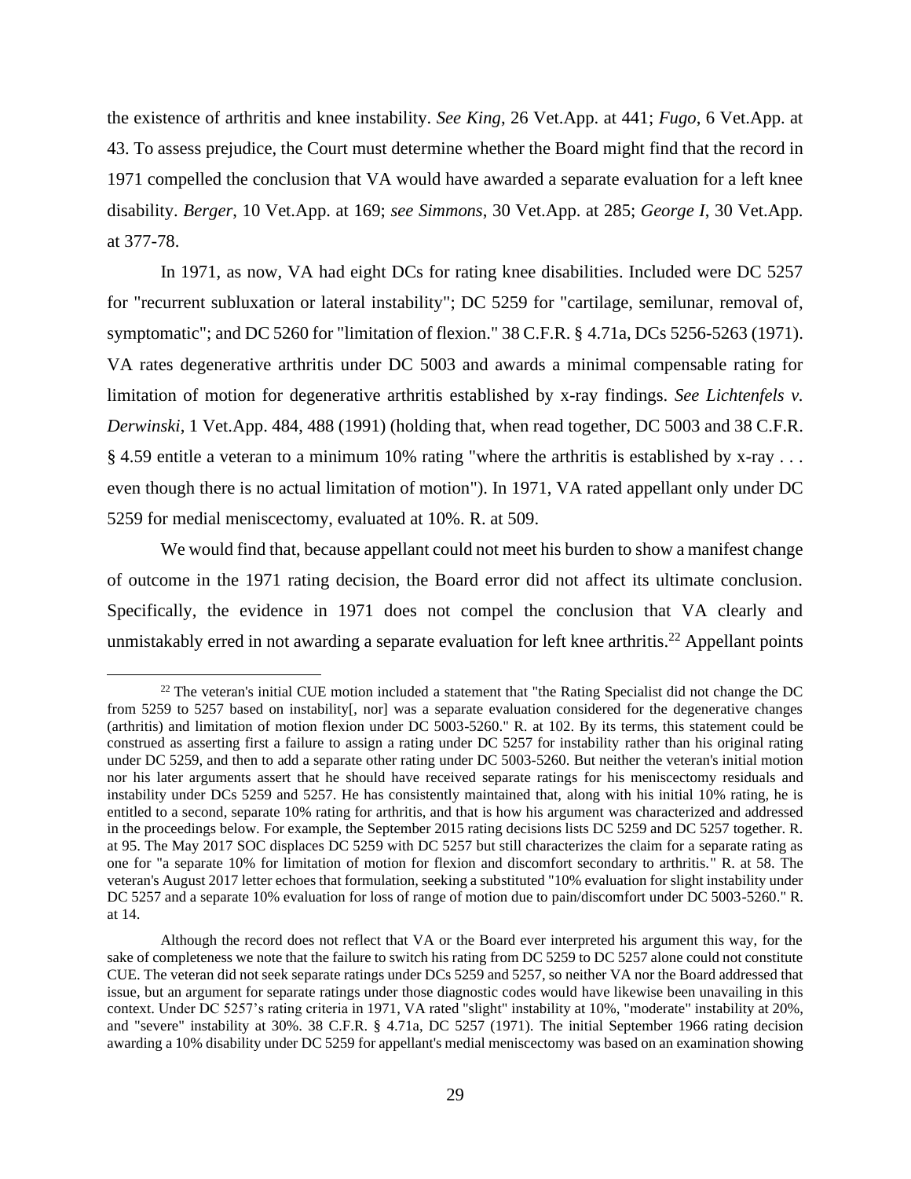the existence of arthritis and knee instability. *See King*, 26 Vet.App. at 441; *Fugo*, 6 Vet.App. at 43. To assess prejudice, the Court must determine whether the Board might find that the record in 1971 compelled the conclusion that VA would have awarded a separate evaluation for a left knee disability. *Berger*, 10 Vet.App. at 169; *see Simmons*, 30 Vet.App. at 285; *George I*, 30 Vet.App. at 377-78.

In 1971, as now, VA had eight DCs for rating knee disabilities. Included were DC 5257 for "recurrent subluxation or lateral instability"; DC 5259 for "cartilage, semilunar, removal of, symptomatic"; and DC 5260 for "limitation of flexion." 38 C.F.R. § 4.71a, DCs 5256-5263 (1971). VA rates degenerative arthritis under DC 5003 and awards a minimal compensable rating for limitation of motion for degenerative arthritis established by x-ray findings. *See Lichtenfels v. Derwinski*, 1 Vet.App. 484, 488 (1991) (holding that, when read together, DC 5003 and 38 C.F.R. § 4.59 entitle a veteran to a minimum 10% rating "where the arthritis is established by x-ray . . . even though there is no actual limitation of motion"). In 1971, VA rated appellant only under DC 5259 for medial meniscectomy, evaluated at 10%. R. at 509.

We would find that, because appellant could not meet his burden to show a manifest change of outcome in the 1971 rating decision, the Board error did not affect its ultimate conclusion. Specifically, the evidence in 1971 does not compel the conclusion that VA clearly and unmistakably erred in not awarding a separate evaluation for left knee arthritis.[22] Appellant points

---

[22] The veteran's initial CUE motion included a statement that "the Rating Specialist did not change the DC from 5259 to 5257 based on instability[, nor] was a separate evaluation considered for the degenerative changes (arthritis) and limitation of motion flexion under DC 5003-5260." R. at 102. By its terms, this statement could be construed as asserting first a failure to assign a rating under DC 5257 for instability rather than his original rating under DC 5259, and then to add a separate other rating under DC 5003-5260. But neither the veteran's initial motion nor his later arguments assert that he should have received separate ratings for his meniscectomy residuals and instability under DCs 5259 and 5257. He has consistently maintained that, along with his initial 10% rating, he is entitled to a second, separate 10% rating for arthritis, and that is how his argument was characterized and addressed in the proceedings below. For example, the September 2015 rating decisions lists DC 5259 and DC 5257 together. R. at 95. The May 2017 SOC displaces DC 5259 with DC 5257 but still characterizes the claim for a separate rating as one for "a separate 10% for limitation of motion for flexion and discomfort secondary to arthritis." R. at 58. The veteran's August 2017 letter echoes that formulation, seeking a substituted "10% evaluation for slight instability under DC 5257 and a separate 10% evaluation for loss of range of motion due to pain/discomfort under DC 5003-5260." R. at 14.

Although the record does not reflect that VA or the Board ever interpreted his argument this way, for the sake of completeness we note that the failure to switch his rating from DC 5259 to DC 5257 alone could not constitute CUE. The veteran did not seek separate ratings under DCs 5259 and 5257, so neither VA nor the Board addressed that issue, but an argument for separate ratings under those diagnostic codes would have likewise been unavailing in this context. Under DC 5257's rating criteria in 1971, VA rated "slight" instability at 10%, "moderate" instability at 20%, and "severe" instability at 30%. 38 C.F.R. § 4.71a, DC 5257 (1971). The initial September 1966 rating decision awarding a 10% disability under DC 5259 for appellant's medial meniscectomy was based on an examination showing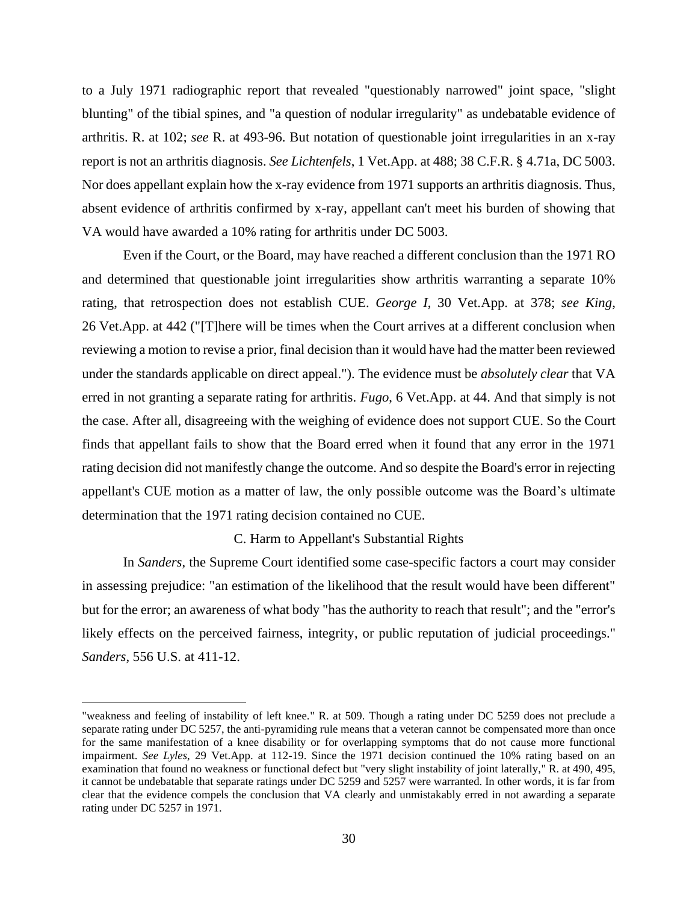to a July 1971 radiographic report that revealed "questionably narrowed" joint space, "slight blunting" of the tibial spines, and "a question of nodular irregularity" as undebatable evidence of arthritis. R. at 102; *see* R. at 493-96. But notation of questionable joint irregularities in an x-ray report is not an arthritis diagnosis. *See Lichtenfels*, 1 Vet.App. at 488; 38 C.F.R. § 4.71a, DC 5003. Nor does appellant explain how the x-ray evidence from 1971 supports an arthritis diagnosis. Thus, absent evidence of arthritis confirmed by x-ray, appellant can't meet his burden of showing that VA would have awarded a 10% rating for arthritis under DC 5003.

Even if the Court, or the Board, may have reached a different conclusion than the 1971 RO and determined that questionable joint irregularities show arthritis warranting a separate 10% rating, that retrospection does not establish CUE. *George I*, 30 Vet.App. at 378; *see King*, 26 Vet.App. at 442 ("[T]here will be times when the Court arrives at a different conclusion when reviewing a motion to revise a prior, final decision than it would have had the matter been reviewed under the standards applicable on direct appeal."). The evidence must be *absolutely clear* that VA erred in not granting a separate rating for arthritis. *Fugo*, 6 Vet.App. at 44. And that simply is not the case. After all, disagreeing with the weighing of evidence does not support CUE. So the Court finds that appellant fails to show that the Board erred when it found that any error in the 1971 rating decision did not manifestly change the outcome. And so despite the Board's error in rejecting appellant's CUE motion as a matter of law, the only possible outcome was the Board's ultimate determination that the 1971 rating decision contained no CUE.

### C. Harm to Appellant's Substantial Rights

In *Sanders*, the Supreme Court identified some case-specific factors a court may consider in assessing prejudice: "an estimation of the likelihood that the result would have been different" but for the error; an awareness of what body "has the authority to reach that result"; and the "error's likely effects on the perceived fairness, integrity, or public reputation of judicial proceedings." *Sanders*, 556 U.S. at 411-12.

---

"weakness and feeling of instability of left knee." R. at 509. Though a rating under DC 5259 does not preclude a separate rating under DC 5257, the anti-pyramiding rule means that a veteran cannot be compensated more than once for the same manifestation of a knee disability or for overlapping symptoms that do not cause more functional impairment. *See Lyles*, 29 Vet.App. at 112-19. Since the 1971 decision continued the 10% rating based on an examination that found no weakness or functional defect but "very slight instability of joint laterally," R. at 490, 495, it cannot be undebatable that separate ratings under DC 5259 and 5257 were warranted. In other words, it is far from clear that the evidence compels the conclusion that VA clearly and unmistakably erred in not awarding a separate rating under DC 5257 in 1971.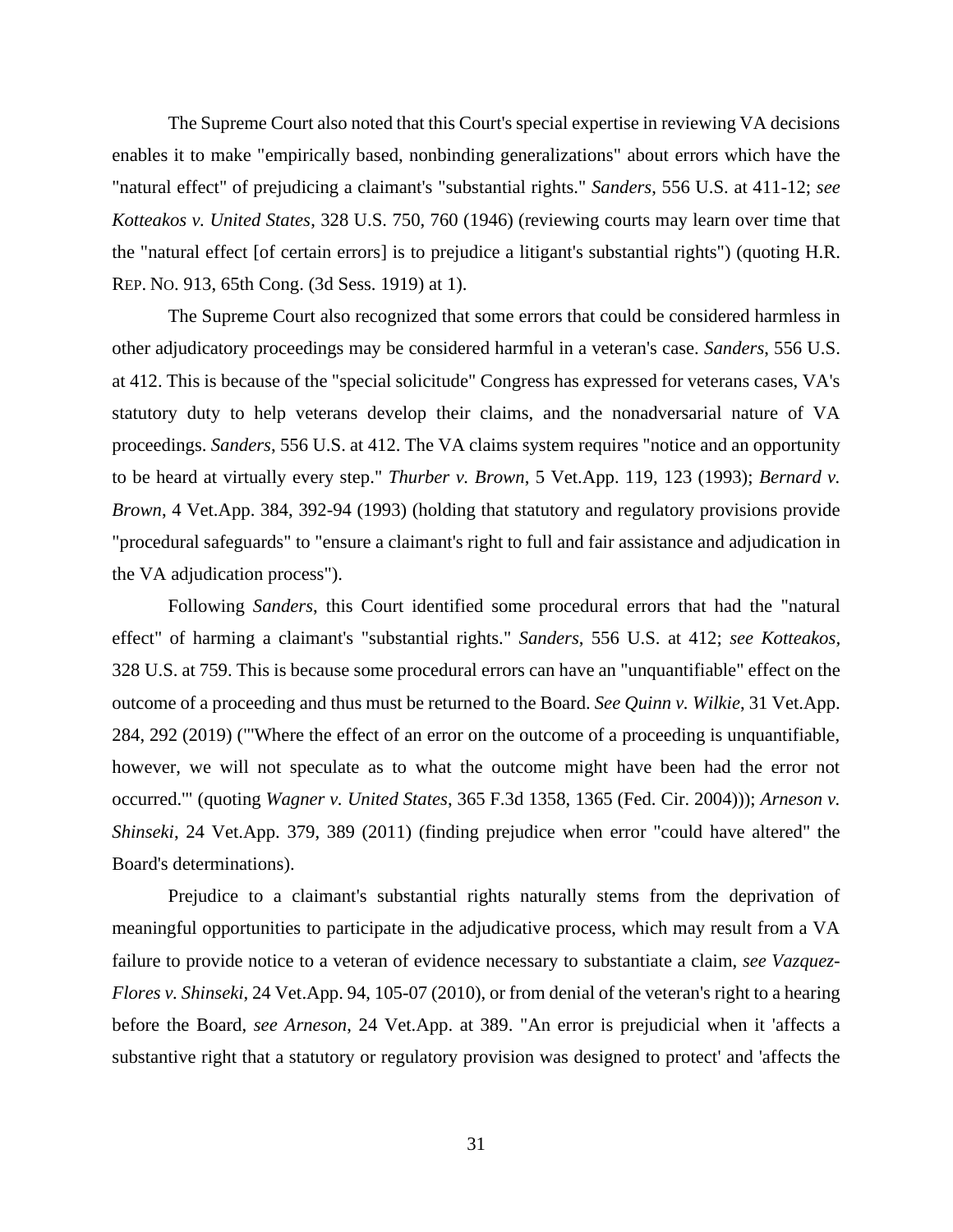The Supreme Court also noted that this Court's special expertise in reviewing VA decisions enables it to make "empirically based, nonbinding generalizations" about errors which have the "natural effect" of prejudicing a claimant's "substantial rights." *Sanders*, 556 U.S. at 411-12; *see Kotteakos v. United States*, 328 U.S. 750, 760 (1946) (reviewing courts may learn over time that the "natural effect [of certain errors] is to prejudice a litigant's substantial rights") (quoting H.R. REP. NO. 913, 65th Cong. (3d Sess. 1919) at 1).

The Supreme Court also recognized that some errors that could be considered harmless in other adjudicatory proceedings may be considered harmful in a veteran's case. *Sanders*, 556 U.S. at 412. This is because of the "special solicitude" Congress has expressed for veterans cases, VA's statutory duty to help veterans develop their claims, and the nonadversarial nature of VA proceedings. *Sanders*, 556 U.S. at 412. The VA claims system requires "notice and an opportunity to be heard at virtually every step." *Thurber v. Brown*, 5 Vet.App. 119, 123 (1993); *Bernard v. Brown*, 4 Vet.App. 384, 392-94 (1993) (holding that statutory and regulatory provisions provide "procedural safeguards" to "ensure a claimant's right to full and fair assistance and adjudication in the VA adjudication process").

Following *Sanders*, this Court identified some procedural errors that had the "natural effect" of harming a claimant's "substantial rights." *Sanders*, 556 U.S. at 412; *see Kotteakos*, 328 U.S. at 759. This is because some procedural errors can have an "unquantifiable" effect on the outcome of a proceeding and thus must be returned to the Board. *See Quinn v. Wilkie*, 31 Vet.App. 284, 292 (2019) ("'Where the effect of an error on the outcome of a proceeding is unquantifiable, however, we will not speculate as to what the outcome might have been had the error not occurred.'" (quoting *Wagner v. United States*, 365 F.3d 1358, 1365 (Fed. Cir. 2004))); *Arneson v. Shinseki*, 24 Vet.App. 379, 389 (2011) (finding prejudice when error "could have altered" the Board's determinations).

Prejudice to a claimant's substantial rights naturally stems from the deprivation of meaningful opportunities to participate in the adjudicative process, which may result from a VA failure to provide notice to a veteran of evidence necessary to substantiate a claim, *see Vazquez-Flores v. Shinseki*, 24 Vet.App. 94, 105-07 (2010), or from denial of the veteran's right to a hearing before the Board, *see Arneson*, 24 Vet.App. at 389. "An error is prejudicial when it 'affects a substantive right that a statutory or regulatory provision was designed to protect' and 'affects the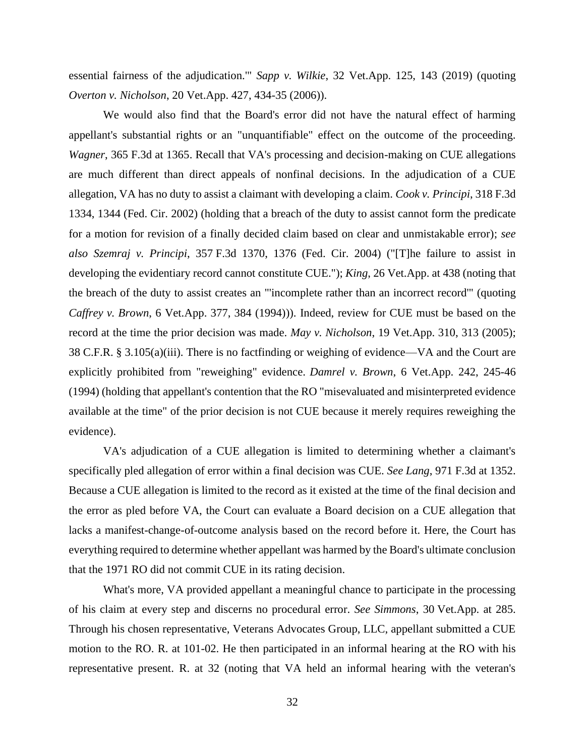essential fairness of the adjudication.'" *Sapp v. Wilkie*, 32 Vet.App. 125, 143 (2019) (quoting *Overton v. Nicholson*, 20 Vet.App. 427, 434-35 (2006)).

We would also find that the Board's error did not have the natural effect of harming appellant's substantial rights or an "unquantifiable" effect on the outcome of the proceeding. *Wagner*, 365 F.3d at 1365. Recall that VA's processing and decision-making on CUE allegations are much different than direct appeals of nonfinal decisions. In the adjudication of a CUE allegation, VA has no duty to assist a claimant with developing a claim. *Cook v. Principi*, 318 F.3d 1334, 1344 (Fed. Cir. 2002) (holding that a breach of the duty to assist cannot form the predicate for a motion for revision of a finally decided claim based on clear and unmistakable error); *see also Szemraj v. Principi*, 357 F.3d 1370, 1376 (Fed. Cir. 2004) ("[T]he failure to assist in developing the evidentiary record cannot constitute CUE."); *King*, 26 Vet.App. at 438 (noting that the breach of the duty to assist creates an "'incomplete rather than an incorrect record'" (quoting *Caffrey v. Brown*, 6 Vet.App. 377, 384 (1994))). Indeed, review for CUE must be based on the record at the time the prior decision was made. *May v. Nicholson*, 19 Vet.App. 310, 313 (2005); 38 C.F.R. § 3.105(a)(iii). There is no factfinding or weighing of evidence—VA and the Court are explicitly prohibited from "reweighing" evidence. *Damrel v. Brown*, 6 Vet.App. 242, 245-46 (1994) (holding that appellant's contention that the RO "misevaluated and misinterpreted evidence available at the time" of the prior decision is not CUE because it merely requires reweighing the evidence).

VA's adjudication of a CUE allegation is limited to determining whether a claimant's specifically pled allegation of error within a final decision was CUE. *See Lang*, 971 F.3d at 1352. Because a CUE allegation is limited to the record as it existed at the time of the final decision and the error as pled before VA, the Court can evaluate a Board decision on a CUE allegation that lacks a manifest-change-of-outcome analysis based on the record before it. Here, the Court has everything required to determine whether appellant was harmed by the Board's ultimate conclusion that the 1971 RO did not commit CUE in its rating decision.

What's more, VA provided appellant a meaningful chance to participate in the processing of his claim at every step and discerns no procedural error. *See Simmons*, 30 Vet.App. at 285. Through his chosen representative, Veterans Advocates Group, LLC, appellant submitted a CUE motion to the RO. R. at 101-02. He then participated in an informal hearing at the RO with his representative present. R. at 32 (noting that VA held an informal hearing with the veteran's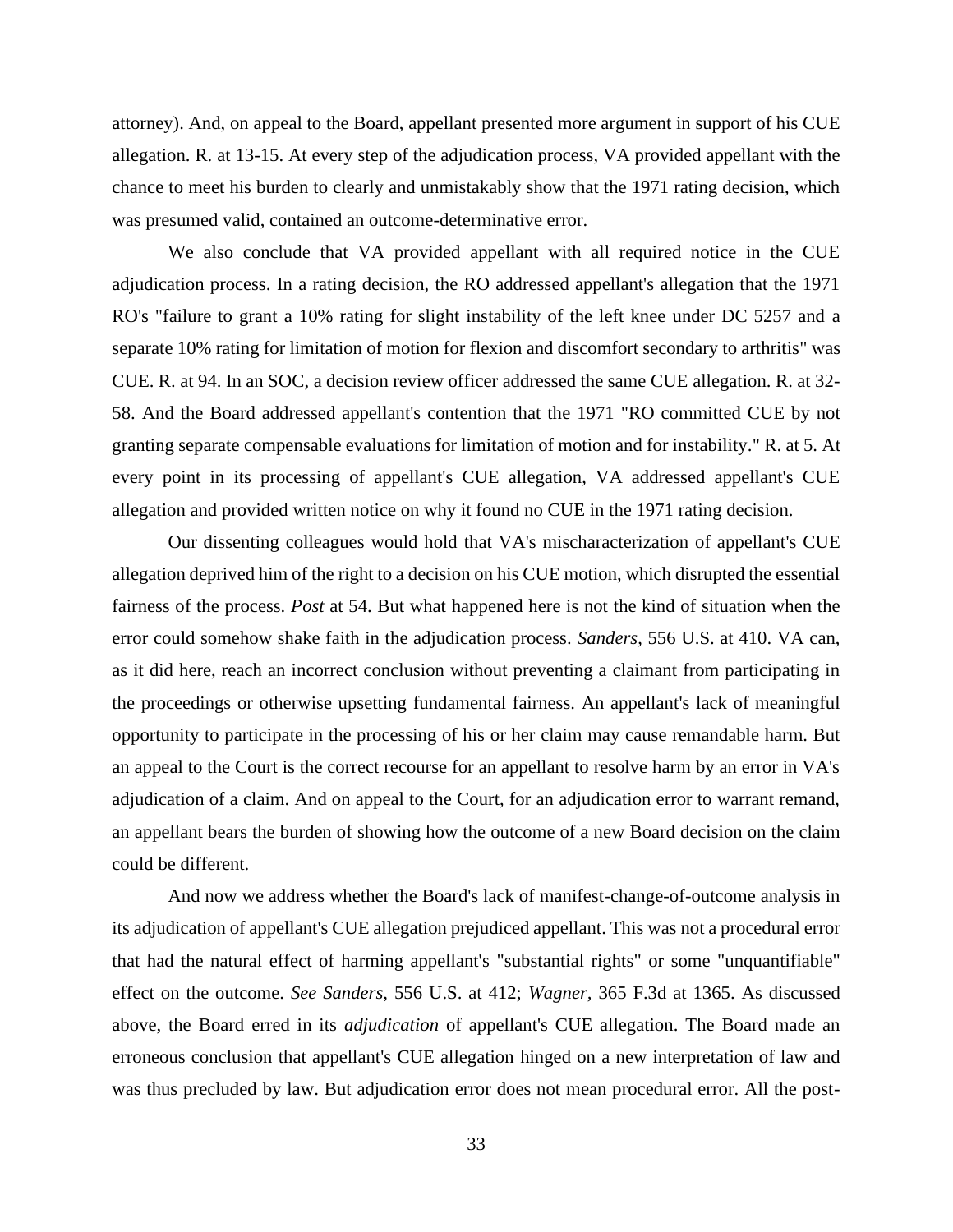attorney). And, on appeal to the Board, appellant presented more argument in support of his CUE allegation. R. at 13-15. At every step of the adjudication process, VA provided appellant with the chance to meet his burden to clearly and unmistakably show that the 1971 rating decision, which was presumed valid, contained an outcome-determinative error.

We also conclude that VA provided appellant with all required notice in the CUE adjudication process. In a rating decision, the RO addressed appellant's allegation that the 1971 RO's "failure to grant a 10% rating for slight instability of the left knee under DC 5257 and a separate 10% rating for limitation of motion for flexion and discomfort secondary to arthritis" was CUE. R. at 94. In an SOC, a decision review officer addressed the same CUE allegation. R. at 32-58. And the Board addressed appellant's contention that the 1971 "RO committed CUE by not granting separate compensable evaluations for limitation of motion and for instability." R. at 5. At every point in its processing of appellant's CUE allegation, VA addressed appellant's CUE allegation and provided written notice on why it found no CUE in the 1971 rating decision.

Our dissenting colleagues would hold that VA's mischaracterization of appellant's CUE allegation deprived him of the right to a decision on his CUE motion, which disrupted the essential fairness of the process. *Post* at 54. But what happened here is not the kind of situation when the error could somehow shake faith in the adjudication process. *Sanders*, 556 U.S. at 410. VA can, as it did here, reach an incorrect conclusion without preventing a claimant from participating in the proceedings or otherwise upsetting fundamental fairness. An appellant's lack of meaningful opportunity to participate in the processing of his or her claim may cause remandable harm. But an appeal to the Court is the correct recourse for an appellant to resolve harm by an error in VA's adjudication of a claim. And on appeal to the Court, for an adjudication error to warrant remand, an appellant bears the burden of showing how the outcome of a new Board decision on the claim could be different.

And now we address whether the Board's lack of manifest-change-of-outcome analysis in its adjudication of appellant's CUE allegation prejudiced appellant. This was not a procedural error that had the natural effect of harming appellant's "substantial rights" or some "unquantifiable" effect on the outcome. *See Sanders*, 556 U.S. at 412; *Wagner*, 365 F.3d at 1365. As discussed above, the Board erred in its *adjudication* of appellant's CUE allegation. The Board made an erroneous conclusion that appellant's CUE allegation hinged on a new interpretation of law and was thus precluded by law. But adjudication error does not mean procedural error. All the post-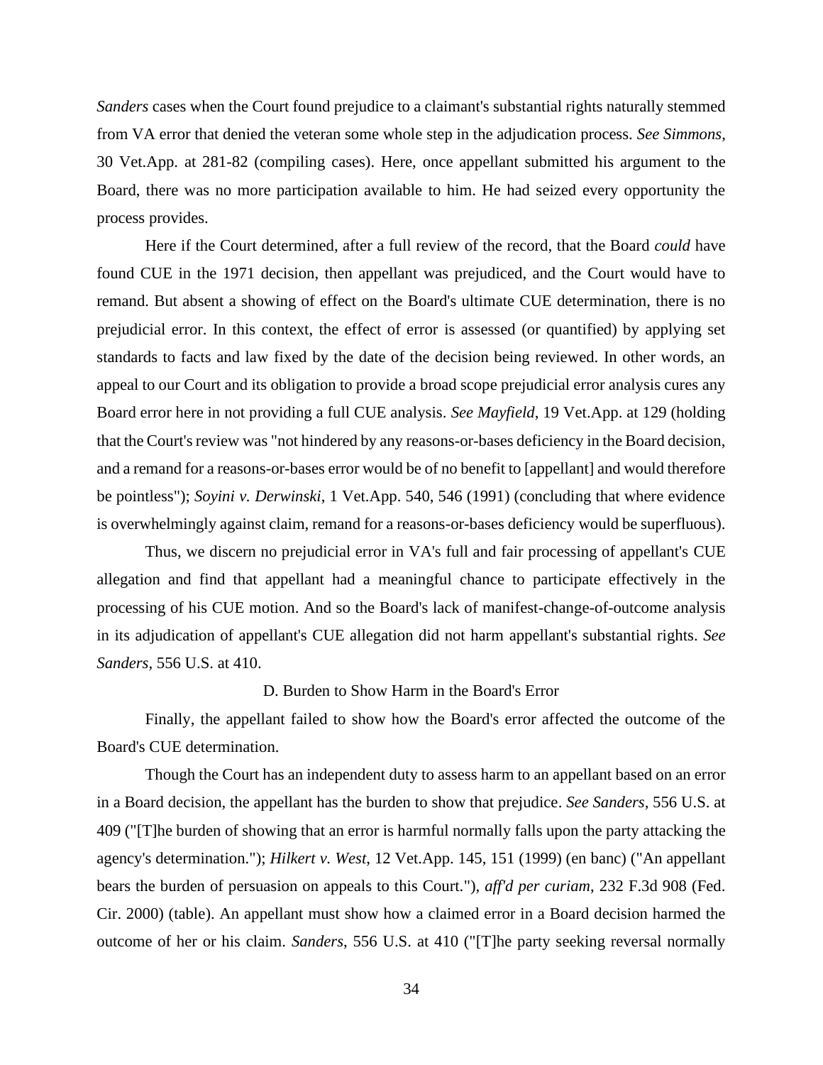*Sanders* cases when the Court found prejudice to a claimant's substantial rights naturally stemmed from VA error that denied the veteran some whole step in the adjudication process. *See Simmons*, 30 Vet.App. at 281-82 (compiling cases). Here, once appellant submitted his argument to the Board, there was no more participation available to him. He had seized every opportunity the process provides.

Here if the Court determined, after a full review of the record, that the Board *could* have found CUE in the 1971 decision, then appellant was prejudiced, and the Court would have to remand. But absent a showing of effect on the Board's ultimate CUE determination, there is no prejudicial error. In this context, the effect of error is assessed (or quantified) by applying set standards to facts and law fixed by the date of the decision being reviewed. In other words, an appeal to our Court and its obligation to provide a broad scope prejudicial error analysis cures any Board error here in not providing a full CUE analysis. *See Mayfield*, 19 Vet.App. at 129 (holding that the Court's review was "not hindered by any reasons-or-bases deficiency in the Board decision, and a remand for a reasons-or-bases error would be of no benefit to [appellant] and would therefore be pointless"); *Soyini v. Derwinski*, 1 Vet.App. 540, 546 (1991) (concluding that where evidence is overwhelmingly against claim, remand for a reasons-or-bases deficiency would be superfluous).

Thus, we discern no prejudicial error in VA's full and fair processing of appellant's CUE allegation and find that appellant had a meaningful chance to participate effectively in the processing of his CUE motion. And so the Board's lack of manifest-change-of-outcome analysis in its adjudication of appellant's CUE allegation did not harm appellant's substantial rights. *See Sanders*, 556 U.S. at 410.

D. Burden to Show Harm in the Board's Error

Finally, the appellant failed to show how the Board's error affected the outcome of the Board's CUE determination.

Though the Court has an independent duty to assess harm to an appellant based on an error in a Board decision, the appellant has the burden to show that prejudice. *See Sanders*, 556 U.S. at 409 ("[T]he burden of showing that an error is harmful normally falls upon the party attacking the agency's determination."); *Hilkert v. West*, 12 Vet.App. 145, 151 (1999) (en banc) ("An appellant bears the burden of persuasion on appeals to this Court."), *aff'd per curiam*, 232 F.3d 908 (Fed. Cir. 2000) (table). An appellant must show how a claimed error in a Board decision harmed the outcome of her or his claim. *Sanders*, 556 U.S. at 410 ("[T]he party seeking reversal normally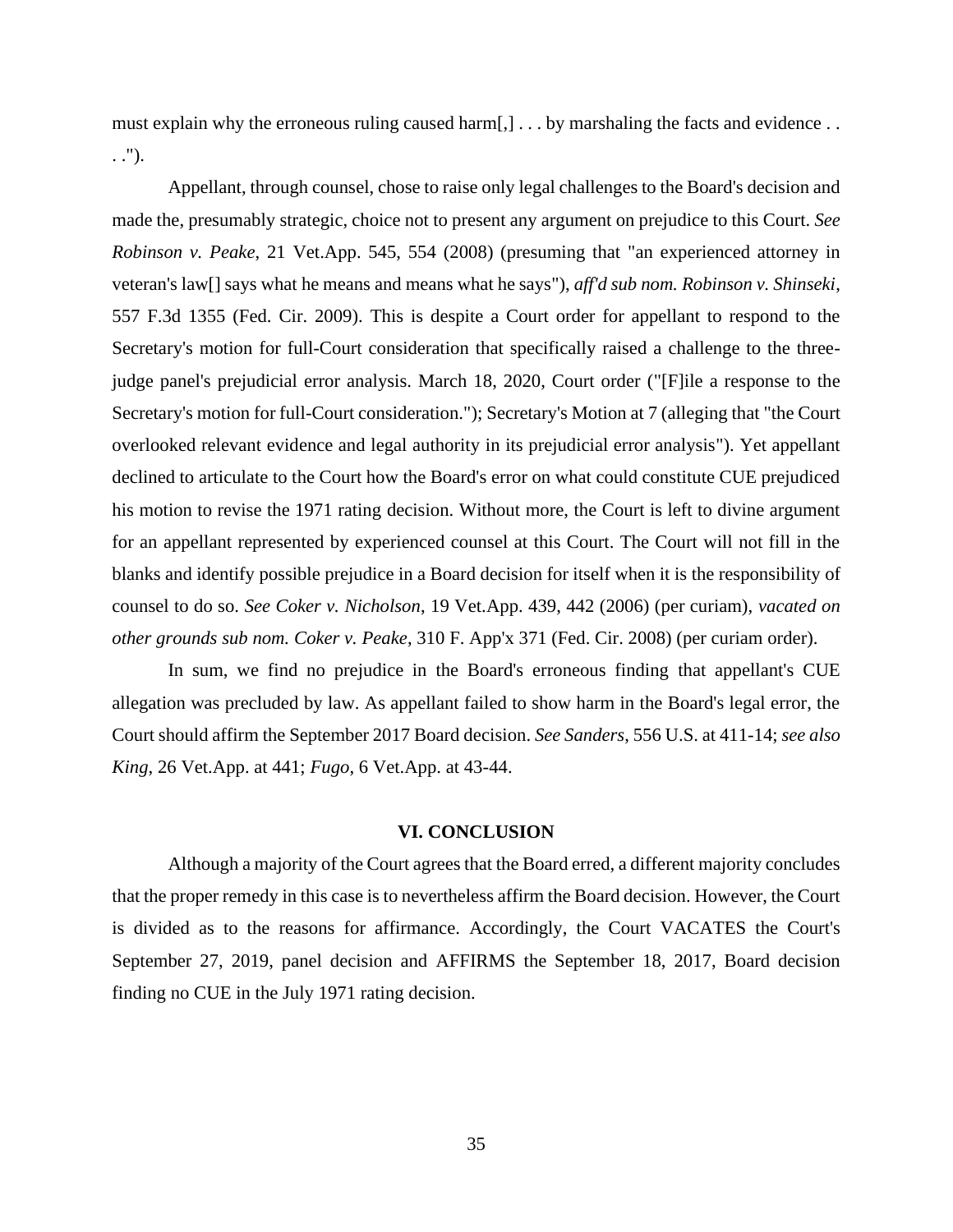must explain why the erroneous ruling caused harm[,] . . . by marshaling the facts and evidence . . . .").

Appellant, through counsel, chose to raise only legal challenges to the Board's decision and made the, presumably strategic, choice not to present any argument on prejudice to this Court. *See Robinson v. Peake*, 21 Vet.App. 545, 554 (2008) (presuming that "an experienced attorney in veteran's law[] says what he means and means what he says"), *aff'd sub nom. Robinson v. Shinseki*, 557 F.3d 1355 (Fed. Cir. 2009). This is despite a Court order for appellant to respond to the Secretary's motion for full-Court consideration that specifically raised a challenge to the three-judge panel's prejudicial error analysis. March 18, 2020, Court order ("[F]ile a response to the Secretary's motion for full-Court consideration."); Secretary's Motion at 7 (alleging that "the Court overlooked relevant evidence and legal authority in its prejudicial error analysis"). Yet appellant declined to articulate to the Court how the Board's error on what could constitute CUE prejudiced his motion to revise the 1971 rating decision. Without more, the Court is left to divine argument for an appellant represented by experienced counsel at this Court. The Court will not fill in the blanks and identify possible prejudice in a Board decision for itself when it is the responsibility of counsel to do so. *See Coker v. Nicholson*, 19 Vet.App. 439, 442 (2006) (per curiam), *vacated on other grounds sub nom. Coker v. Peake*, 310 F. App'x 371 (Fed. Cir. 2008) (per curiam order).

In sum, we find no prejudice in the Board's erroneous finding that appellant's CUE allegation was precluded by law. As appellant failed to show harm in the Board's legal error, the Court should affirm the September 2017 Board decision. *See Sanders*, 556 U.S. at 411-14; *see also King*, 26 Vet.App. at 441; *Fugo*, 6 Vet.App. at 43-44.

## VI. CONCLUSION

Although a majority of the Court agrees that the Board erred, a different majority concludes that the proper remedy in this case is to nevertheless affirm the Board decision. However, the Court is divided as to the reasons for affirmance. Accordingly, the Court VACATES the Court's September 27, 2019, panel decision and AFFIRMS the September 18, 2017, Board decision finding no CUE in the July 1971 rating decision.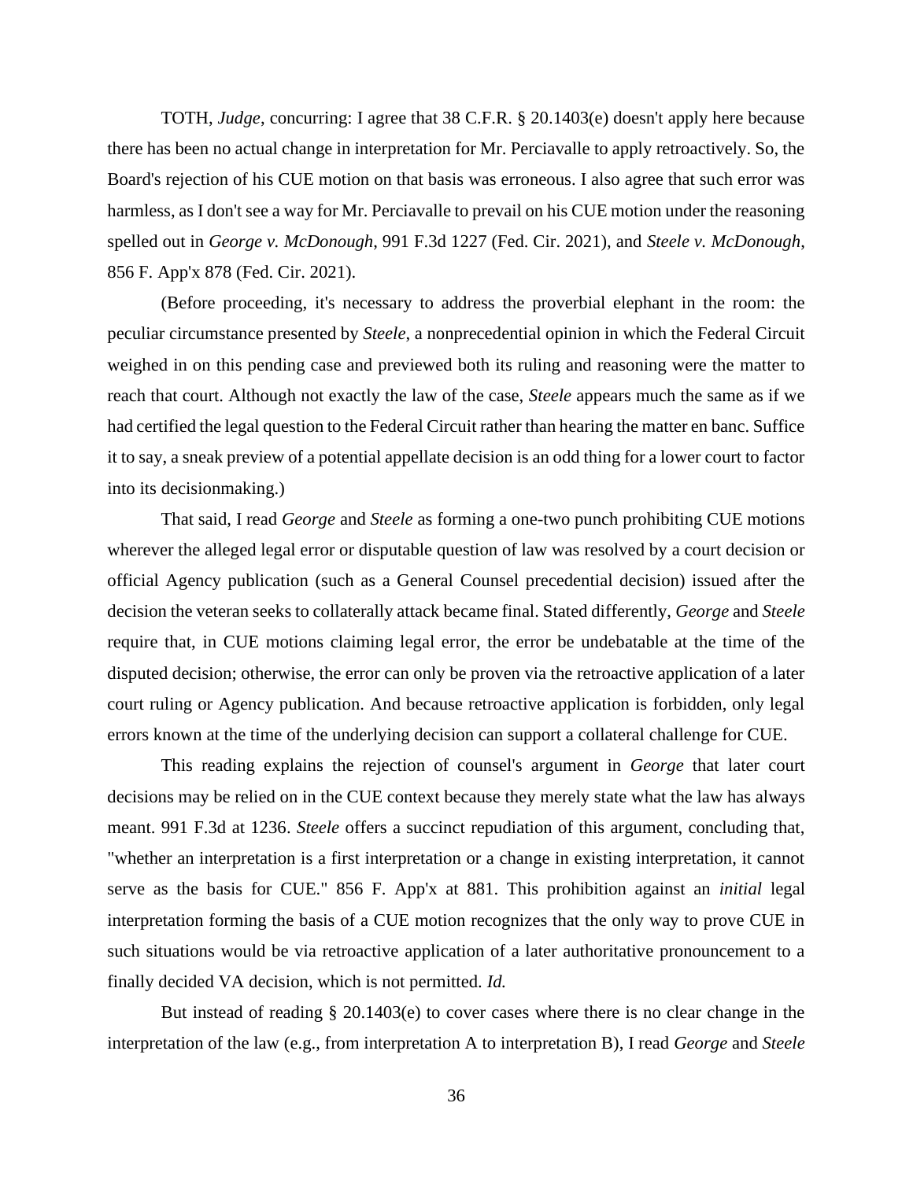TOTH, *Judge*, concurring: I agree that 38 C.F.R. § 20.1403(e) doesn't apply here because there has been no actual change in interpretation for Mr. Perciavalle to apply retroactively. So, the Board's rejection of his CUE motion on that basis was erroneous. I also agree that such error was harmless, as I don't see a way for Mr. Perciavalle to prevail on his CUE motion under the reasoning spelled out in *George v. McDonough*, 991 F.3d 1227 (Fed. Cir. 2021), and *Steele v. McDonough*, 856 F. App'x 878 (Fed. Cir. 2021).

(Before proceeding, it's necessary to address the proverbial elephant in the room: the peculiar circumstance presented by *Steele*, a nonprecedential opinion in which the Federal Circuit weighed in on this pending case and previewed both its ruling and reasoning were the matter to reach that court. Although not exactly the law of the case, *Steele* appears much the same as if we had certified the legal question to the Federal Circuit rather than hearing the matter en banc. Suffice it to say, a sneak preview of a potential appellate decision is an odd thing for a lower court to factor into its decisionmaking.)

That said, I read *George* and *Steele* as forming a one-two punch prohibiting CUE motions wherever the alleged legal error or disputable question of law was resolved by a court decision or official Agency publication (such as a General Counsel precedential decision) issued after the decision the veteran seeks to collaterally attack became final. Stated differently, *George* and *Steele* require that, in CUE motions claiming legal error, the error be undebatable at the time of the disputed decision; otherwise, the error can only be proven via the retroactive application of a later court ruling or Agency publication. And because retroactive application is forbidden, only legal errors known at the time of the underlying decision can support a collateral challenge for CUE.

This reading explains the rejection of counsel's argument in *George* that later court decisions may be relied on in the CUE context because they merely state what the law has always meant. 991 F.3d at 1236. *Steele* offers a succinct repudiation of this argument, concluding that, "whether an interpretation is a first interpretation or a change in existing interpretation, it cannot serve as the basis for CUE." 856 F. App'x at 881. This prohibition against an *initial* legal interpretation forming the basis of a CUE motion recognizes that the only way to prove CUE in such situations would be via retroactive application of a later authoritative pronouncement to a finally decided VA decision, which is not permitted. *Id.*

But instead of reading § 20.1403(e) to cover cases where there is no clear change in the interpretation of the law (e.g., from interpretation A to interpretation B), I read *George* and *Steele*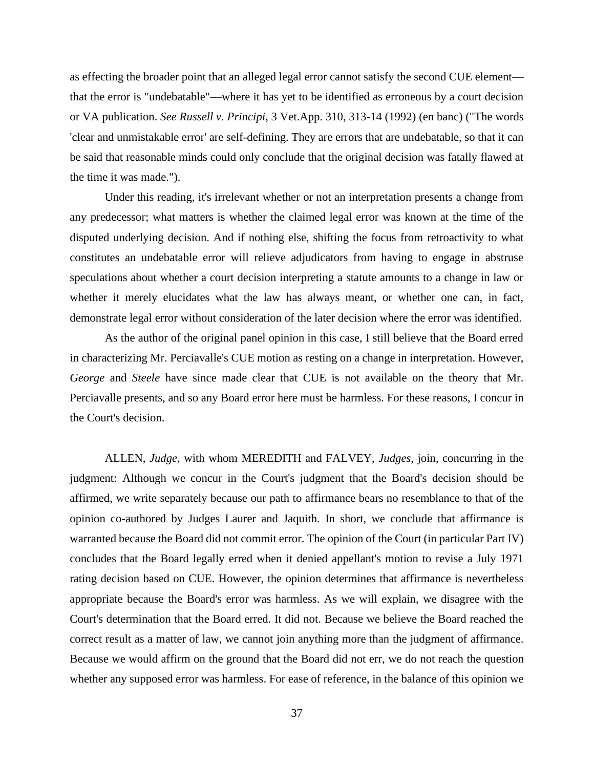as effecting the broader point that an alleged legal error cannot satisfy the second CUE element—that the error is "undebatable"—where it has yet to be identified as erroneous by a court decision or VA publication. *See Russell v. Principi*, 3 Vet.App. 310, 313-14 (1992) (en banc) ("The words 'clear and unmistakable error' are self-defining. They are errors that are undebatable, so that it can be said that reasonable minds could only conclude that the original decision was fatally flawed at the time it was made.").

Under this reading, it's irrelevant whether or not an interpretation presents a change from any predecessor; what matters is whether the claimed legal error was known at the time of the disputed underlying decision. And if nothing else, shifting the focus from retroactivity to what constitutes an undebatable error will relieve adjudicators from having to engage in abstruse speculations about whether a court decision interpreting a statute amounts to a change in law or whether it merely elucidates what the law has always meant, or whether one can, in fact, demonstrate legal error without consideration of the later decision where the error was identified.

As the author of the original panel opinion in this case, I still believe that the Board erred in characterizing Mr. Perciavalle's CUE motion as resting on a change in interpretation. However, *George* and *Steele* have since made clear that CUE is not available on the theory that Mr. Perciavalle presents, and so any Board error here must be harmless. For these reasons, I concur in the Court's decision.

ALLEN, *Judge*, with whom MEREDITH and FALVEY, *Judges*, join, concurring in the judgment: Although we concur in the Court's judgment that the Board's decision should be affirmed, we write separately because our path to affirmance bears no resemblance to that of the opinion co-authored by Judges Laurer and Jaquith. In short, we conclude that affirmance is warranted because the Board did not commit error. The opinion of the Court (in particular Part IV) concludes that the Board legally erred when it denied appellant's motion to revise a July 1971 rating decision based on CUE. However, the opinion determines that affirmance is nevertheless appropriate because the Board's error was harmless. As we will explain, we disagree with the Court's determination that the Board erred. It did not. Because we believe the Board reached the correct result as a matter of law, we cannot join anything more than the judgment of affirmance. Because we would affirm on the ground that the Board did not err, we do not reach the question whether any supposed error was harmless. For ease of reference, in the balance of this opinion we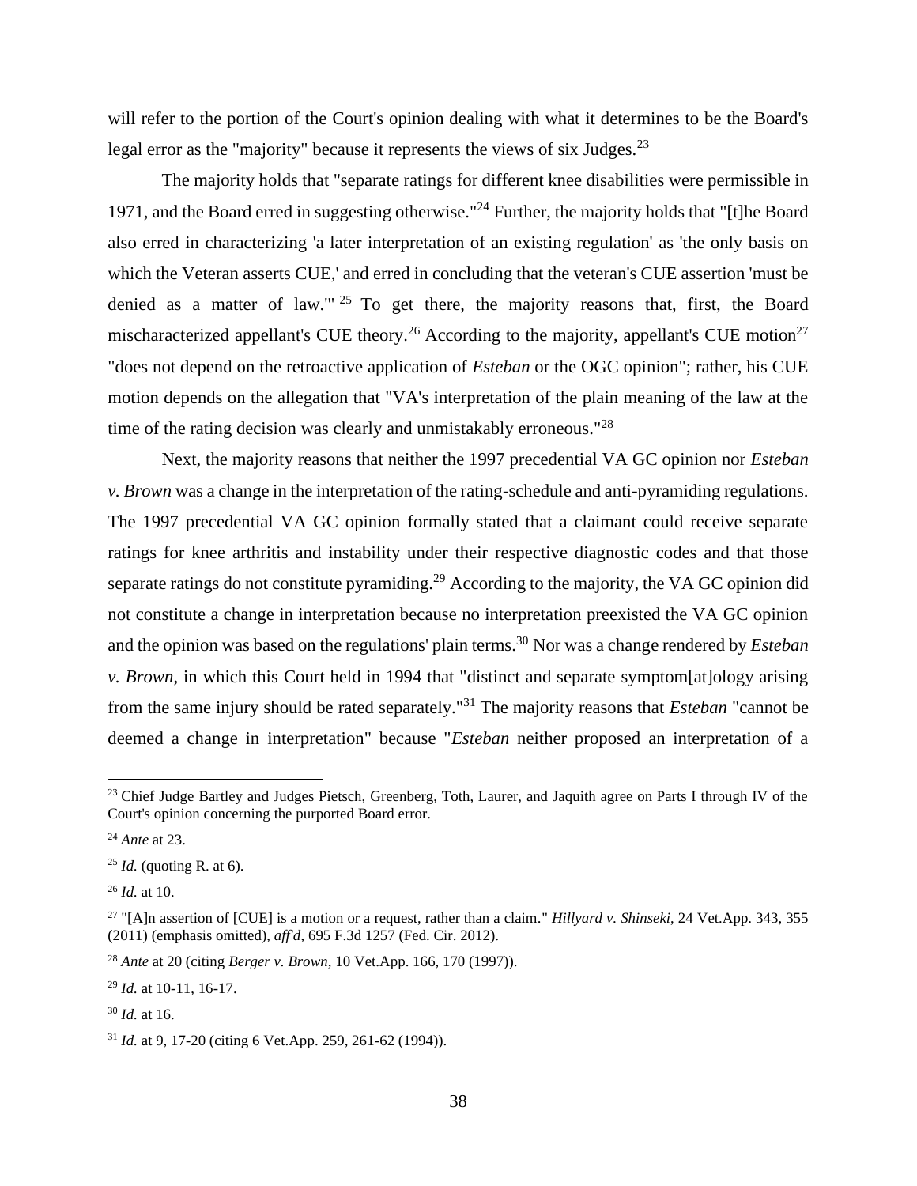will refer to the portion of the Court's opinion dealing with what it determines to be the Board's legal error as the "majority" because it represents the views of six Judges.[23]

The majority holds that "separate ratings for different knee disabilities were permissible in 1971, and the Board erred in suggesting otherwise."[24] Further, the majority holds that "[t]he Board also erred in characterizing 'a later interpretation of an existing regulation' as 'the only basis on which the Veteran asserts CUE,' and erred in concluding that the veteran's CUE assertion 'must be denied as a matter of law.'"[25] To get there, the majority reasons that, first, the Board mischaracterized appellant's CUE theory.[26] According to the majority, appellant's CUE motion[27] "does not depend on the retroactive application of *Esteban* or the OGC opinion"; rather, his CUE motion depends on the allegation that "VA's interpretation of the plain meaning of the law at the time of the rating decision was clearly and unmistakably erroneous."[28]

Next, the majority reasons that neither the 1997 precedential VA GC opinion nor *Esteban v. Brown* was a change in the interpretation of the rating-schedule and anti-pyramiding regulations. The 1997 precedential VA GC opinion formally stated that a claimant could receive separate ratings for knee arthritis and instability under their respective diagnostic codes and that those separate ratings do not constitute pyramiding.[29] According to the majority, the VA GC opinion did not constitute a change in interpretation because no interpretation preexisted the VA GC opinion and the opinion was based on the regulations' plain terms.[30] Nor was a change rendered by *Esteban v. Brown*, in which this Court held in 1994 that "distinct and separate symptom[at]ology arising from the same injury should be rated separately."[31] The majority reasons that *Esteban* "cannot be deemed a change in interpretation" because "*Esteban* neither proposed an interpretation of a

---

[23] Chief Judge Bartley and Judges Pietsch, Greenberg, Toth, Laurer, and Jaquith agree on Parts I through IV of the Court's opinion concerning the purported Board error.

[24] *Ante* at 23.

[25] *Id.* (quoting R. at 6).

[26] *Id.* at 10.

[27] "[A]n assertion of [CUE] is a motion or a request, rather than a claim." *Hillyard v. Shinseki*, 24 Vet.App. 343, 355 (2011) (emphasis omitted), *aff'd*, 695 F.3d 1257 (Fed. Cir. 2012).

[28] *Ante* at 20 (citing *Berger v. Brown*, 10 Vet.App. 166, 170 (1997)).

[29] *Id.* at 10-11, 16-17.

[30] *Id.* at 16.

[31] *Id.* at 9, 17-20 (citing 6 Vet.App. 259, 261-62 (1994)).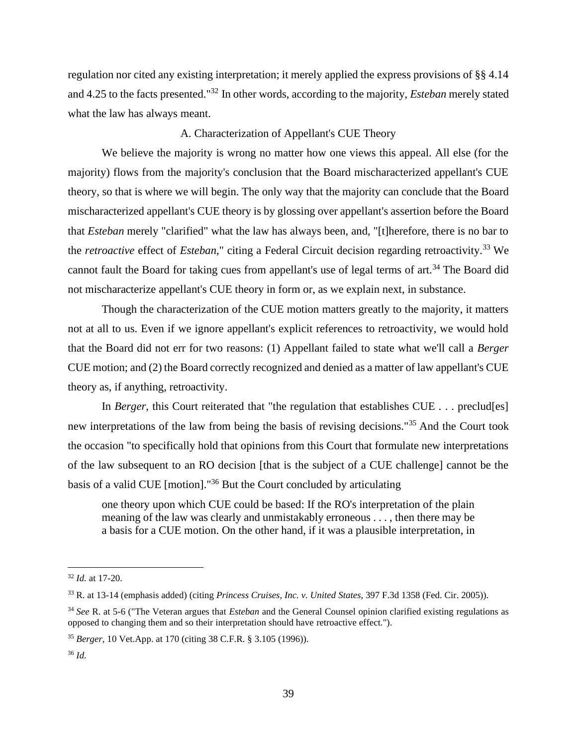regulation nor cited any existing interpretation; it merely applied the express provisions of §§ 4.14 and 4.25 to the facts presented."[32] In other words, according to the majority, *Esteban* merely stated what the law has always meant.

### A. Characterization of Appellant's CUE Theory

We believe the majority is wrong no matter how one views this appeal. All else (for the majority) flows from the majority's conclusion that the Board mischaracterized appellant's CUE theory, so that is where we will begin. The only way that the majority can conclude that the Board mischaracterized appellant's CUE theory is by glossing over appellant's assertion before the Board that *Esteban* merely "clarified" what the law has always been, and, "[t]herefore, there is no bar to the *retroactive* effect of *Esteban*," citing a Federal Circuit decision regarding retroactivity.[33] We cannot fault the Board for taking cues from appellant's use of legal terms of art.[34] The Board did not mischaracterize appellant's CUE theory in form or, as we explain next, in substance.

Though the characterization of the CUE motion matters greatly to the majority, it matters not at all to us. Even if we ignore appellant's explicit references to retroactivity, we would hold that the Board did not err for two reasons: (1) Appellant failed to state what we'll call a *Berger* CUE motion; and (2) the Board correctly recognized and denied as a matter of law appellant's CUE theory as, if anything, retroactivity.

In *Berger*, this Court reiterated that "the regulation that establishes CUE . . . preclud[es] new interpretations of the law from being the basis of revising decisions."[35] And the Court took the occasion "to specifically hold that opinions from this Court that formulate new interpretations of the law subsequent to an RO decision [that is the subject of a CUE challenge] cannot be the basis of a valid CUE [motion]."[36] But the Court concluded by articulating

> one theory upon which CUE could be based: If the RO's interpretation of the plain meaning of the law was clearly and unmistakably erroneous . . . , then there may be a basis for a CUE motion. On the other hand, if it was a plausible interpretation, in

---

[32] *Id.* at 17-20.

[33] R. at 13-14 (emphasis added) (citing *Princess Cruises, Inc. v. United States*, 397 F.3d 1358 (Fed. Cir. 2005)).

[34] *See* R. at 5-6 ("The Veteran argues that *Esteban* and the General Counsel opinion clarified existing regulations as opposed to changing them and so their interpretation should have retroactive effect.").

[35] *Berger*, 10 Vet.App. at 170 (citing 38 C.F.R. § 3.105 (1996)).

[36] *Id.*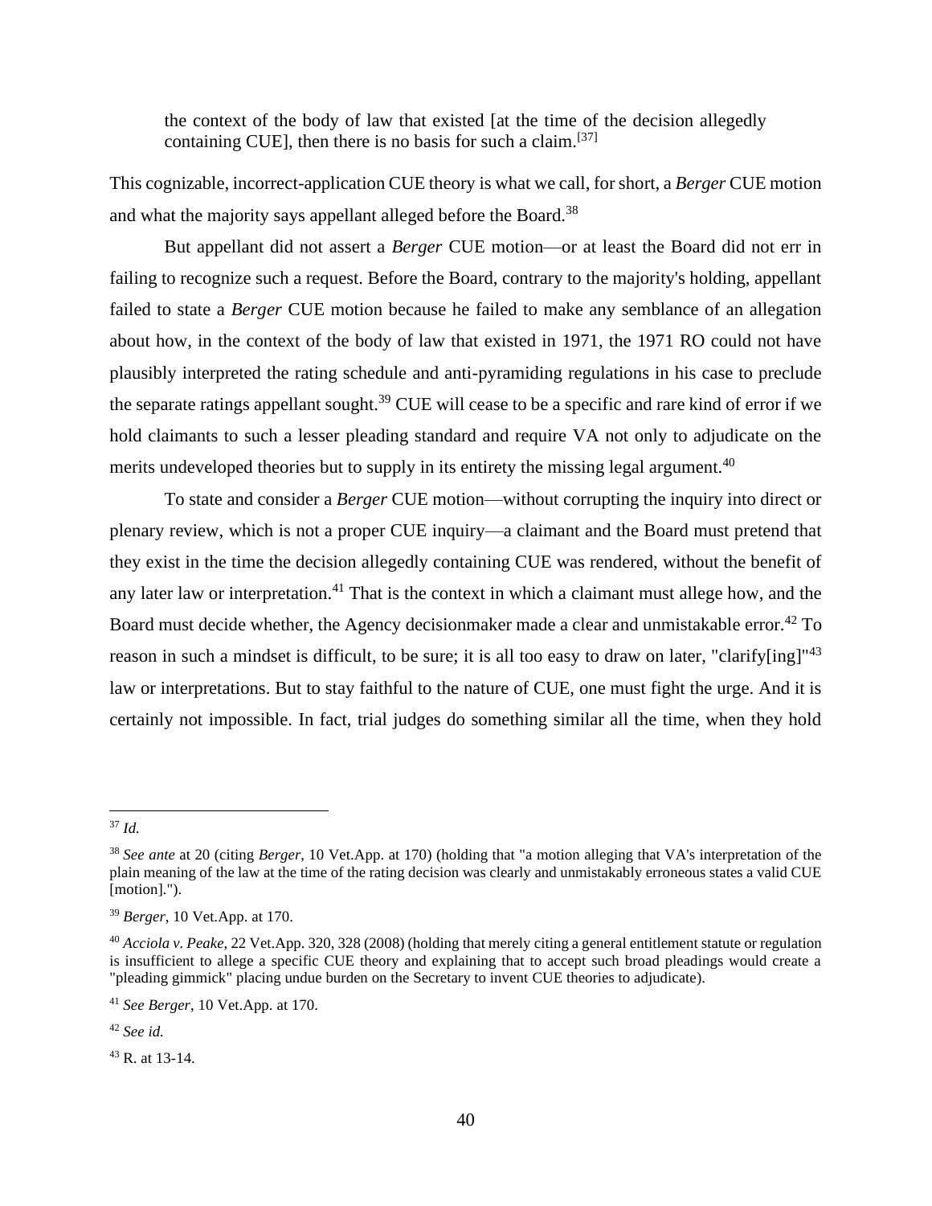> the context of the body of law that existed [at the time of the decision allegedly containing CUE], then there is no basis for such a claim.[37]

This cognizable, incorrect-application CUE theory is what we call, for short, a *Berger* CUE motion and what the majority says appellant alleged before the Board.[38]

But appellant did not assert a *Berger* CUE motion—or at least the Board did not err in failing to recognize such a request. Before the Board, contrary to the majority's holding, appellant failed to state a *Berger* CUE motion because he failed to make any semblance of an allegation about how, in the context of the body of law that existed in 1971, the 1971 RO could not have plausibly interpreted the rating schedule and anti-pyramiding regulations in his case to preclude the separate ratings appellant sought.[39] CUE will cease to be a specific and rare kind of error if we hold claimants to such a lesser pleading standard and require VA not only to adjudicate on the merits undeveloped theories but to supply in its entirety the missing legal argument.[40]

To state and consider a *Berger* CUE motion—without corrupting the inquiry into direct or plenary review, which is not a proper CUE inquiry—a claimant and the Board must pretend that they exist in the time the decision allegedly containing CUE was rendered, without the benefit of any later law or interpretation.[41] That is the context in which a claimant must allege how, and the Board must decide whether, the Agency decisionmaker made a clear and unmistakable error.[42] To reason in such a mindset is difficult, to be sure; it is all too easy to draw on later, "clarify[ing]"[43] law or interpretations. But to stay faithful to the nature of CUE, one must fight the urge. And it is certainly not impossible. In fact, trial judges do something similar all the time, when they hold

---

[37] *Id.*

[38] *See ante* at 20 (citing *Berger*, 10 Vet.App. at 170) (holding that "a motion alleging that VA's interpretation of the plain meaning of the law at the time of the rating decision was clearly and unmistakably erroneous states a valid CUE [motion].").

[39] *Berger*, 10 Vet.App. at 170.

[40] *Acciola v. Peake*, 22 Vet.App. 320, 328 (2008) (holding that merely citing a general entitlement statute or regulation is insufficient to allege a specific CUE theory and explaining that to accept such broad pleadings would create a "pleading gimmick" placing undue burden on the Secretary to invent CUE theories to adjudicate).

[41] *See Berger*, 10 Vet.App. at 170.

[42] *See id.*

[43] R. at 13-14.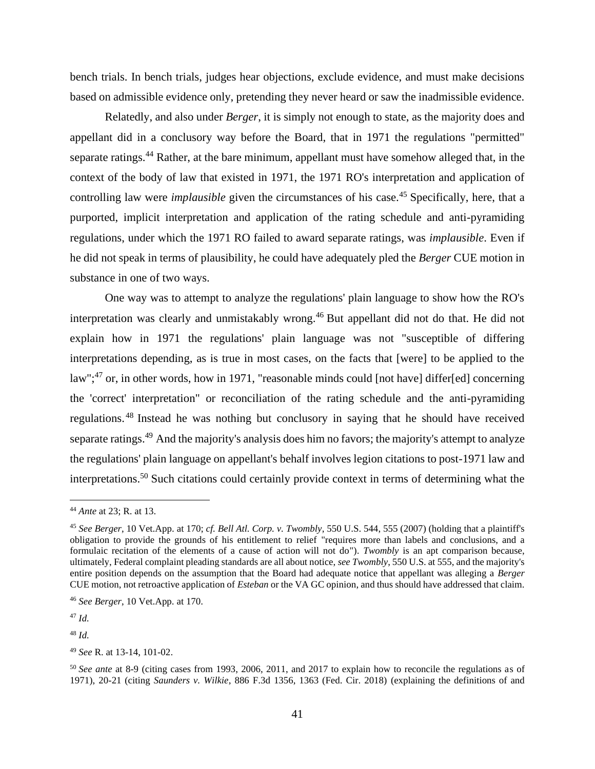bench trials. In bench trials, judges hear objections, exclude evidence, and must make decisions based on admissible evidence only, pretending they never heard or saw the inadmissible evidence.

Relatedly, and also under *Berger*, it is simply not enough to state, as the majority does and appellant did in a conclusory way before the Board, that in 1971 the regulations "permitted" separate ratings.[44] Rather, at the bare minimum, appellant must have somehow alleged that, in the context of the body of law that existed in 1971, the 1971 RO's interpretation and application of controlling law were *implausible* given the circumstances of his case.[45] Specifically, here, that a purported, implicit interpretation and application of the rating schedule and anti-pyramiding regulations, under which the 1971 RO failed to award separate ratings, was *implausible*. Even if he did not speak in terms of plausibility, he could have adequately pled the *Berger* CUE motion in substance in one of two ways.

One way was to attempt to analyze the regulations' plain language to show how the RO's interpretation was clearly and unmistakably wrong.[46] But appellant did not do that. He did not explain how in 1971 the regulations' plain language was not "susceptible of differing interpretations depending, as is true in most cases, on the facts that [were] to be applied to the law";[47] or, in other words, how in 1971, "reasonable minds could [not have] differ[ed] concerning the 'correct' interpretation" or reconciliation of the rating schedule and the anti-pyramiding regulations.[48] Instead he was nothing but conclusory in saying that he should have received separate ratings.[49] And the majority's analysis does him no favors; the majority's attempt to analyze the regulations' plain language on appellant's behalf involves legion citations to post-1971 law and interpretations.[50] Such citations could certainly provide context in terms of determining what the

---

[44] *Ante* at 23; R. at 13.

[45] *See Berger*, 10 Vet.App. at 170; *cf. Bell Atl. Corp. v. Twombly*, 550 U.S. 544, 555 (2007) (holding that a plaintiff's obligation to provide the grounds of his entitlement to relief "requires more than labels and conclusions, and a formulaic recitation of the elements of a cause of action will not do"). *Twombly* is an apt comparison because, ultimately, Federal complaint pleading standards are all about notice, *see Twombly*, 550 U.S. at 555, and the majority's entire position depends on the assumption that the Board had adequate notice that appellant was alleging a *Berger* CUE motion, not retroactive application of *Esteban* or the VA GC opinion, and thus should have addressed that claim.

[46] *See Berger*, 10 Vet.App. at 170.

[47] *Id.*

[48] *Id.*

[49] *See* R. at 13-14, 101-02.

[50] *See ante* at 8-9 (citing cases from 1993, 2006, 2011, and 2017 to explain how to reconcile the regulations as of 1971), 20-21 (citing *Saunders v. Wilkie*, 886 F.3d 1356, 1363 (Fed. Cir. 2018) (explaining the definitions of and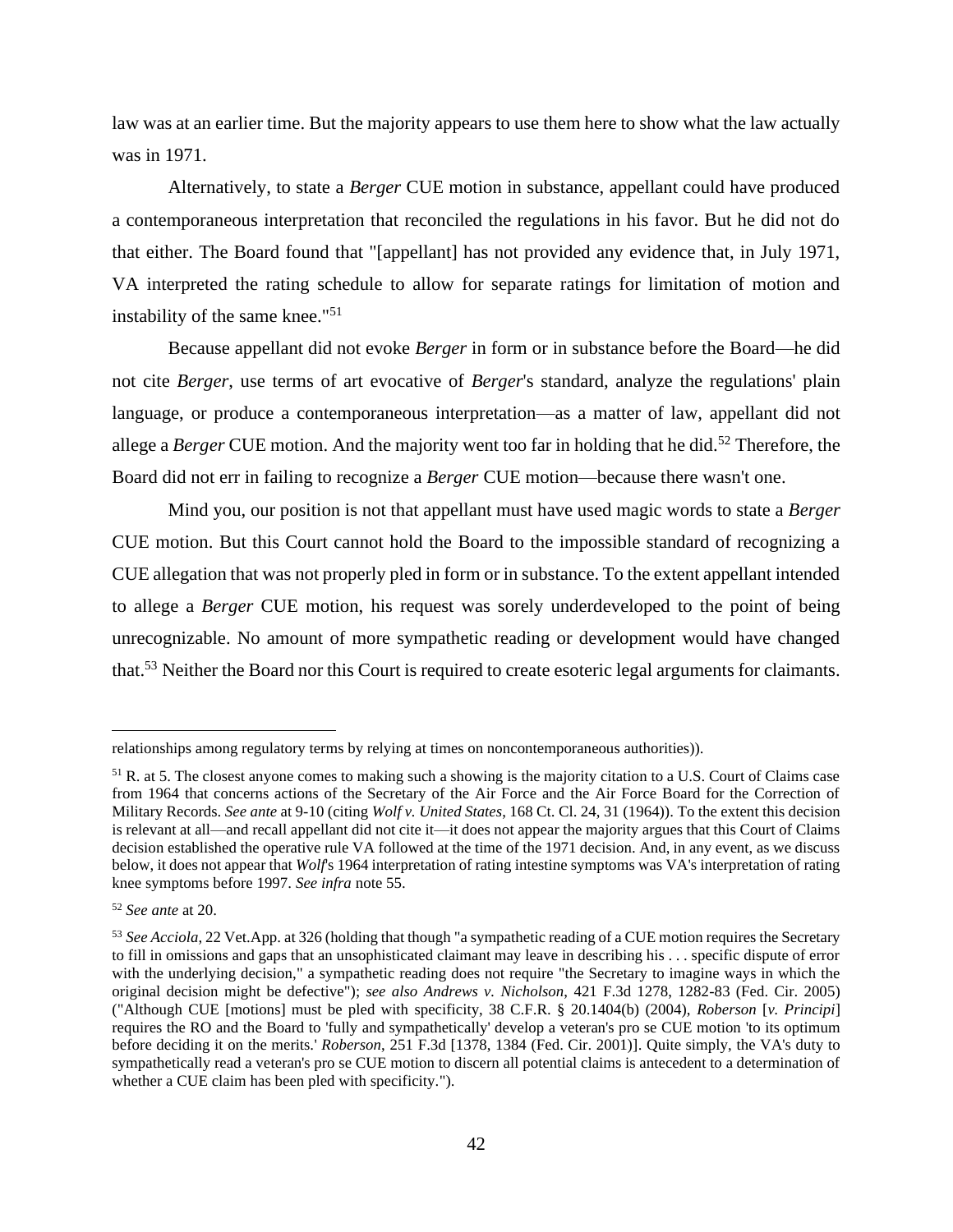law was at an earlier time. But the majority appears to use them here to show what the law actually was in 1971.

Alternatively, to state a *Berger* CUE motion in substance, appellant could have produced a contemporaneous interpretation that reconciled the regulations in his favor. But he did not do that either. The Board found that "[appellant] has not provided any evidence that, in July 1971, VA interpreted the rating schedule to allow for separate ratings for limitation of motion and instability of the same knee."[51]

Because appellant did not evoke *Berger* in form or in substance before the Board—he did not cite *Berger*, use terms of art evocative of *Berger*'s standard, analyze the regulations' plain language, or produce a contemporaneous interpretation—as a matter of law, appellant did not allege a *Berger* CUE motion. And the majority went too far in holding that he did.[52] Therefore, the Board did not err in failing to recognize a *Berger* CUE motion—because there wasn't one.

Mind you, our position is not that appellant must have used magic words to state a *Berger* CUE motion. But this Court cannot hold the Board to the impossible standard of recognizing a CUE allegation that was not properly pled in form or in substance. To the extent appellant intended to allege a *Berger* CUE motion, his request was sorely underdeveloped to the point of being unrecognizable. No amount of more sympathetic reading or development would have changed that.[53] Neither the Board nor this Court is required to create esoteric legal arguments for claimants.

---

relationships among regulatory terms by relying at times on noncontemporaneous authorities)).

[51] R. at 5. The closest anyone comes to making such a showing is the majority citation to a U.S. Court of Claims case from 1964 that concerns actions of the Secretary of the Air Force and the Air Force Board for the Correction of Military Records. *See ante* at 9-10 (citing *Wolf v. United States*, 168 Ct. Cl. 24, 31 (1964)). To the extent this decision is relevant at all—and recall appellant did not cite it—it does not appear the majority argues that this Court of Claims decision established the operative rule VA followed at the time of the 1971 decision. And, in any event, as we discuss below, it does not appear that *Wolf*'s 1964 interpretation of rating intestine symptoms was VA's interpretation of rating knee symptoms before 1997. *See infra* note 55.

[52] *See ante* at 20.

[53] *See Acciola*, 22 Vet.App. at 326 (holding that though "a sympathetic reading of a CUE motion requires the Secretary to fill in omissions and gaps that an unsophisticated claimant may leave in describing his . . . specific dispute of error with the underlying decision," a sympathetic reading does not require "the Secretary to imagine ways in which the original decision might be defective"); *see also Andrews v. Nicholson*, 421 F.3d 1278, 1282-83 (Fed. Cir. 2005) ("Although CUE [motions] must be pled with specificity, 38 C.F.R. § 20.1404(b) (2004), *Roberson* [*v. Principi*] requires the RO and the Board to 'fully and sympathetically' develop a veteran's pro se CUE motion 'to its optimum before deciding it on the merits.' *Roberson*, 251 F.3d [1378, 1384 (Fed. Cir. 2001)]. Quite simply, the VA's duty to sympathetically read a veteran's pro se CUE motion to discern all potential claims is antecedent to a determination of whether a CUE claim has been pled with specificity.").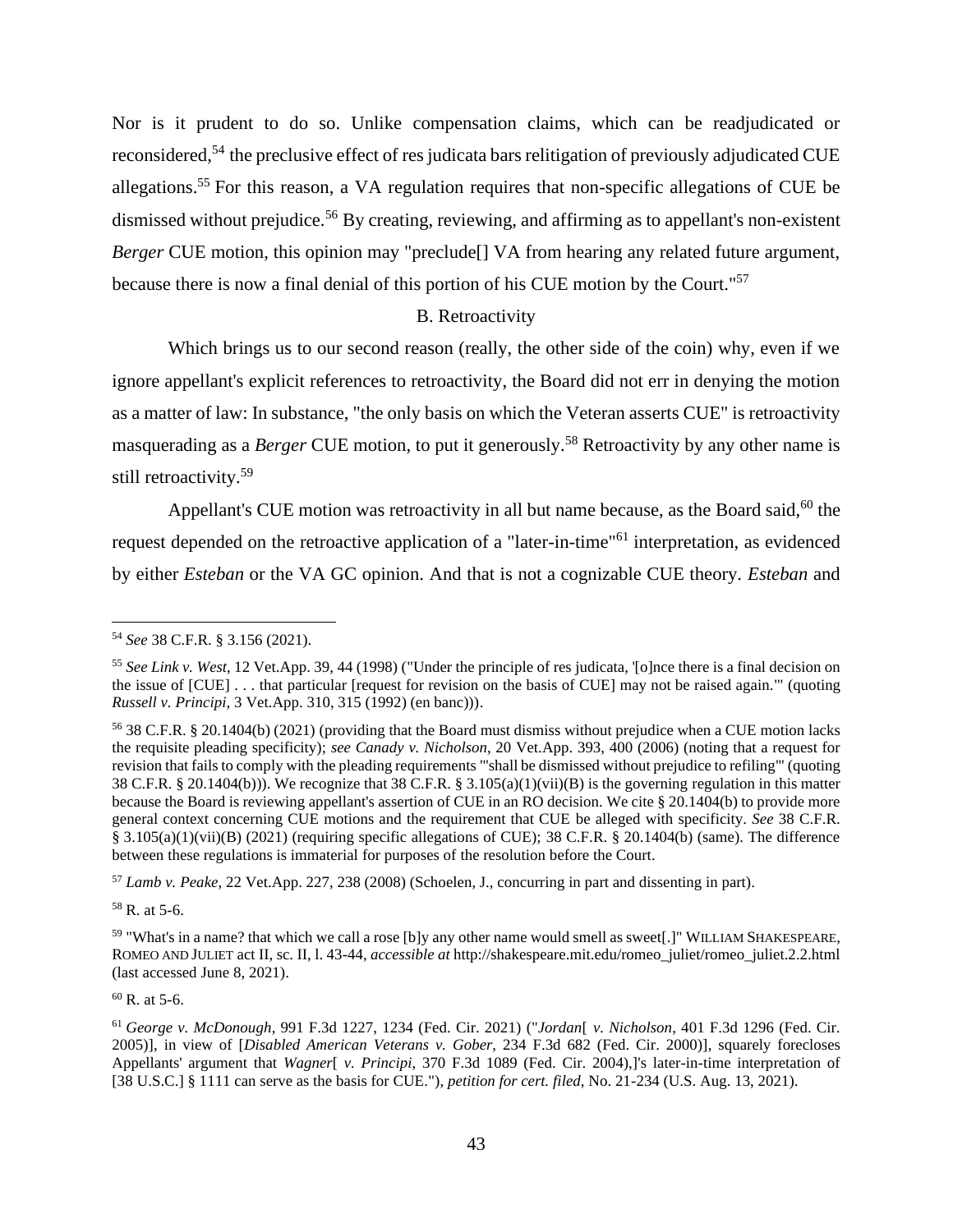Nor is it prudent to do so. Unlike compensation claims, which can be readjudicated or reconsidered,[54] the preclusive effect of res judicata bars relitigation of previously adjudicated CUE allegations.[55] For this reason, a VA regulation requires that non-specific allegations of CUE be dismissed without prejudice.[56] By creating, reviewing, and affirming as to appellant's non-existent *Berger* CUE motion, this opinion may "preclude[] VA from hearing any related future argument, because there is now a final denial of this portion of his CUE motion by the Court."[57]

B. Retroactivity

Which brings us to our second reason (really, the other side of the coin) why, even if we ignore appellant's explicit references to retroactivity, the Board did not err in denying the motion as a matter of law: In substance, "the only basis on which the Veteran asserts CUE" is retroactivity masquerading as a *Berger* CUE motion, to put it generously.[58] Retroactivity by any other name is still retroactivity.[59]

Appellant's CUE motion was retroactivity in all but name because, as the Board said,[60] the request depended on the retroactive application of a "later-in-time"[61] interpretation, as evidenced by either *Esteban* or the VA GC opinion. And that is not a cognizable CUE theory. *Esteban* and

---

[54] *See* 38 C.F.R. § 3.156 (2021).

[55] *See Link v. West*, 12 Vet.App. 39, 44 (1998) ("Under the principle of res judicata, '[o]nce there is a final decision on the issue of [CUE] . . . that particular [request for revision on the basis of CUE] may not be raised again.'" (quoting *Russell v. Principi*, 3 Vet.App. 310, 315 (1992) (en banc))).

[56] 38 C.F.R. § 20.1404(b) (2021) (providing that the Board must dismiss without prejudice when a CUE motion lacks the requisite pleading specificity); *see Canady v. Nicholson*, 20 Vet.App. 393, 400 (2006) (noting that a request for revision that fails to comply with the pleading requirements "'shall be dismissed without prejudice to refiling'" (quoting 38 C.F.R. § 20.1404(b))). We recognize that 38 C.F.R. § 3.105(a)(1)(vii)(B) is the governing regulation in this matter because the Board is reviewing appellant's assertion of CUE in an RO decision. We cite § 20.1404(b) to provide more general context concerning CUE motions and the requirement that CUE be alleged with specificity. *See* 38 C.F.R. § 3.105(a)(1)(vii)(B) (2021) (requiring specific allegations of CUE); 38 C.F.R. § 20.1404(b) (same). The difference between these regulations is immaterial for purposes of the resolution before the Court.

[57] *Lamb v. Peake*, 22 Vet.App. 227, 238 (2008) (Schoelen, J., concurring in part and dissenting in part).

[58] R. at 5-6.

[59] "What's in a name? that which we call a rose [b]y any other name would smell as sweet[.]" WILLIAM SHAKESPEARE, ROMEO AND JULIET act II, sc. II, l. 43-44, *accessible at* http://shakespeare.mit.edu/romeo_juliet/romeo_juliet.2.2.html (last accessed June 8, 2021).

[60] R. at 5-6.

[61] *George v. McDonough*, 991 F.3d 1227, 1234 (Fed. Cir. 2021) ("*Jordan*[ *v. Nicholson*, 401 F.3d 1296 (Fed. Cir. 2005)], in view of [*Disabled American Veterans v. Gober*, 234 F.3d 682 (Fed. Cir. 2000)], squarely forecloses Appellants' argument that *Wagner*[ *v. Principi*, 370 F.3d 1089 (Fed. Cir. 2004),]'s later-in-time interpretation of [38 U.S.C.] § 1111 can serve as the basis for CUE."), *petition for cert. filed*, No. 21-234 (U.S. Aug. 13, 2021).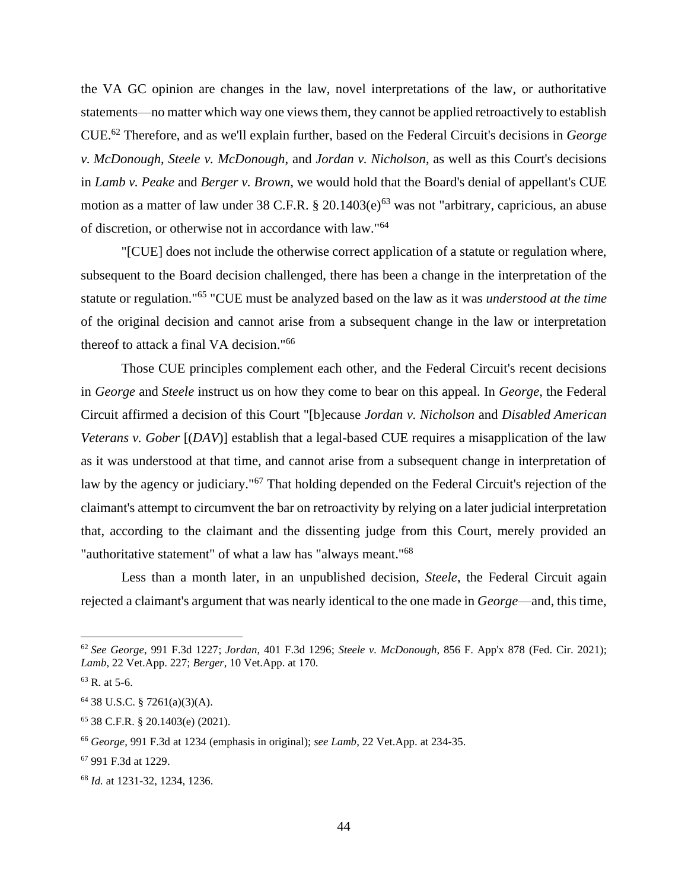the VA GC opinion are changes in the law, novel interpretations of the law, or authoritative statements—no matter which way one views them, they cannot be applied retroactively to establish CUE.[62] Therefore, and as we'll explain further, based on the Federal Circuit's decisions in *George v. McDonough*, *Steele v. McDonough*, and *Jordan v. Nicholson*, as well as this Court's decisions in *Lamb v. Peake* and *Berger v. Brown*, we would hold that the Board's denial of appellant's CUE motion as a matter of law under 38 C.F.R. § 20.1403(e)[63] was not "arbitrary, capricious, an abuse of discretion, or otherwise not in accordance with law."[64]

"[CUE] does not include the otherwise correct application of a statute or regulation where, subsequent to the Board decision challenged, there has been a change in the interpretation of the statute or regulation."[65] "CUE must be analyzed based on the law as it was *understood at the time* of the original decision and cannot arise from a subsequent change in the law or interpretation thereof to attack a final VA decision."[66]

Those CUE principles complement each other, and the Federal Circuit's recent decisions in *George* and *Steele* instruct us on how they come to bear on this appeal. In *George*, the Federal Circuit affirmed a decision of this Court "[b]ecause *Jordan v. Nicholson* and *Disabled American Veterans v. Gober* [(*DAV*)] establish that a legal-based CUE requires a misapplication of the law as it was understood at that time, and cannot arise from a subsequent change in interpretation of law by the agency or judiciary."[67] That holding depended on the Federal Circuit's rejection of the claimant's attempt to circumvent the bar on retroactivity by relying on a later judicial interpretation that, according to the claimant and the dissenting judge from this Court, merely provided an "authoritative statement" of what a law has "always meant."[68]

Less than a month later, in an unpublished decision, *Steele*, the Federal Circuit again rejected a claimant's argument that was nearly identical to the one made in *George*—and, this time,

---

[62] *See George*, 991 F.3d 1227; *Jordan*, 401 F.3d 1296; *Steele v. McDonough*, 856 F. App'x 878 (Fed. Cir. 2021); *Lamb*, 22 Vet.App. 227; *Berger*, 10 Vet.App. at 170.

[63] R. at 5-6.

[64] 38 U.S.C. § 7261(a)(3)(A).

[65] 38 C.F.R. § 20.1403(e) (2021).

[66] *George*, 991 F.3d at 1234 (emphasis in original); *see Lamb*, 22 Vet.App. at 234-35.

[67] 991 F.3d at 1229.

[68] *Id.* at 1231-32, 1234, 1236.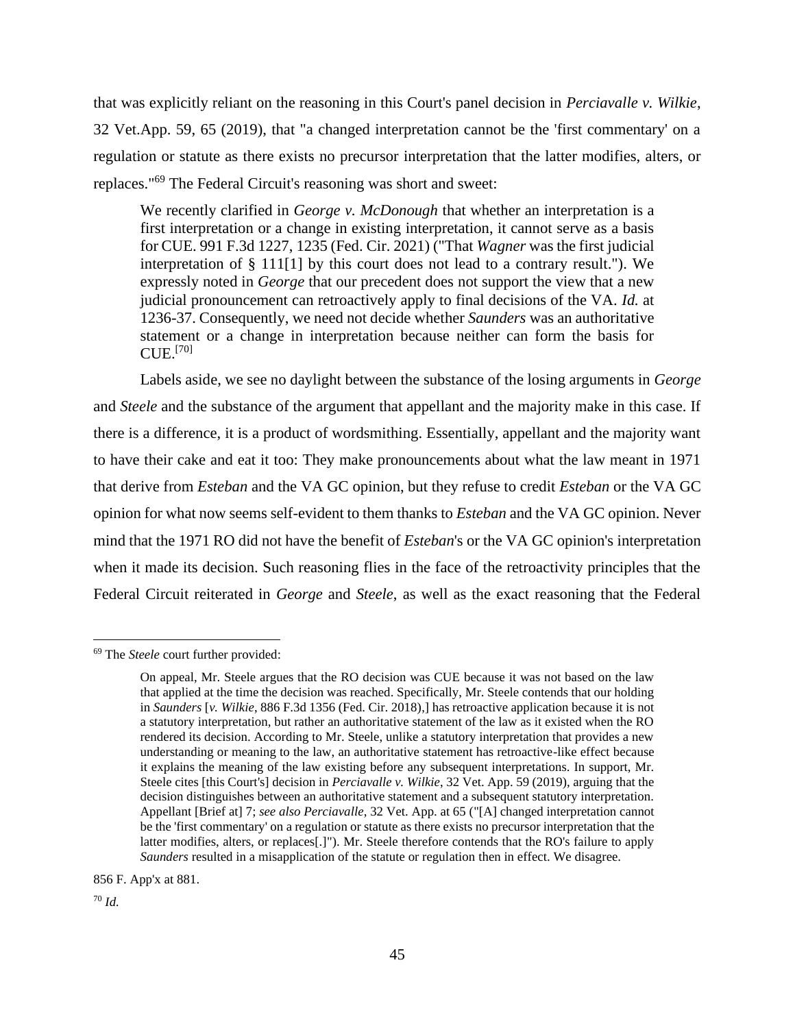that was explicitly reliant on the reasoning in this Court's panel decision in *Perciavalle v. Wilkie*, 32 Vet.App. 59, 65 (2019), that "a changed interpretation cannot be the 'first commentary' on a regulation or statute as there exists no precursor interpretation that the latter modifies, alters, or replaces."[69] The Federal Circuit's reasoning was short and sweet:

> We recently clarified in *George v. McDonough* that whether an interpretation is a first interpretation or a change in existing interpretation, it cannot serve as a basis for CUE. 991 F.3d 1227, 1235 (Fed. Cir. 2021) ("That *Wagner* was the first judicial interpretation of § 111[1] by this court does not lead to a contrary result."). We expressly noted in *George* that our precedent does not support the view that a new judicial pronouncement can retroactively apply to final decisions of the VA. *Id.* at 1236-37. Consequently, we need not decide whether *Saunders* was an authoritative statement or a change in interpretation because neither can form the basis for CUE.[70]

Labels aside, we see no daylight between the substance of the losing arguments in *George* and *Steele* and the substance of the argument that appellant and the majority make in this case. If there is a difference, it is a product of wordsmithing. Essentially, appellant and the majority want to have their cake and eat it too: They make pronouncements about what the law meant in 1971 that derive from *Esteban* and the VA GC opinion, but they refuse to credit *Esteban* or the VA GC opinion for what now seems self-evident to them thanks to *Esteban* and the VA GC opinion. Never mind that the 1971 RO did not have the benefit of *Esteban*'s or the VA GC opinion's interpretation when it made its decision. Such reasoning flies in the face of the retroactivity principles that the Federal Circuit reiterated in *George* and *Steele*, as well as the exact reasoning that the Federal

---

[69] The *Steele* court further provided:

> On appeal, Mr. Steele argues that the RO decision was CUE because it was not based on the law that applied at the time the decision was reached. Specifically, Mr. Steele contends that our holding in *Saunders* [*v. Wilkie*, 886 F.3d 1356 (Fed. Cir. 2018),] has retroactive application because it is not a statutory interpretation, but rather an authoritative statement of the law as it existed when the RO rendered its decision. According to Mr. Steele, unlike a statutory interpretation that provides a new understanding or meaning to the law, an authoritative statement has retroactive-like effect because it explains the meaning of the law existing before any subsequent interpretations. In support, Mr. Steele cites [this Court's] decision in *Perciavalle v. Wilkie*, 32 Vet. App. 59 (2019), arguing that the decision distinguishes between an authoritative statement and a subsequent statutory interpretation. Appellant [Brief at] 7; *see also Perciavalle*, 32 Vet. App. at 65 ("[A] changed interpretation cannot be the 'first commentary' on a regulation or statute as there exists no precursor interpretation that the latter modifies, alters, or replaces[.]"). Mr. Steele therefore contends that the RO's failure to apply *Saunders* resulted in a misapplication of the statute or regulation then in effect. We disagree.

856 F. App'x at 881.

[70] *Id.*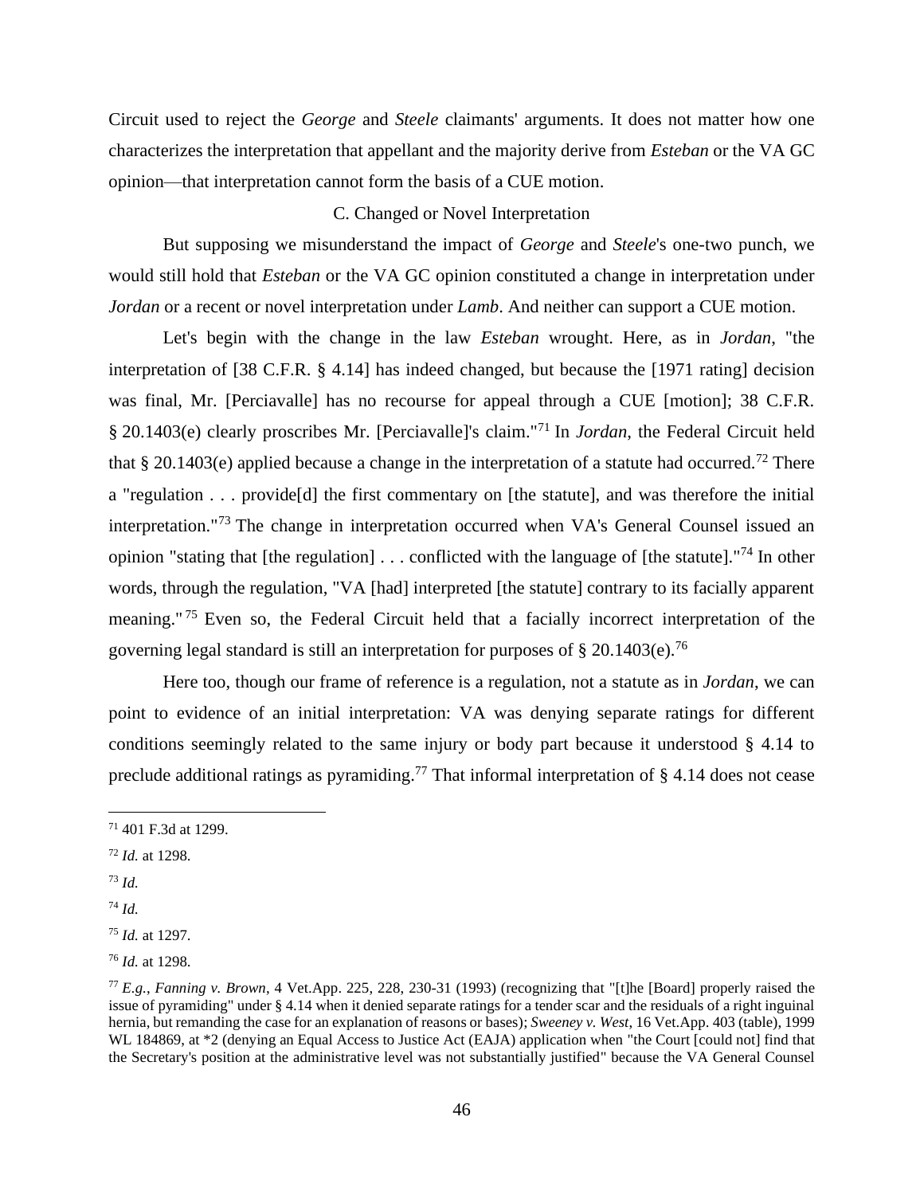Circuit used to reject the *George* and *Steele* claimants' arguments. It does not matter how one characterizes the interpretation that appellant and the majority derive from *Esteban* or the VA GC opinion—that interpretation cannot form the basis of a CUE motion.

### C. Changed or Novel Interpretation

But supposing we misunderstand the impact of *George* and *Steele*'s one-two punch, we would still hold that *Esteban* or the VA GC opinion constituted a change in interpretation under *Jordan* or a recent or novel interpretation under *Lamb*. And neither can support a CUE motion.

Let's begin with the change in the law *Esteban* wrought. Here, as in *Jordan*, "the interpretation of [38 C.F.R. § 4.14] has indeed changed, but because the [1971 rating] decision was final, Mr. [Perciavalle] has no recourse for appeal through a CUE [motion]; 38 C.F.R. § 20.1403(e) clearly proscribes Mr. [Perciavalle]'s claim."[71] In *Jordan*, the Federal Circuit held that § 20.1403(e) applied because a change in the interpretation of a statute had occurred.[72] There a "regulation . . . provide[d] the first commentary on [the statute], and was therefore the initial interpretation."[73] The change in interpretation occurred when VA's General Counsel issued an opinion "stating that [the regulation] . . . conflicted with the language of [the statute]."[74] In other words, through the regulation, "VA [had] interpreted [the statute] contrary to its facially apparent meaning."[75] Even so, the Federal Circuit held that a facially incorrect interpretation of the governing legal standard is still an interpretation for purposes of § 20.1403(e).[76]

Here too, though our frame of reference is a regulation, not a statute as in *Jordan*, we can point to evidence of an initial interpretation: VA was denying separate ratings for different conditions seemingly related to the same injury or body part because it understood § 4.14 to preclude additional ratings as pyramiding.[77] That informal interpretation of § 4.14 does not cease

---

[71] 401 F.3d at 1299.

[72] *Id.* at 1298.

[73] *Id.*

[74] *Id.*

[75] *Id.* at 1297.

[76] *Id.* at 1298.

[77] *E.g.*, *Fanning v. Brown*, 4 Vet.App. 225, 228, 230-31 (1993) (recognizing that "[t]he [Board] properly raised the issue of pyramiding" under § 4.14 when it denied separate ratings for a tender scar and the residuals of a right inguinal hernia, but remanding the case for an explanation of reasons or bases); *Sweeney v. West*, 16 Vet.App. 403 (table), 1999 WL 184869, at *2 (denying an Equal Access to Justice Act (EAJA) application when "the Court [could not] find that the Secretary's position at the administrative level was not substantially justified" because the VA General Counsel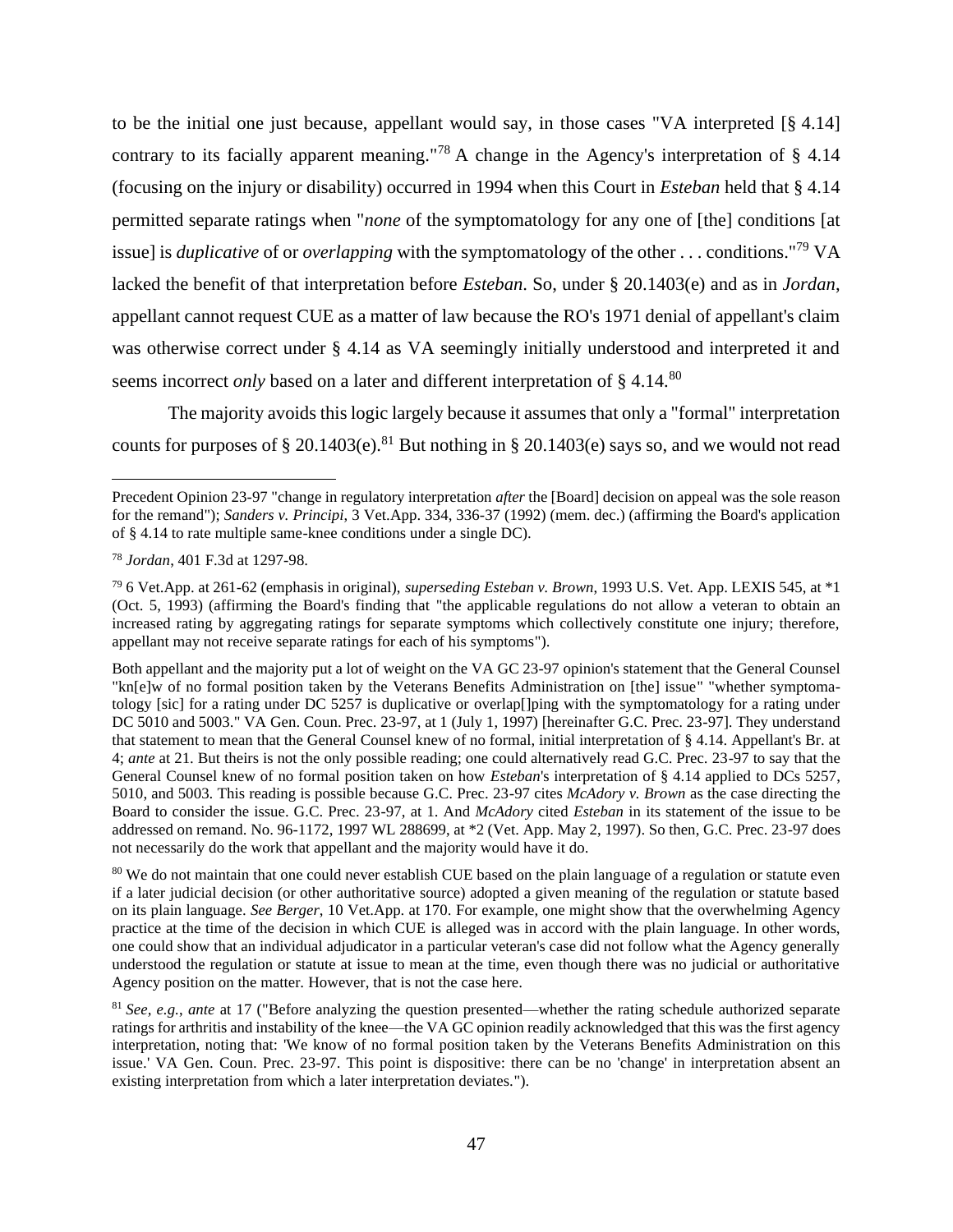to be the initial one just because, appellant would say, in those cases "VA interpreted [§ 4.14] contrary to its facially apparent meaning."[78] A change in the Agency's interpretation of § 4.14 (focusing on the injury or disability) occurred in 1994 when this Court in *Esteban* held that § 4.14 permitted separate ratings when "*none* of the symptomatology for any one of [the] conditions [at issue] is *duplicative* of or *overlapping* with the symptomatology of the other . . . conditions."[79] VA lacked the benefit of that interpretation before *Esteban*. So, under § 20.1403(e) and as in *Jordan*, appellant cannot request CUE as a matter of law because the RO's 1971 denial of appellant's claim was otherwise correct under § 4.14 as VA seemingly initially understood and interpreted it and seems incorrect *only* based on a later and different interpretation of § 4.14.[80]

The majority avoids this logic largely because it assumes that only a "formal" interpretation counts for purposes of § 20.1403(e).[81] But nothing in § 20.1403(e) says so, and we would not read

---

Precedent Opinion 23-97 "change in regulatory interpretation *after* the [Board] decision on appeal was the sole reason for the remand"); *Sanders v. Principi*, 3 Vet.App. 334, 336-37 (1992) (mem. dec.) (affirming the Board's application of § 4.14 to rate multiple same-knee conditions under a single DC).

[78] *Jordan*, 401 F.3d at 1297-98.

[79] 6 Vet.App. at 261-62 (emphasis in original), *superseding Esteban v. Brown*, 1993 U.S. Vet. App. LEXIS 545, at *1 (Oct. 5, 1993) (affirming the Board's finding that "the applicable regulations do not allow a veteran to obtain an increased rating by aggregating ratings for separate symptoms which collectively constitute one injury; therefore, appellant may not receive separate ratings for each of his symptoms").

Both appellant and the majority put a lot of weight on the VA GC 23-97 opinion's statement that the General Counsel "kn[e]w of no formal position taken by the Veterans Benefits Administration on [the] issue" "whether symptomatology [sic] for a rating under DC 5257 is duplicative or overlap[]ping with the symptomatology for a rating under DC 5010 and 5003." VA Gen. Coun. Prec. 23-97, at 1 (July 1, 1997) [hereinafter G.C. Prec. 23-97]. They understand that statement to mean that the General Counsel knew of no formal, initial interpretation of § 4.14. Appellant's Br. at 4; *ante* at 21. But theirs is not the only possible reading; one could alternatively read G.C. Prec. 23-97 to say that the General Counsel knew of no formal position taken on how *Esteban*'s interpretation of § 4.14 applied to DCs 5257, 5010, and 5003. This reading is possible because G.C. Prec. 23-97 cites *McAdory v. Brown* as the case directing the Board to consider the issue. G.C. Prec. 23-97, at 1. And *McAdory* cited *Esteban* in its statement of the issue to be addressed on remand. No. 96-1172, 1997 WL 288699, at *2 (Vet. App. May 2, 1997). So then, G.C. Prec. 23-97 does not necessarily do the work that appellant and the majority would have it do.

[80] We do not maintain that one could never establish CUE based on the plain language of a regulation or statute even if a later judicial decision (or other authoritative source) adopted a given meaning of the regulation or statute based on its plain language. *See Berger*, 10 Vet.App. at 170. For example, one might show that the overwhelming Agency practice at the time of the decision in which CUE is alleged was in accord with the plain language. In other words, one could show that an individual adjudicator in a particular veteran's case did not follow what the Agency generally understood the regulation or statute at issue to mean at the time, even though there was no judicial or authoritative Agency position on the matter. However, that is not the case here.

[81] *See, e.g.*, *ante* at 17 ("Before analyzing the question presented—whether the rating schedule authorized separate ratings for arthritis and instability of the knee—the VA GC opinion readily acknowledged that this was the first agency interpretation, noting that: 'We know of no formal position taken by the Veterans Benefits Administration on this issue.' VA Gen. Coun. Prec. 23-97. This point is dispositive: there can be no 'change' in interpretation absent an existing interpretation from which a later interpretation deviates.").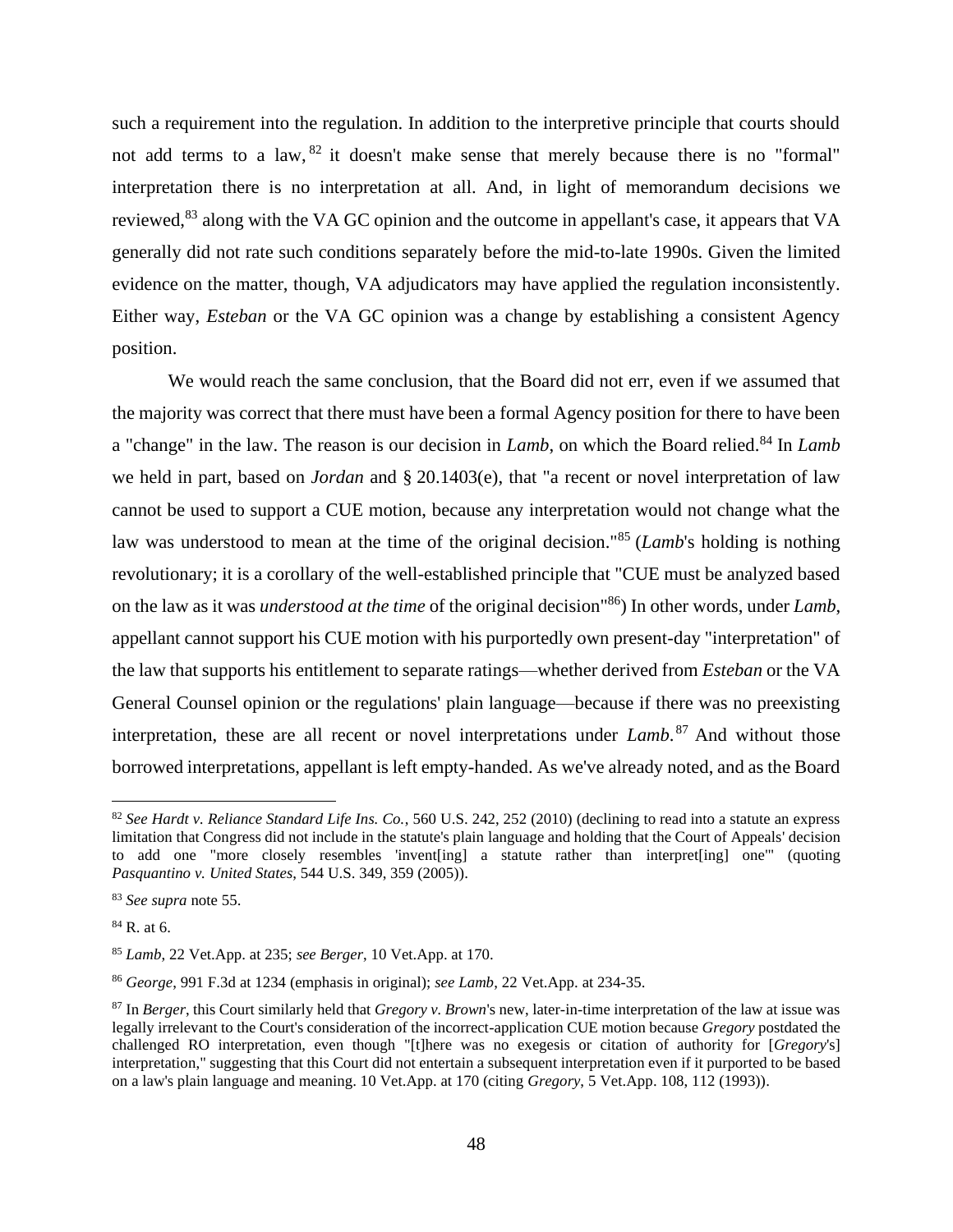such a requirement into the regulation. In addition to the interpretive principle that courts should not add terms to a law,[82] it doesn't make sense that merely because there is no "formal" interpretation there is no interpretation at all. And, in light of memorandum decisions we reviewed,[83] along with the VA GC opinion and the outcome in appellant's case, it appears that VA generally did not rate such conditions separately before the mid-to-late 1990s. Given the limited evidence on the matter, though, VA adjudicators may have applied the regulation inconsistently. Either way, *Esteban* or the VA GC opinion was a change by establishing a consistent Agency position.

We would reach the same conclusion, that the Board did not err, even if we assumed that the majority was correct that there must have been a formal Agency position for there to have been a "change" in the law. The reason is our decision in *Lamb*, on which the Board relied.[84] In *Lamb* we held in part, based on *Jordan* and § 20.1403(e), that "a recent or novel interpretation of law cannot be used to support a CUE motion, because any interpretation would not change what the law was understood to mean at the time of the original decision."[85] (*Lamb*'s holding is nothing revolutionary; it is a corollary of the well-established principle that "CUE must be analyzed based on the law as it was *understood at the time* of the original decision"[86]) In other words, under *Lamb*, appellant cannot support his CUE motion with his purportedly own present-day "interpretation" of the law that supports his entitlement to separate ratings—whether derived from *Esteban* or the VA General Counsel opinion or the regulations' plain language—because if there was no preexisting interpretation, these are all recent or novel interpretations under *Lamb*.[87] And without those borrowed interpretations, appellant is left empty-handed. As we've already noted, and as the Board

---

[82] *See Hardt v. Reliance Standard Life Ins. Co.*, 560 U.S. 242, 252 (2010) (declining to read into a statute an express limitation that Congress did not include in the statute's plain language and holding that the Court of Appeals' decision to add one "more closely resembles 'invent[ing] a statute rather than interpret[ing] one'" (quoting *Pasquantino v. United States*, 544 U.S. 349, 359 (2005)).

[83] *See supra* note 55.

[84] R. at 6.

[85] *Lamb*, 22 Vet.App. at 235; *see Berger*, 10 Vet.App. at 170.

[86] *George*, 991 F.3d at 1234 (emphasis in original); *see Lamb*, 22 Vet.App. at 234-35.

[87] In *Berger*, this Court similarly held that *Gregory v. Brown*'s new, later-in-time interpretation of the law at issue was legally irrelevant to the Court's consideration of the incorrect-application CUE motion because *Gregory* postdated the challenged RO interpretation, even though "[t]here was no exegesis or citation of authority for [*Gregory*'s] interpretation," suggesting that this Court did not entertain a subsequent interpretation even if it purported to be based on a law's plain language and meaning. 10 Vet.App. at 170 (citing *Gregory*, 5 Vet.App. 108, 112 (1993)).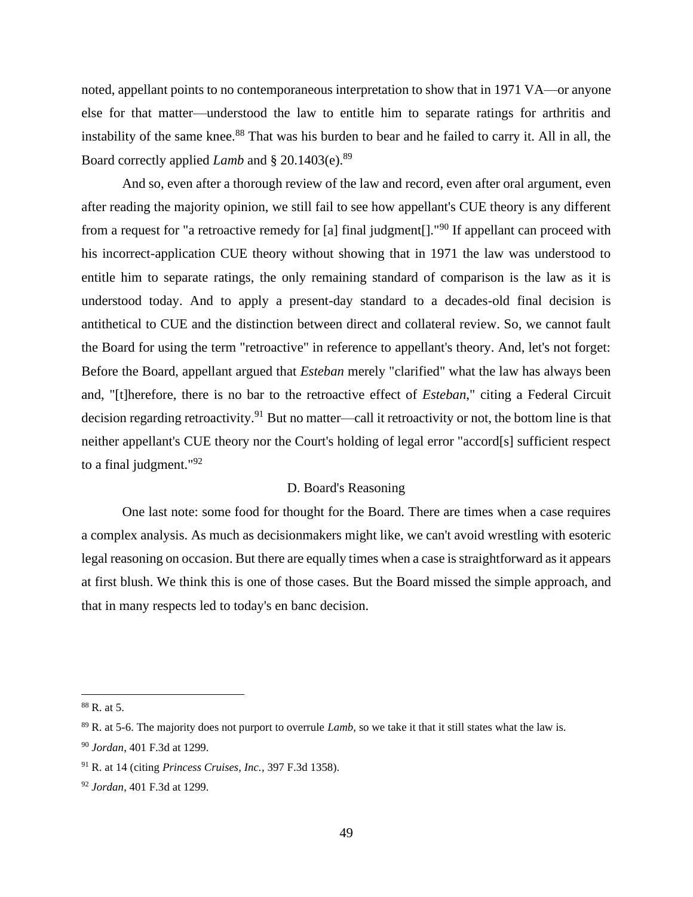noted, appellant points to no contemporaneous interpretation to show that in 1971 VA—or anyone else for that matter—understood the law to entitle him to separate ratings for arthritis and instability of the same knee.[88] That was his burden to bear and he failed to carry it. All in all, the Board correctly applied *Lamb* and § 20.1403(e).[89]

And so, even after a thorough review of the law and record, even after oral argument, even after reading the majority opinion, we still fail to see how appellant's CUE theory is any different from a request for "a retroactive remedy for [a] final judgment[]."[90] If appellant can proceed with his incorrect-application CUE theory without showing that in 1971 the law was understood to entitle him to separate ratings, the only remaining standard of comparison is the law as it is understood today. And to apply a present-day standard to a decades-old final decision is antithetical to CUE and the distinction between direct and collateral review. So, we cannot fault the Board for using the term "retroactive" in reference to appellant's theory. And, let's not forget: Before the Board, appellant argued that *Esteban* merely "clarified" what the law has always been and, "[t]herefore, there is no bar to the retroactive effect of *Esteban*," citing a Federal Circuit decision regarding retroactivity.[91] But no matter—call it retroactivity or not, the bottom line is that neither appellant's CUE theory nor the Court's holding of legal error "accord[s] sufficient respect to a final judgment."[92]

D. Board's Reasoning

One last note: some food for thought for the Board. There are times when a case requires a complex analysis. As much as decisionmakers might like, we can't avoid wrestling with esoteric legal reasoning on occasion. But there are equally times when a case is straightforward as it appears at first blush. We think this is one of those cases. But the Board missed the simple approach, and that in many respects led to today's en banc decision.

---

[88] R. at 5.

[89] R. at 5-6. The majority does not purport to overrule *Lamb*, so we take it that it still states what the law is.

[90] *Jordan*, 401 F.3d at 1299.

[91] R. at 14 (citing *Princess Cruises, Inc.*, 397 F.3d 1358).

[92] *Jordan*, 401 F.3d at 1299.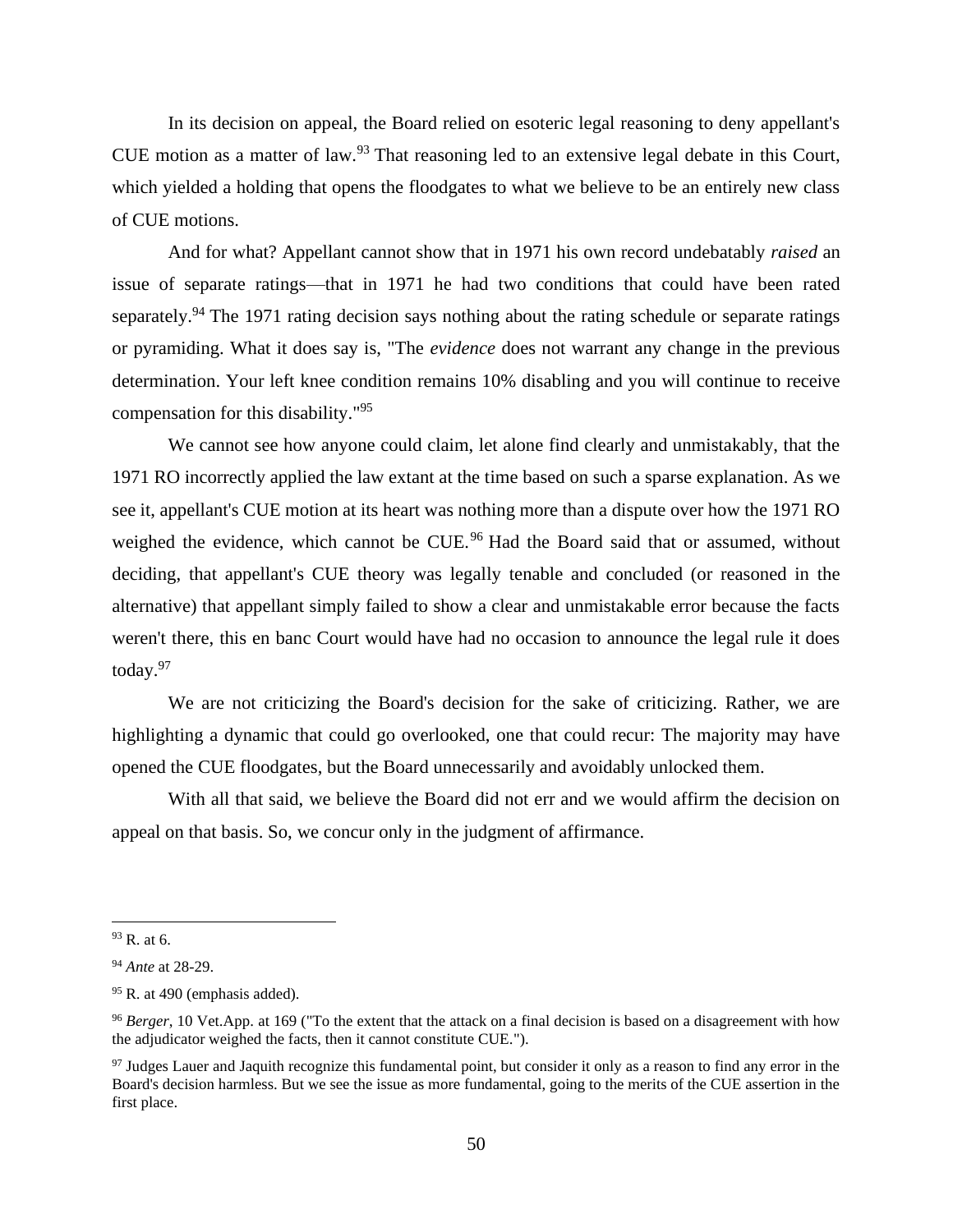In its decision on appeal, the Board relied on esoteric legal reasoning to deny appellant's CUE motion as a matter of law.[93] That reasoning led to an extensive legal debate in this Court, which yielded a holding that opens the floodgates to what we believe to be an entirely new class of CUE motions.

And for what? Appellant cannot show that in 1971 his own record undebatably *raised* an issue of separate ratings—that in 1971 he had two conditions that could have been rated separately.[94] The 1971 rating decision says nothing about the rating schedule or separate ratings or pyramiding. What it does say is, "The *evidence* does not warrant any change in the previous determination. Your left knee condition remains 10% disabling and you will continue to receive compensation for this disability."[95]

We cannot see how anyone could claim, let alone find clearly and unmistakably, that the 1971 RO incorrectly applied the law extant at the time based on such a sparse explanation. As we see it, appellant's CUE motion at its heart was nothing more than a dispute over how the 1971 RO weighed the evidence, which cannot be CUE.[96] Had the Board said that or assumed, without deciding, that appellant's CUE theory was legally tenable and concluded (or reasoned in the alternative) that appellant simply failed to show a clear and unmistakable error because the facts weren't there, this en banc Court would have had no occasion to announce the legal rule it does today.[97]

We are not criticizing the Board's decision for the sake of criticizing. Rather, we are highlighting a dynamic that could go overlooked, one that could recur: The majority may have opened the CUE floodgates, but the Board unnecessarily and avoidably unlocked them.

With all that said, we believe the Board did not err and we would affirm the decision on appeal on that basis. So, we concur only in the judgment of affirmance.

---

[93] R. at 6.

[94] *Ante* at 28-29.

[95] R. at 490 (emphasis added).

[96] *Berger*, 10 Vet.App. at 169 ("To the extent that the attack on a final decision is based on a disagreement with how the adjudicator weighed the facts, then it cannot constitute CUE.").

[97] Judges Lauer and Jaquith recognize this fundamental point, but consider it only as a reason to find any error in the Board's decision harmless. But we see the issue as more fundamental, going to the merits of the CUE assertion in the first place.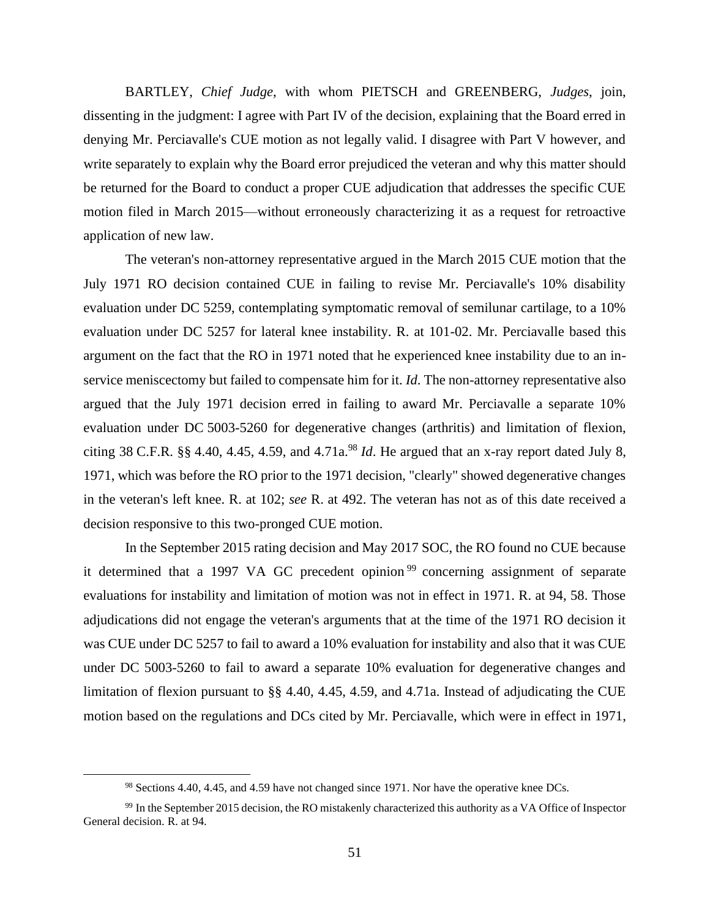BARTLEY, *Chief Judge*, with whom PIETSCH and GREENBERG, *Judges*, join, dissenting in the judgment: I agree with Part IV of the decision, explaining that the Board erred in denying Mr. Perciavalle's CUE motion as not legally valid. I disagree with Part V however, and write separately to explain why the Board error prejudiced the veteran and why this matter should be returned for the Board to conduct a proper CUE adjudication that addresses the specific CUE motion filed in March 2015—without erroneously characterizing it as a request for retroactive application of new law.

The veteran's non-attorney representative argued in the March 2015 CUE motion that the July 1971 RO decision contained CUE in failing to revise Mr. Perciavalle's 10% disability evaluation under DC 5259, contemplating symptomatic removal of semilunar cartilage, to a 10% evaluation under DC 5257 for lateral knee instability. R. at 101-02. Mr. Perciavalle based this argument on the fact that the RO in 1971 noted that he experienced knee instability due to an in-service meniscectomy but failed to compensate him for it. *Id*. The non-attorney representative also argued that the July 1971 decision erred in failing to award Mr. Perciavalle a separate 10% evaluation under DC 5003-5260 for degenerative changes (arthritis) and limitation of flexion, citing 38 C.F.R. §§ 4.40, 4.45, 4.59, and 4.71a.[98] *Id*. He argued that an x-ray report dated July 8, 1971, which was before the RO prior to the 1971 decision, "clearly" showed degenerative changes in the veteran's left knee. R. at 102; *see* R. at 492. The veteran has not as of this date received a decision responsive to this two-pronged CUE motion.

In the September 2015 rating decision and May 2017 SOC, the RO found no CUE because it determined that a 1997 VA GC precedent opinion[99] concerning assignment of separate evaluations for instability and limitation of motion was not in effect in 1971. R. at 94, 58. Those adjudications did not engage the veteran's arguments that at the time of the 1971 RO decision it was CUE under DC 5257 to fail to award a 10% evaluation for instability and also that it was CUE under DC 5003-5260 to fail to award a separate 10% evaluation for degenerative changes and limitation of flexion pursuant to §§ 4.40, 4.45, 4.59, and 4.71a. Instead of adjudicating the CUE motion based on the regulations and DCs cited by Mr. Perciavalle, which were in effect in 1971,

---

[98] Sections 4.40, 4.45, and 4.59 have not changed since 1971. Nor have the operative knee DCs.

[99] In the September 2015 decision, the RO mistakenly characterized this authority as a VA Office of Inspector General decision. R. at 94.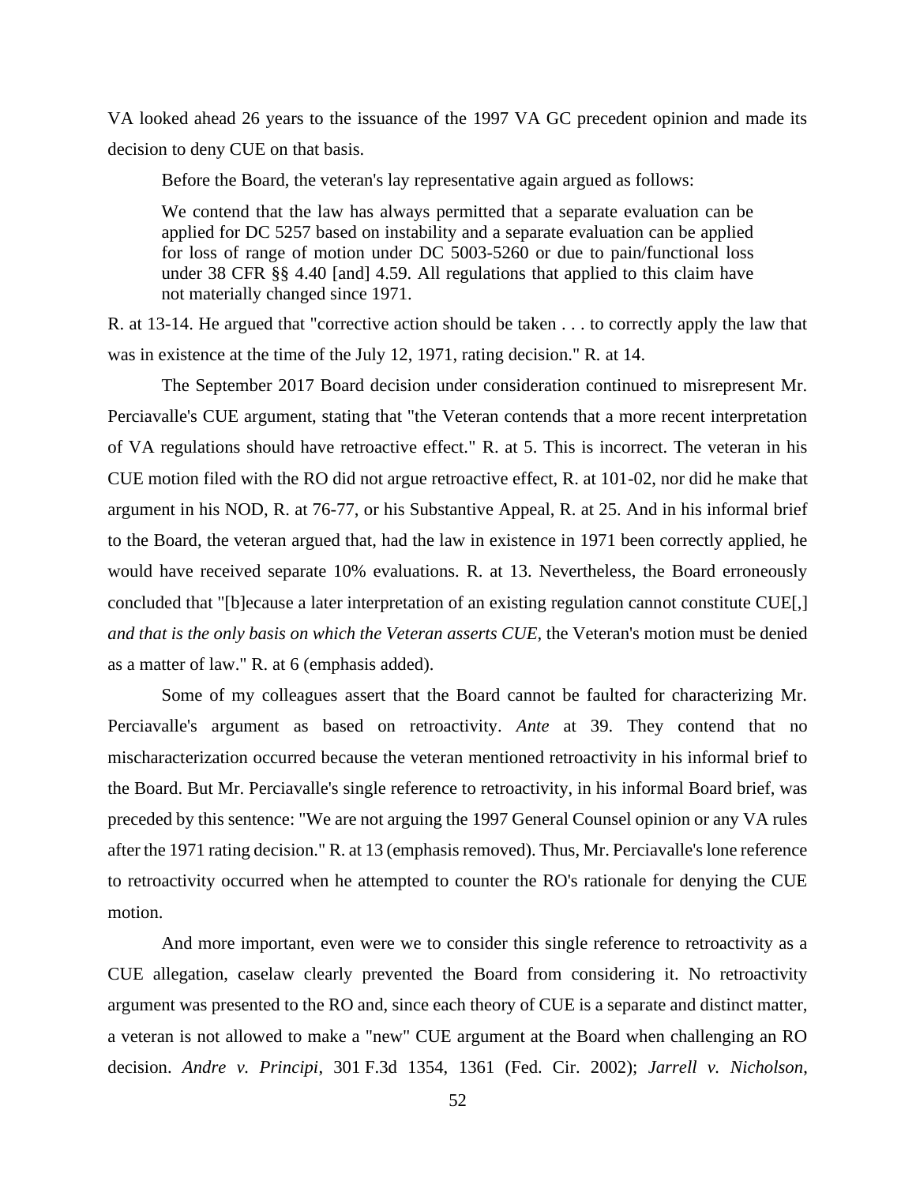VA looked ahead 26 years to the issuance of the 1997 VA GC precedent opinion and made its decision to deny CUE on that basis.

Before the Board, the veteran's lay representative again argued as follows:

> We contend that the law has always permitted that a separate evaluation can be applied for DC 5257 based on instability and a separate evaluation can be applied for loss of range of motion under DC 5003-5260 or due to pain/functional loss under 38 CFR §§ 4.40 [and] 4.59. All regulations that applied to this claim have not materially changed since 1971.

R. at 13-14. He argued that "corrective action should be taken . . . to correctly apply the law that was in existence at the time of the July 12, 1971, rating decision." R. at 14.

The September 2017 Board decision under consideration continued to misrepresent Mr. Perciavalle's CUE argument, stating that "the Veteran contends that a more recent interpretation of VA regulations should have retroactive effect." R. at 5. This is incorrect. The veteran in his CUE motion filed with the RO did not argue retroactive effect, R. at 101-02, nor did he make that argument in his NOD, R. at 76-77, or his Substantive Appeal, R. at 25. And in his informal brief to the Board, the veteran argued that, had the law in existence in 1971 been correctly applied, he would have received separate 10% evaluations. R. at 13. Nevertheless, the Board erroneously concluded that "[b]ecause a later interpretation of an existing regulation cannot constitute CUE[,] *and that is the only basis on which the Veteran asserts CUE*, the Veteran's motion must be denied as a matter of law." R. at 6 (emphasis added).

Some of my colleagues assert that the Board cannot be faulted for characterizing Mr. Perciavalle's argument as based on retroactivity. *Ante* at 39. They contend that no mischaracterization occurred because the veteran mentioned retroactivity in his informal brief to the Board. But Mr. Perciavalle's single reference to retroactivity, in his informal Board brief, was preceded by this sentence: "We are not arguing the 1997 General Counsel opinion or any VA rules after the 1971 rating decision." R. at 13 (emphasis removed). Thus, Mr. Perciavalle's lone reference to retroactivity occurred when he attempted to counter the RO's rationale for denying the CUE motion.

And more important, even were we to consider this single reference to retroactivity as a CUE allegation, caselaw clearly prevented the Board from considering it. No retroactivity argument was presented to the RO and, since each theory of CUE is a separate and distinct matter, a veteran is not allowed to make a "new" CUE argument at the Board when challenging an RO decision. *Andre v. Principi*, 301 F.3d 1354, 1361 (Fed. Cir. 2002); *Jarrell v. Nicholson*,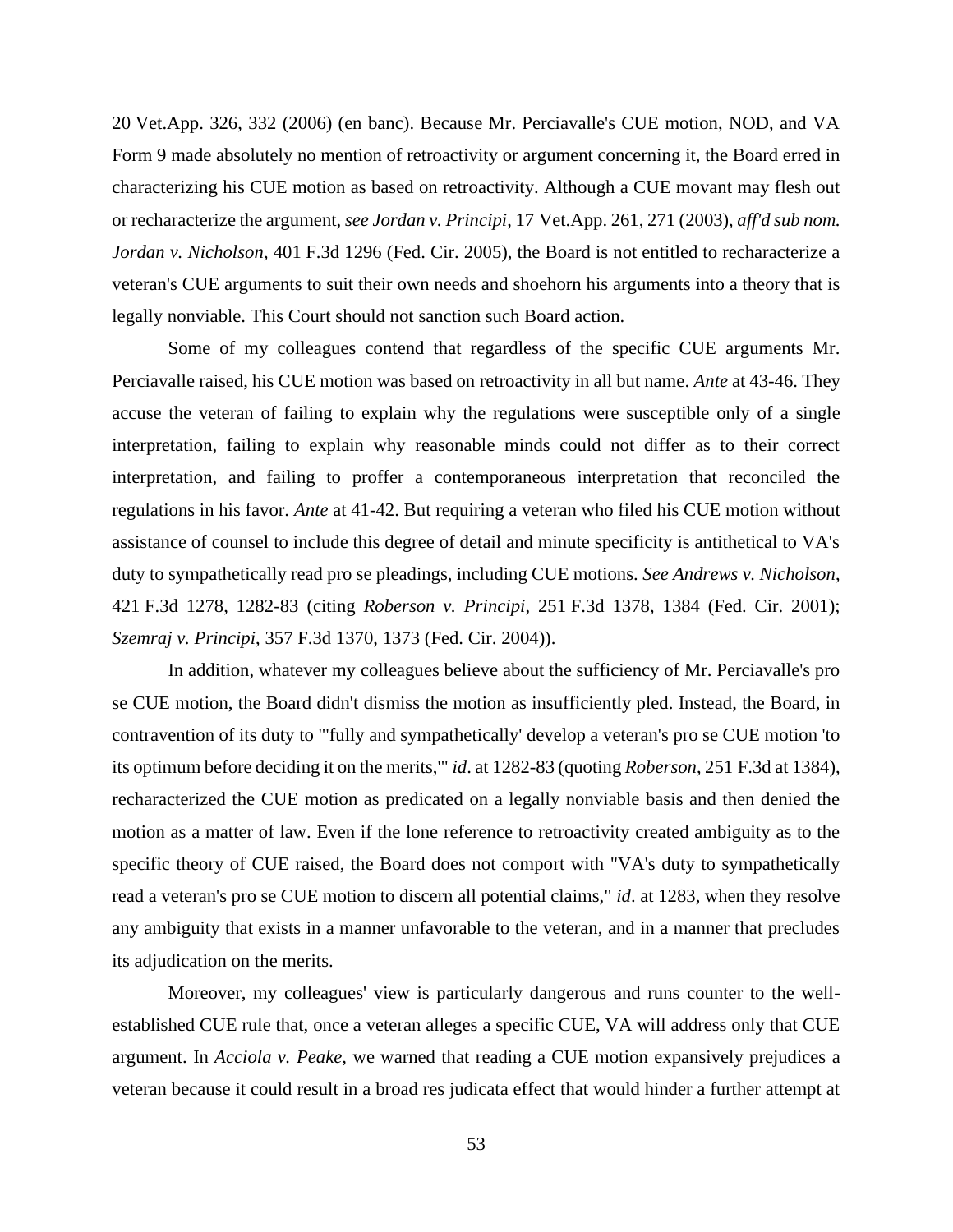20 Vet.App. 326, 332 (2006) (en banc). Because Mr. Perciavalle's CUE motion, NOD, and VA Form 9 made absolutely no mention of retroactivity or argument concerning it, the Board erred in characterizing his CUE motion as based on retroactivity. Although a CUE movant may flesh out or recharacterize the argument, *see Jordan v. Principi*, 17 Vet.App. 261, 271 (2003), *aff'd sub nom. Jordan v. Nicholson*, 401 F.3d 1296 (Fed. Cir. 2005), the Board is not entitled to recharacterize a veteran's CUE arguments to suit their own needs and shoehorn his arguments into a theory that is legally nonviable. This Court should not sanction such Board action.

Some of my colleagues contend that regardless of the specific CUE arguments Mr. Perciavalle raised, his CUE motion was based on retroactivity in all but name. *Ante* at 43-46. They accuse the veteran of failing to explain why the regulations were susceptible only of a single interpretation, failing to explain why reasonable minds could not differ as to their correct interpretation, and failing to proffer a contemporaneous interpretation that reconciled the regulations in his favor. *Ante* at 41-42. But requiring a veteran who filed his CUE motion without assistance of counsel to include this degree of detail and minute specificity is antithetical to VA's duty to sympathetically read pro se pleadings, including CUE motions. *See Andrews v. Nicholson*, 421 F.3d 1278, 1282-83 (citing *Roberson v. Principi*, 251 F.3d 1378, 1384 (Fed. Cir. 2001); *Szemraj v. Principi*, 357 F.3d 1370, 1373 (Fed. Cir. 2004)).

In addition, whatever my colleagues believe about the sufficiency of Mr. Perciavalle's pro se CUE motion, the Board didn't dismiss the motion as insufficiently pled. Instead, the Board, in contravention of its duty to "'fully and sympathetically' develop a veteran's pro se CUE motion 'to its optimum before deciding it on the merits,'" *id*. at 1282-83 (quoting *Roberson*, 251 F.3d at 1384), recharacterized the CUE motion as predicated on a legally nonviable basis and then denied the motion as a matter of law. Even if the lone reference to retroactivity created ambiguity as to the specific theory of CUE raised, the Board does not comport with "VA's duty to sympathetically read a veteran's pro se CUE motion to discern all potential claims," *id*. at 1283, when they resolve any ambiguity that exists in a manner unfavorable to the veteran, and in a manner that precludes its adjudication on the merits.

Moreover, my colleagues' view is particularly dangerous and runs counter to the well-established CUE rule that, once a veteran alleges a specific CUE, VA will address only that CUE argument. In *Acciola v. Peake*, we warned that reading a CUE motion expansively prejudices a veteran because it could result in a broad res judicata effect that would hinder a further attempt at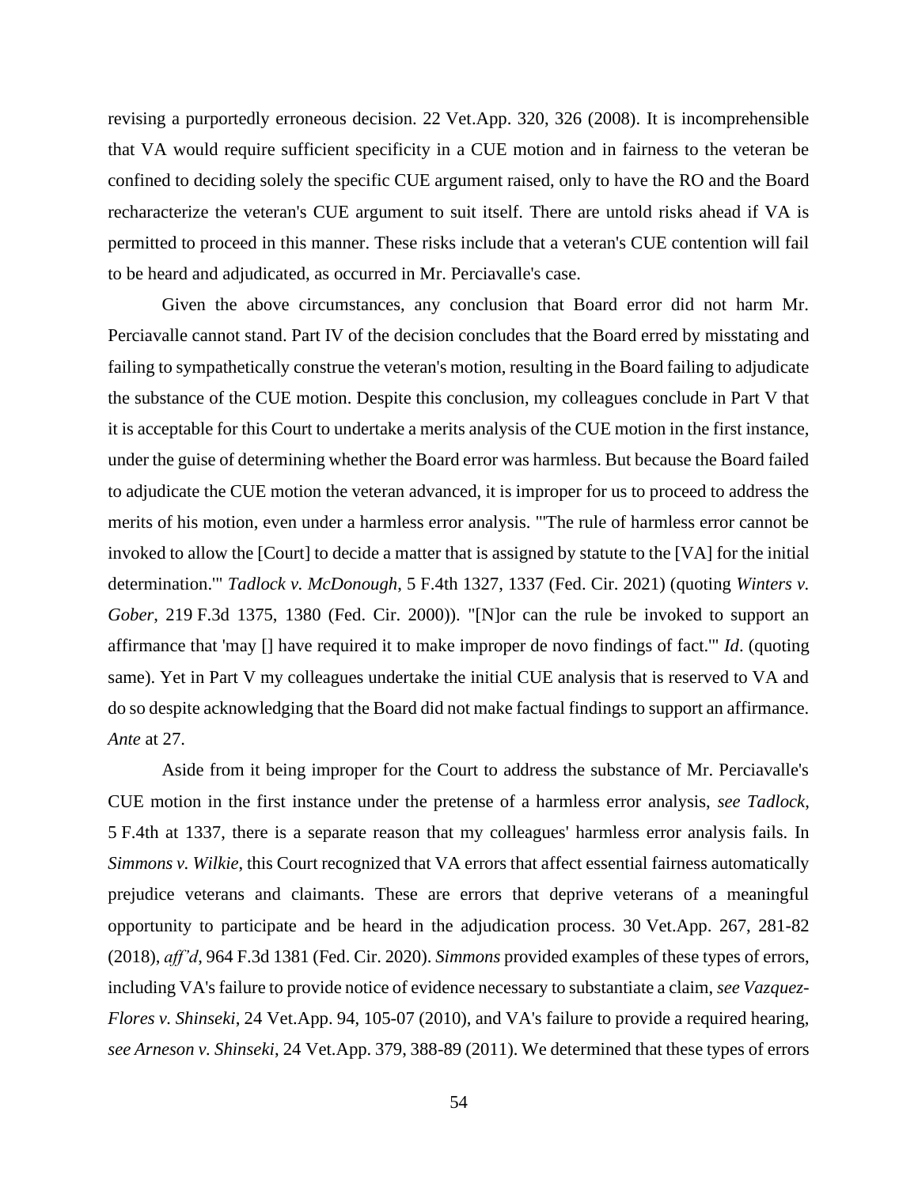revising a purportedly erroneous decision. 22 Vet.App. 320, 326 (2008). It is incomprehensible that VA would require sufficient specificity in a CUE motion and in fairness to the veteran be confined to deciding solely the specific CUE argument raised, only to have the RO and the Board recharacterize the veteran's CUE argument to suit itself. There are untold risks ahead if VA is permitted to proceed in this manner. These risks include that a veteran's CUE contention will fail to be heard and adjudicated, as occurred in Mr. Perciavalle's case.

Given the above circumstances, any conclusion that Board error did not harm Mr. Perciavalle cannot stand. Part IV of the decision concludes that the Board erred by misstating and failing to sympathetically construe the veteran's motion, resulting in the Board failing to adjudicate the substance of the CUE motion. Despite this conclusion, my colleagues conclude in Part V that it is acceptable for this Court to undertake a merits analysis of the CUE motion in the first instance, under the guise of determining whether the Board error was harmless. But because the Board failed to adjudicate the CUE motion the veteran advanced, it is improper for us to proceed to address the merits of his motion, even under a harmless error analysis. "'The rule of harmless error cannot be invoked to allow the [Court] to decide a matter that is assigned by statute to the [VA] for the initial determination.'" *Tadlock v. McDonough*, 5 F.4th 1327, 1337 (Fed. Cir. 2021) (quoting *Winters v. Gober*, 219 F.3d 1375, 1380 (Fed. Cir. 2000)). "[N]or can the rule be invoked to support an affirmance that 'may [] have required it to make improper de novo findings of fact.'" *Id*. (quoting same). Yet in Part V my colleagues undertake the initial CUE analysis that is reserved to VA and do so despite acknowledging that the Board did not make factual findings to support an affirmance. *Ante* at 27.

Aside from it being improper for the Court to address the substance of Mr. Perciavalle's CUE motion in the first instance under the pretense of a harmless error analysis, *see Tadlock*, 5 F.4th at 1337, there is a separate reason that my colleagues' harmless error analysis fails. In *Simmons v. Wilkie*, this Court recognized that VA errors that affect essential fairness automatically prejudice veterans and claimants. These are errors that deprive veterans of a meaningful opportunity to participate and be heard in the adjudication process. 30 Vet.App. 267, 281-82 (2018), *aff'd*, 964 F.3d 1381 (Fed. Cir. 2020). *Simmons* provided examples of these types of errors, including VA's failure to provide notice of evidence necessary to substantiate a claim, *see Vazquez-Flores v. Shinseki*, 24 Vet.App. 94, 105-07 (2010), and VA's failure to provide a required hearing, *see Arneson v. Shinseki*, 24 Vet.App. 379, 388-89 (2011). We determined that these types of errors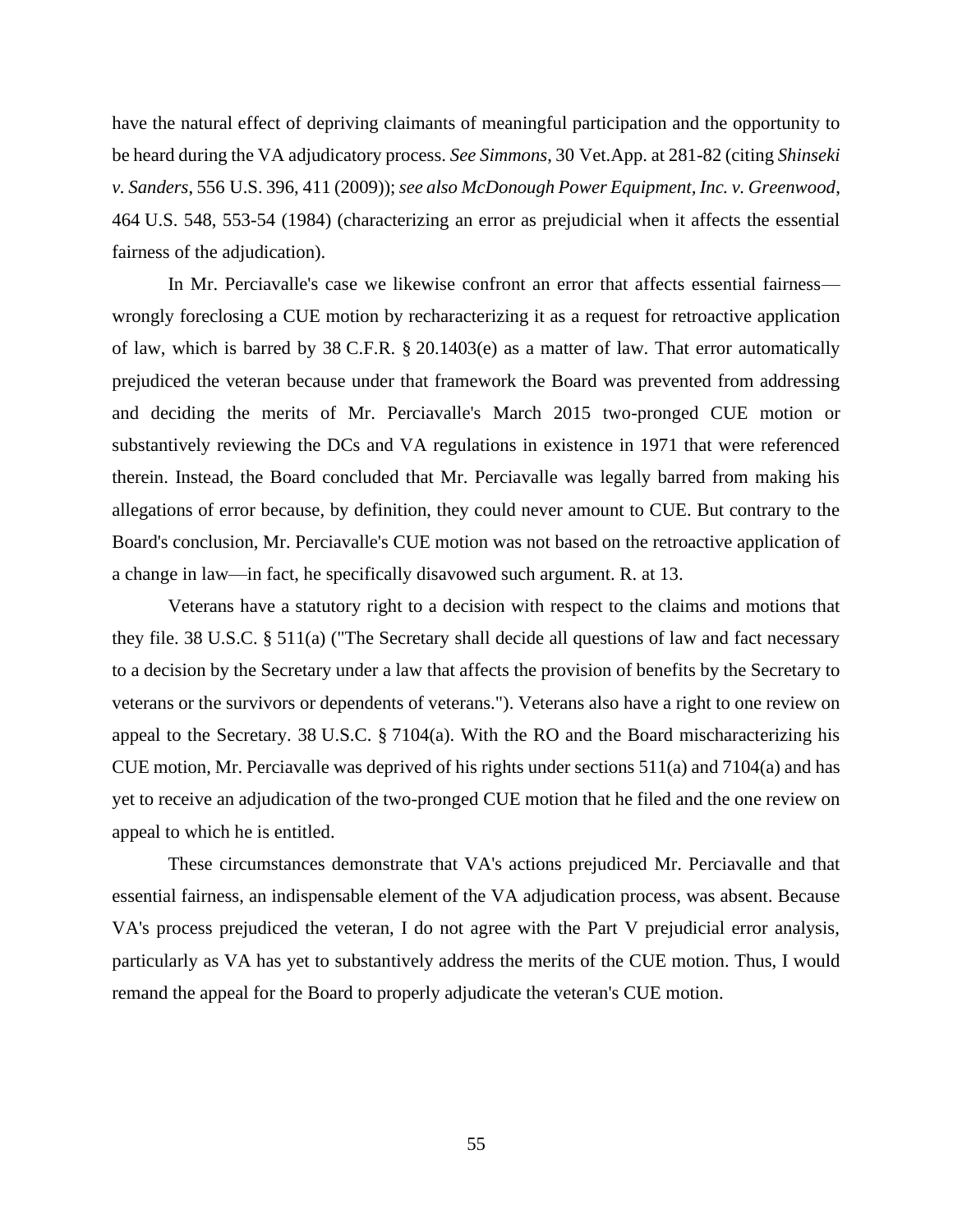have the natural effect of depriving claimants of meaningful participation and the opportunity to be heard during the VA adjudicatory process. *See Simmons*, 30 Vet.App. at 281-82 (citing *Shinseki v. Sanders*, 556 U.S. 396, 411 (2009)); *see also McDonough Power Equipment, Inc. v. Greenwood*, 464 U.S. 548, 553-54 (1984) (characterizing an error as prejudicial when it affects the essential fairness of the adjudication).

In Mr. Perciavalle's case we likewise confront an error that affects essential fairness—wrongly foreclosing a CUE motion by recharacterizing it as a request for retroactive application of law, which is barred by 38 C.F.R. § 20.1403(e) as a matter of law. That error automatically prejudiced the veteran because under that framework the Board was prevented from addressing and deciding the merits of Mr. Perciavalle's March 2015 two-pronged CUE motion or substantively reviewing the DCs and VA regulations in existence in 1971 that were referenced therein. Instead, the Board concluded that Mr. Perciavalle was legally barred from making his allegations of error because, by definition, they could never amount to CUE. But contrary to the Board's conclusion, Mr. Perciavalle's CUE motion was not based on the retroactive application of a change in law—in fact, he specifically disavowed such argument. R. at 13.

Veterans have a statutory right to a decision with respect to the claims and motions that they file. 38 U.S.C. § 511(a) ("The Secretary shall decide all questions of law and fact necessary to a decision by the Secretary under a law that affects the provision of benefits by the Secretary to veterans or the survivors or dependents of veterans."). Veterans also have a right to one review on appeal to the Secretary. 38 U.S.C. § 7104(a). With the RO and the Board mischaracterizing his CUE motion, Mr. Perciavalle was deprived of his rights under sections 511(a) and 7104(a) and has yet to receive an adjudication of the two-pronged CUE motion that he filed and the one review on appeal to which he is entitled.

These circumstances demonstrate that VA's actions prejudiced Mr. Perciavalle and that essential fairness, an indispensable element of the VA adjudication process, was absent. Because VA's process prejudiced the veteran, I do not agree with the Part V prejudicial error analysis, particularly as VA has yet to substantively address the merits of the CUE motion. Thus, I would remand the appeal for the Board to properly adjudicate the veteran's CUE motion.